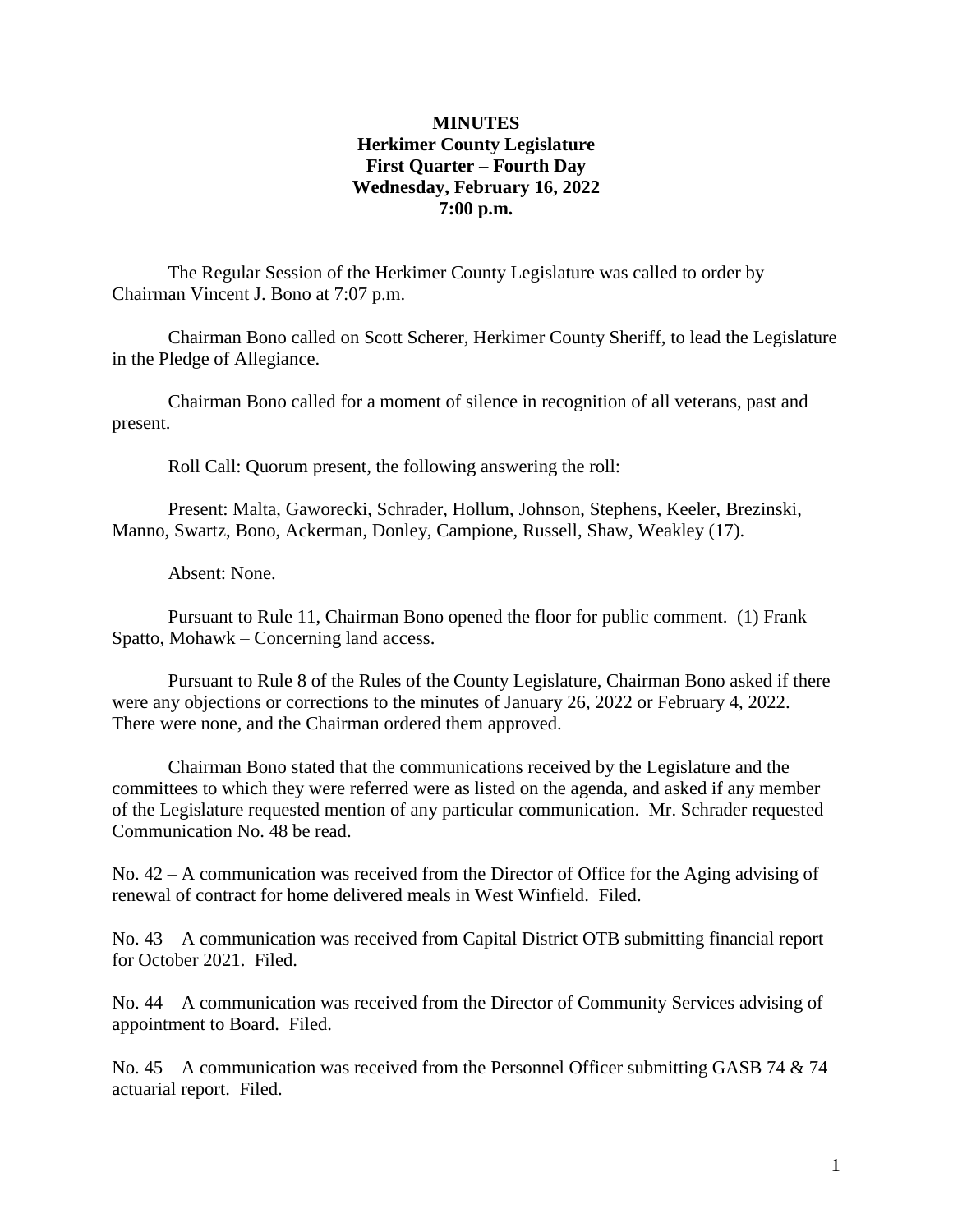**MINUTES**
**Herkimer County Legislature**
**First Quarter – Fourth Day**
**Wednesday, February 16, 2022**
**7:00 p.m.**

The Regular Session of the Herkimer County Legislature was called to order by Chairman Vincent J. Bono at 7:07 p.m.

Chairman Bono called on Scott Scherer, Herkimer County Sheriff, to lead the Legislature in the Pledge of Allegiance.

Chairman Bono called for a moment of silence in recognition of all veterans, past and present.

Roll Call: Quorum present, the following answering the roll:

Present: Malta, Gaworecki, Schrader, Hollum, Johnson, Stephens, Keeler, Brezinski, Manno, Swartz, Bono, Ackerman, Donley, Campione, Russell, Shaw, Weakley (17).

Absent: None.

Pursuant to Rule 11, Chairman Bono opened the floor for public comment. (1) Frank Spatto, Mohawk – Concerning land access.

Pursuant to Rule 8 of the Rules of the County Legislature, Chairman Bono asked if there were any objections or corrections to the minutes of January 26, 2022 or February 4, 2022. There were none, and the Chairman ordered them approved.

Chairman Bono stated that the communications received by the Legislature and the committees to which they were referred were as listed on the agenda, and asked if any member of the Legislature requested mention of any particular communication. Mr. Schrader requested Communication No. 48 be read.

No. 42 – A communication was received from the Director of Office for the Aging advising of renewal of contract for home delivered meals in West Winfield. Filed.

No. 43 – A communication was received from Capital District OTB submitting financial report for October 2021. Filed.

No. 44 – A communication was received from the Director of Community Services advising of appointment to Board. Filed.

No. 45 – A communication was received from the Personnel Officer submitting GASB 74 & 74 actuarial report. Filed.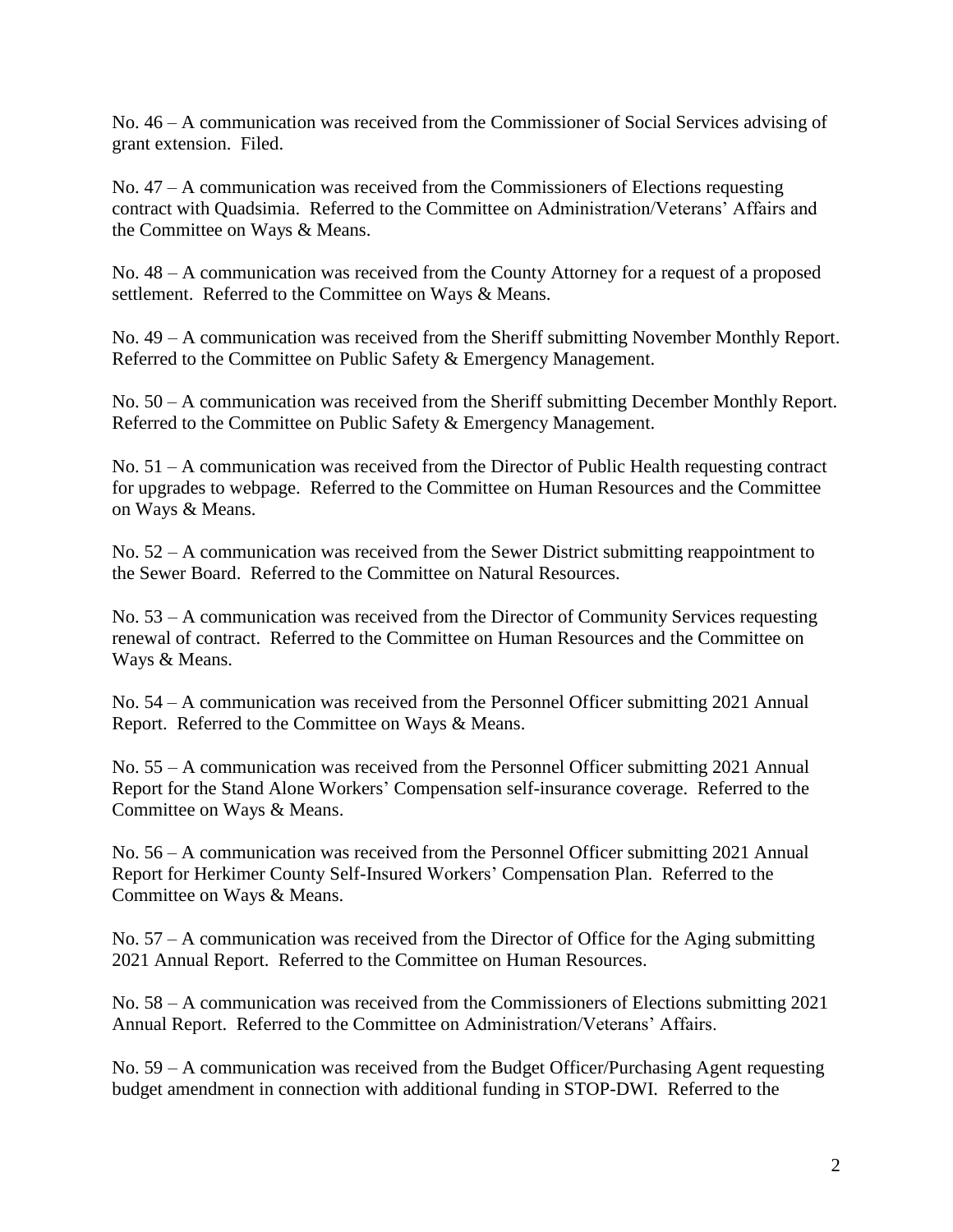No. 46 – A communication was received from the Commissioner of Social Services advising of grant extension. Filed.

No. 47 – A communication was received from the Commissioners of Elections requesting contract with Quadsimia. Referred to the Committee on Administration/Veterans' Affairs and the Committee on Ways & Means.

No. 48 – A communication was received from the County Attorney for a request of a proposed settlement. Referred to the Committee on Ways & Means.

No. 49 – A communication was received from the Sheriff submitting November Monthly Report. Referred to the Committee on Public Safety & Emergency Management.

No. 50 – A communication was received from the Sheriff submitting December Monthly Report. Referred to the Committee on Public Safety & Emergency Management.

No. 51 – A communication was received from the Director of Public Health requesting contract for upgrades to webpage. Referred to the Committee on Human Resources and the Committee on Ways & Means.

No. 52 – A communication was received from the Sewer District submitting reappointment to the Sewer Board. Referred to the Committee on Natural Resources.

No. 53 – A communication was received from the Director of Community Services requesting renewal of contract. Referred to the Committee on Human Resources and the Committee on Ways & Means.

No. 54 – A communication was received from the Personnel Officer submitting 2021 Annual Report. Referred to the Committee on Ways & Means.

No. 55 – A communication was received from the Personnel Officer submitting 2021 Annual Report for the Stand Alone Workers' Compensation self-insurance coverage. Referred to the Committee on Ways & Means.

No. 56 – A communication was received from the Personnel Officer submitting 2021 Annual Report for Herkimer County Self-Insured Workers' Compensation Plan. Referred to the Committee on Ways & Means.

No. 57 – A communication was received from the Director of Office for the Aging submitting 2021 Annual Report. Referred to the Committee on Human Resources.

No. 58 – A communication was received from the Commissioners of Elections submitting 2021 Annual Report. Referred to the Committee on Administration/Veterans' Affairs.

No. 59 – A communication was received from the Budget Officer/Purchasing Agent requesting budget amendment in connection with additional funding in STOP-DWI. Referred to the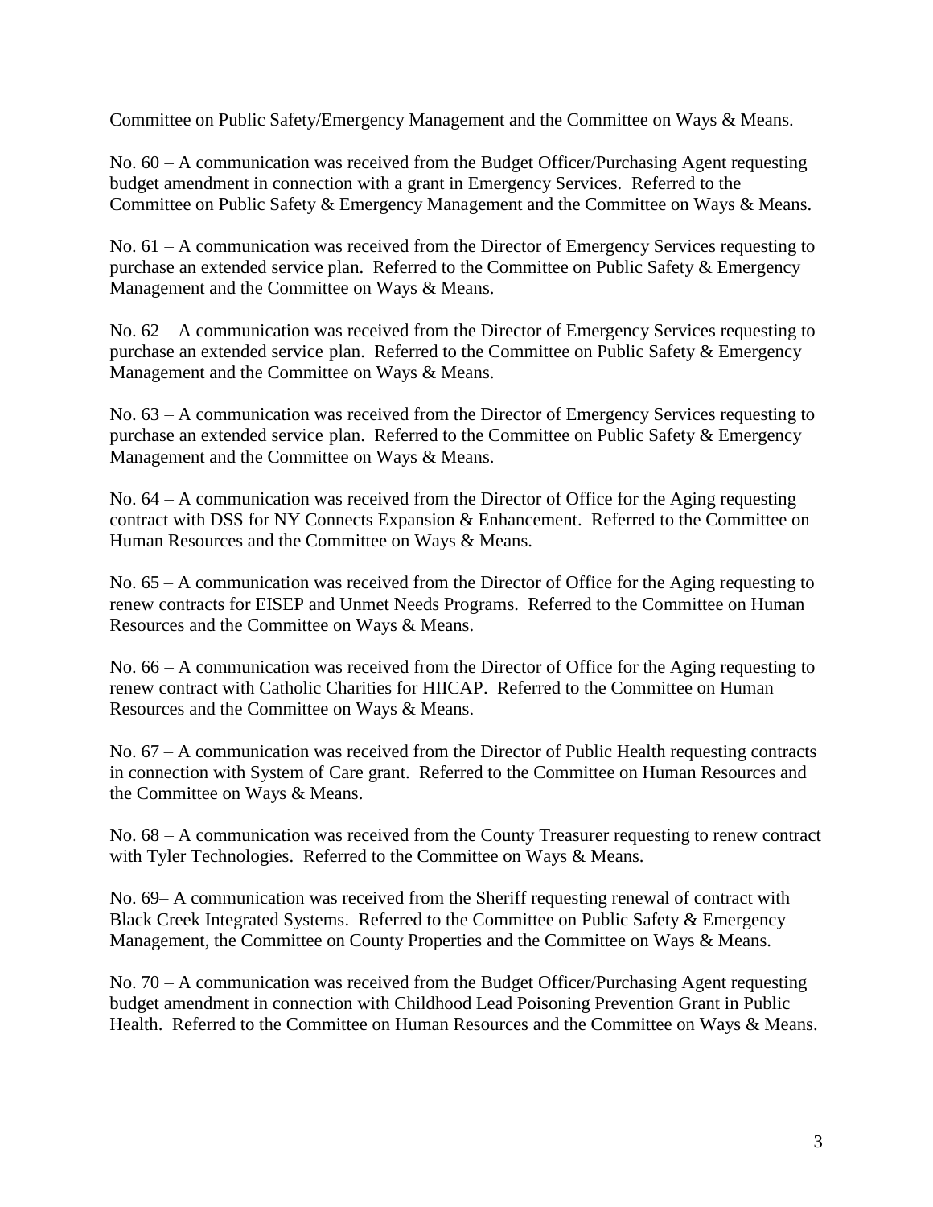Committee on Public Safety/Emergency Management and the Committee on Ways & Means.

No. 60 – A communication was received from the Budget Officer/Purchasing Agent requesting budget amendment in connection with a grant in Emergency Services. Referred to the Committee on Public Safety & Emergency Management and the Committee on Ways & Means.

No. 61 – A communication was received from the Director of Emergency Services requesting to purchase an extended service plan. Referred to the Committee on Public Safety & Emergency Management and the Committee on Ways & Means.

No. 62 – A communication was received from the Director of Emergency Services requesting to purchase an extended service plan. Referred to the Committee on Public Safety & Emergency Management and the Committee on Ways & Means.

No. 63 – A communication was received from the Director of Emergency Services requesting to purchase an extended service plan. Referred to the Committee on Public Safety & Emergency Management and the Committee on Ways & Means.

No. 64 – A communication was received from the Director of Office for the Aging requesting contract with DSS for NY Connects Expansion & Enhancement. Referred to the Committee on Human Resources and the Committee on Ways & Means.

No. 65 – A communication was received from the Director of Office for the Aging requesting to renew contracts for EISEP and Unmet Needs Programs. Referred to the Committee on Human Resources and the Committee on Ways & Means.

No. 66 – A communication was received from the Director of Office for the Aging requesting to renew contract with Catholic Charities for HIICAP. Referred to the Committee on Human Resources and the Committee on Ways & Means.

No. 67 – A communication was received from the Director of Public Health requesting contracts in connection with System of Care grant. Referred to the Committee on Human Resources and the Committee on Ways & Means.

No. 68 – A communication was received from the County Treasurer requesting to renew contract with Tyler Technologies. Referred to the Committee on Ways & Means.

No. 69– A communication was received from the Sheriff requesting renewal of contract with Black Creek Integrated Systems. Referred to the Committee on Public Safety & Emergency Management, the Committee on County Properties and the Committee on Ways & Means.

No. 70 – A communication was received from the Budget Officer/Purchasing Agent requesting budget amendment in connection with Childhood Lead Poisoning Prevention Grant in Public Health. Referred to the Committee on Human Resources and the Committee on Ways & Means.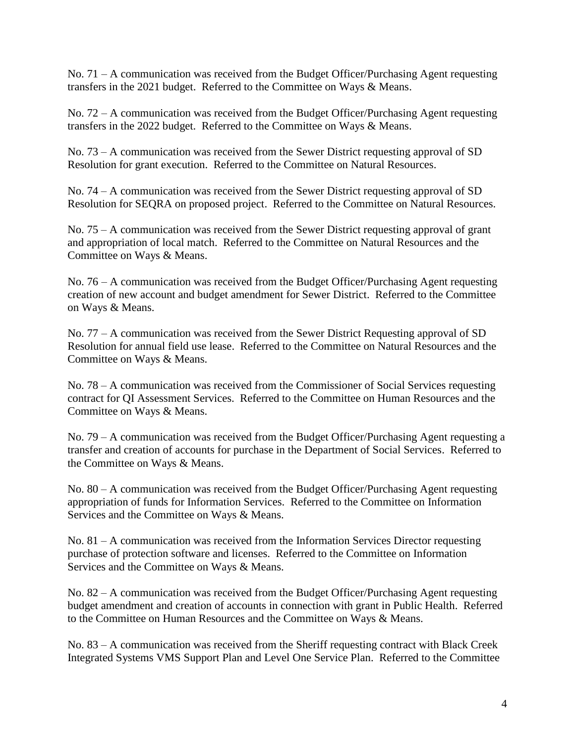No. 71 – A communication was received from the Budget Officer/Purchasing Agent requesting transfers in the 2021 budget. Referred to the Committee on Ways & Means.

No. 72 – A communication was received from the Budget Officer/Purchasing Agent requesting transfers in the 2022 budget. Referred to the Committee on Ways & Means.

No. 73 – A communication was received from the Sewer District requesting approval of SD Resolution for grant execution. Referred to the Committee on Natural Resources.

No. 74 – A communication was received from the Sewer District requesting approval of SD Resolution for SEQRA on proposed project. Referred to the Committee on Natural Resources.

No. 75 – A communication was received from the Sewer District requesting approval of grant and appropriation of local match. Referred to the Committee on Natural Resources and the Committee on Ways & Means.

No. 76 – A communication was received from the Budget Officer/Purchasing Agent requesting creation of new account and budget amendment for Sewer District. Referred to the Committee on Ways & Means.

No. 77 – A communication was received from the Sewer District Requesting approval of SD Resolution for annual field use lease. Referred to the Committee on Natural Resources and the Committee on Ways & Means.

No. 78 – A communication was received from the Commissioner of Social Services requesting contract for QI Assessment Services. Referred to the Committee on Human Resources and the Committee on Ways & Means.

No. 79 – A communication was received from the Budget Officer/Purchasing Agent requesting a transfer and creation of accounts for purchase in the Department of Social Services. Referred to the Committee on Ways & Means.

No. 80 – A communication was received from the Budget Officer/Purchasing Agent requesting appropriation of funds for Information Services. Referred to the Committee on Information Services and the Committee on Ways & Means.

No. 81 – A communication was received from the Information Services Director requesting purchase of protection software and licenses. Referred to the Committee on Information Services and the Committee on Ways & Means.

No. 82 – A communication was received from the Budget Officer/Purchasing Agent requesting budget amendment and creation of accounts in connection with grant in Public Health. Referred to the Committee on Human Resources and the Committee on Ways & Means.

No. 83 – A communication was received from the Sheriff requesting contract with Black Creek Integrated Systems VMS Support Plan and Level One Service Plan. Referred to the Committee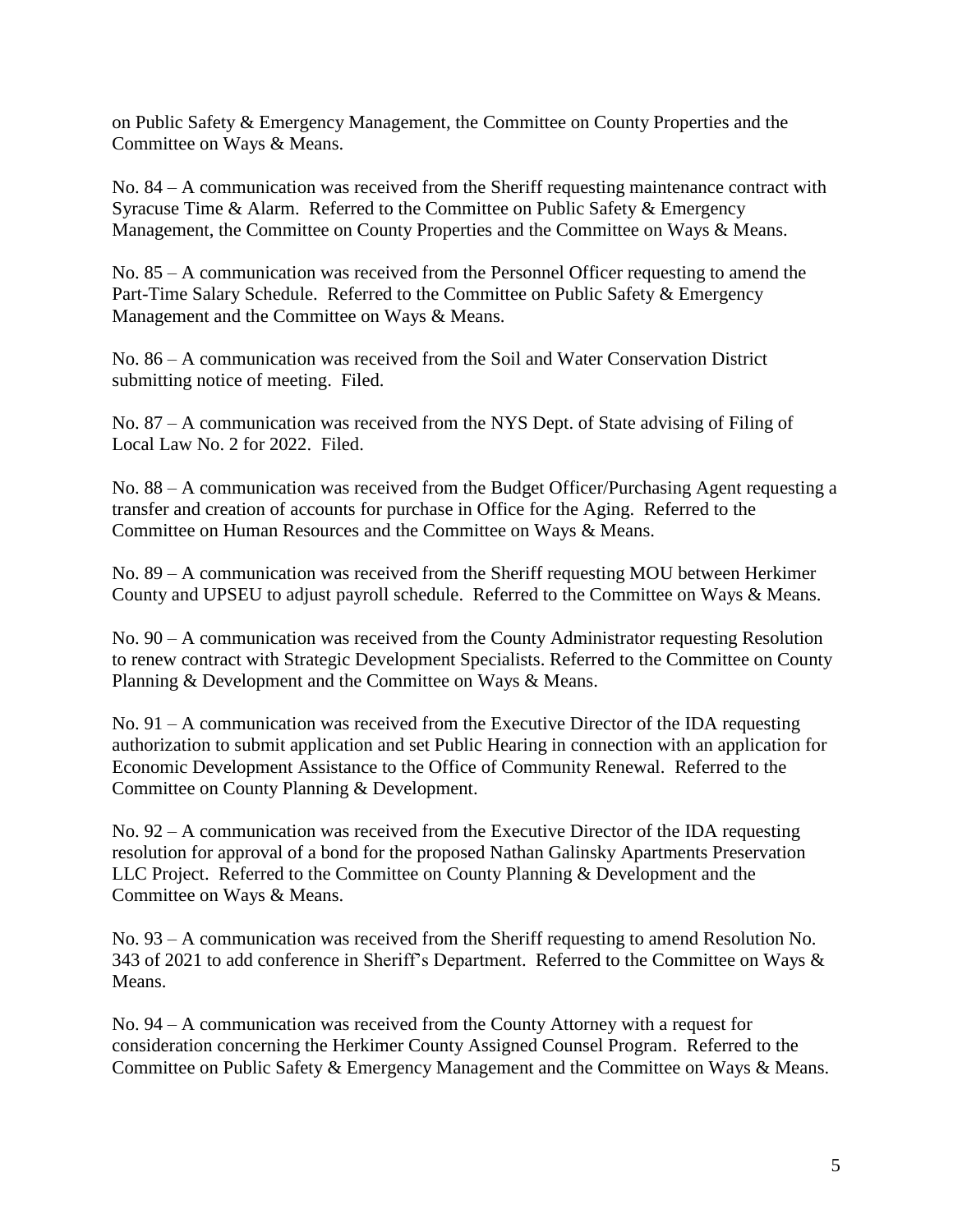on Public Safety & Emergency Management, the Committee on County Properties and the Committee on Ways & Means.

No. 84 – A communication was received from the Sheriff requesting maintenance contract with Syracuse Time & Alarm. Referred to the Committee on Public Safety & Emergency Management, the Committee on County Properties and the Committee on Ways & Means.

No. 85 – A communication was received from the Personnel Officer requesting to amend the Part-Time Salary Schedule. Referred to the Committee on Public Safety & Emergency Management and the Committee on Ways & Means.

No. 86 – A communication was received from the Soil and Water Conservation District submitting notice of meeting. Filed.

No. 87 – A communication was received from the NYS Dept. of State advising of Filing of Local Law No. 2 for 2022. Filed.

No. 88 – A communication was received from the Budget Officer/Purchasing Agent requesting a transfer and creation of accounts for purchase in Office for the Aging. Referred to the Committee on Human Resources and the Committee on Ways & Means.

No. 89 – A communication was received from the Sheriff requesting MOU between Herkimer County and UPSEU to adjust payroll schedule. Referred to the Committee on Ways & Means.

No. 90 – A communication was received from the County Administrator requesting Resolution to renew contract with Strategic Development Specialists. Referred to the Committee on County Planning & Development and the Committee on Ways & Means.

No. 91 – A communication was received from the Executive Director of the IDA requesting authorization to submit application and set Public Hearing in connection with an application for Economic Development Assistance to the Office of Community Renewal. Referred to the Committee on County Planning & Development.

No. 92 – A communication was received from the Executive Director of the IDA requesting resolution for approval of a bond for the proposed Nathan Galinsky Apartments Preservation LLC Project. Referred to the Committee on County Planning & Development and the Committee on Ways & Means.

No. 93 – A communication was received from the Sheriff requesting to amend Resolution No. 343 of 2021 to add conference in Sheriff's Department. Referred to the Committee on Ways & Means.

No. 94 – A communication was received from the County Attorney with a request for consideration concerning the Herkimer County Assigned Counsel Program. Referred to the Committee on Public Safety & Emergency Management and the Committee on Ways & Means.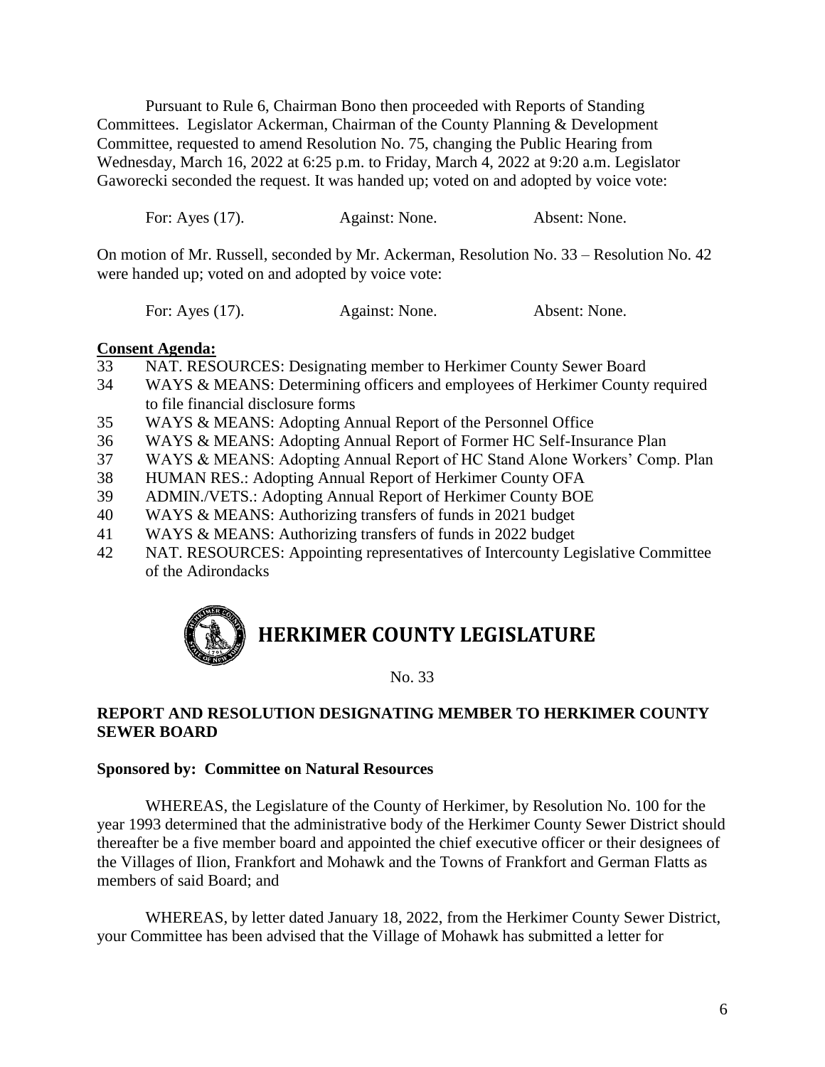Pursuant to Rule 6, Chairman Bono then proceeded with Reports of Standing Committees. Legislator Ackerman, Chairman of the County Planning & Development Committee, requested to amend Resolution No. 75, changing the Public Hearing from Wednesday, March 16, 2022 at 6:25 p.m. to Friday, March 4, 2022 at 9:20 a.m. Legislator Gaworecki seconded the request. It was handed up; voted on and adopted by voice vote:

For: Ayes (17). Against: None. Absent: None.

On motion of Mr. Russell, seconded by Mr. Ackerman, Resolution No. 33 – Resolution No. 42 were handed up; voted on and adopted by voice vote:

For: Ayes (17). Against: None. Absent: None.

**Consent Agenda:**

33 NAT. RESOURCES: Designating member to Herkimer County Sewer Board
34 WAYS & MEANS: Determining officers and employees of Herkimer County required to file financial disclosure forms
35 WAYS & MEANS: Adopting Annual Report of the Personnel Office
36 WAYS & MEANS: Adopting Annual Report of Former HC Self-Insurance Plan
37 WAYS & MEANS: Adopting Annual Report of HC Stand Alone Workers' Comp. Plan
38 HUMAN RES.: Adopting Annual Report of Herkimer County OFA
39 ADMIN./VETS.: Adopting Annual Report of Herkimer County BOE
40 WAYS & MEANS: Authorizing transfers of funds in 2021 budget
41 WAYS & MEANS: Authorizing transfers of funds in 2022 budget
42 NAT. RESOURCES: Appointing representatives of Intercounty Legislative Committee of the Adirondacks

# HERKIMER COUNTY LEGISLATURE

No. 33

## REPORT AND RESOLUTION DESIGNATING MEMBER TO HERKIMER COUNTY SEWER BOARD

**Sponsored by: Committee on Natural Resources**

WHEREAS, the Legislature of the County of Herkimer, by Resolution No. 100 for the year 1993 determined that the administrative body of the Herkimer County Sewer District should thereafter be a five member board and appointed the chief executive officer or their designees of the Villages of Ilion, Frankfort and Mohawk and the Towns of Frankfort and German Flatts as members of said Board; and

WHEREAS, by letter dated January 18, 2022, from the Herkimer County Sewer District, your Committee has been advised that the Village of Mohawk has submitted a letter for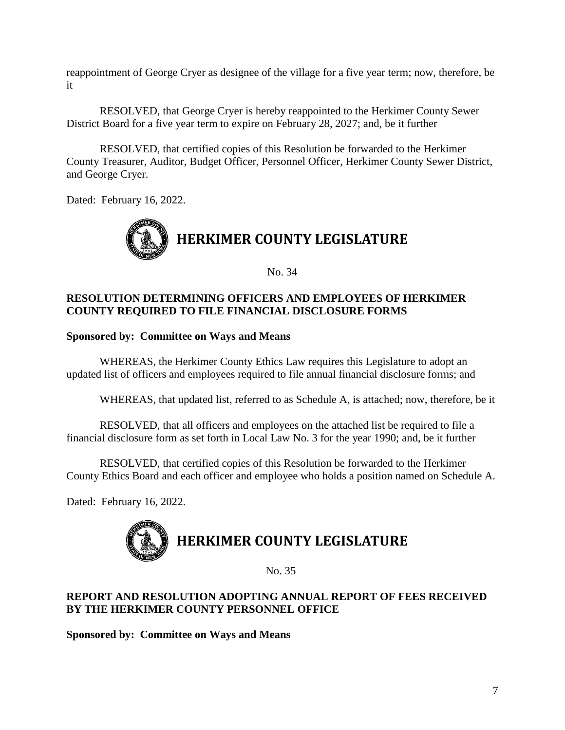reappointment of George Cryer as designee of the village for a five year term; now, therefore, be it

RESOLVED, that George Cryer is hereby reappointed to the Herkimer County Sewer District Board for a five year term to expire on February 28, 2027; and, be it further

RESOLVED, that certified copies of this Resolution be forwarded to the Herkimer County Treasurer, Auditor, Budget Officer, Personnel Officer, Herkimer County Sewer District, and George Cryer.

Dated: February 16, 2022.

# HERKIMER COUNTY LEGISLATURE

No. 34

**RESOLUTION DETERMINING OFFICERS AND EMPLOYEES OF HERKIMER COUNTY REQUIRED TO FILE FINANCIAL DISCLOSURE FORMS**

**Sponsored by: Committee on Ways and Means**

WHEREAS, the Herkimer County Ethics Law requires this Legislature to adopt an updated list of officers and employees required to file annual financial disclosure forms; and

WHEREAS, that updated list, referred to as Schedule A, is attached; now, therefore, be it

RESOLVED, that all officers and employees on the attached list be required to file a financial disclosure form as set forth in Local Law No. 3 for the year 1990; and, be it further

RESOLVED, that certified copies of this Resolution be forwarded to the Herkimer County Ethics Board and each officer and employee who holds a position named on Schedule A.

Dated: February 16, 2022.

# HERKIMER COUNTY LEGISLATURE

No. 35

**REPORT AND RESOLUTION ADOPTING ANNUAL REPORT OF FEES RECEIVED BY THE HERKIMER COUNTY PERSONNEL OFFICE**

**Sponsored by: Committee on Ways and Means**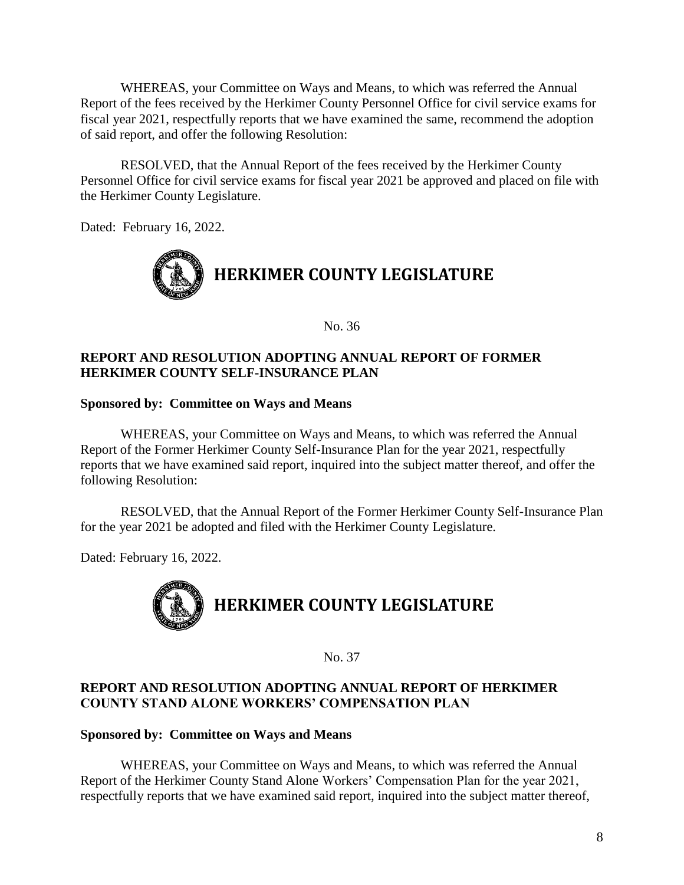WHEREAS, your Committee on Ways and Means, to which was referred the Annual Report of the fees received by the Herkimer County Personnel Office for civil service exams for fiscal year 2021, respectfully reports that we have examined the same, recommend the adoption of said report, and offer the following Resolution:

RESOLVED, that the Annual Report of the fees received by the Herkimer County Personnel Office for civil service exams for fiscal year 2021 be approved and placed on file with the Herkimer County Legislature.

Dated: February 16, 2022.

# HERKIMER COUNTY LEGISLATURE

No. 36

**REPORT AND RESOLUTION ADOPTING ANNUAL REPORT OF FORMER HERKIMER COUNTY SELF-INSURANCE PLAN**

**Sponsored by: Committee on Ways and Means**

WHEREAS, your Committee on Ways and Means, to which was referred the Annual Report of the Former Herkimer County Self-Insurance Plan for the year 2021, respectfully reports that we have examined said report, inquired into the subject matter thereof, and offer the following Resolution:

RESOLVED, that the Annual Report of the Former Herkimer County Self-Insurance Plan for the year 2021 be adopted and filed with the Herkimer County Legislature.

Dated: February 16, 2022.

# HERKIMER COUNTY LEGISLATURE

No. 37

**REPORT AND RESOLUTION ADOPTING ANNUAL REPORT OF HERKIMER COUNTY STAND ALONE WORKERS' COMPENSATION PLAN**

**Sponsored by: Committee on Ways and Means**

WHEREAS, your Committee on Ways and Means, to which was referred the Annual Report of the Herkimer County Stand Alone Workers' Compensation Plan for the year 2021, respectfully reports that we have examined said report, inquired into the subject matter thereof,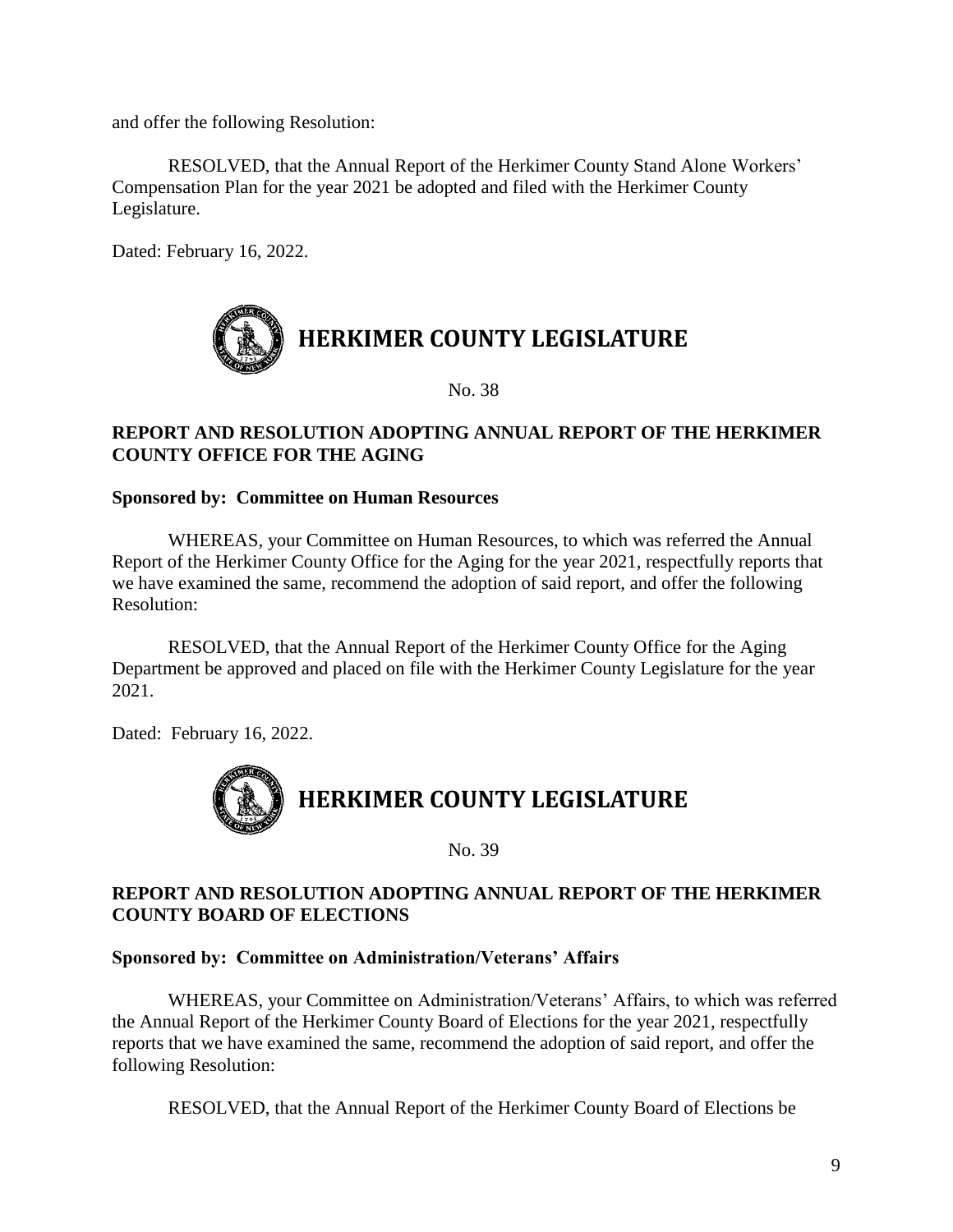and offer the following Resolution:

RESOLVED, that the Annual Report of the Herkimer County Stand Alone Workers' Compensation Plan for the year 2021 be adopted and filed with the Herkimer County Legislature.

Dated: February 16, 2022.

# HERKIMER COUNTY LEGISLATURE

No. 38

**REPORT AND RESOLUTION ADOPTING ANNUAL REPORT OF THE HERKIMER COUNTY OFFICE FOR THE AGING**

**Sponsored by: Committee on Human Resources**

WHEREAS, your Committee on Human Resources, to which was referred the Annual Report of the Herkimer County Office for the Aging for the year 2021, respectfully reports that we have examined the same, recommend the adoption of said report, and offer the following Resolution:

RESOLVED, that the Annual Report of the Herkimer County Office for the Aging Department be approved and placed on file with the Herkimer County Legislature for the year 2021.

Dated: February 16, 2022.

# HERKIMER COUNTY LEGISLATURE

No. 39

**REPORT AND RESOLUTION ADOPTING ANNUAL REPORT OF THE HERKIMER COUNTY BOARD OF ELECTIONS**

**Sponsored by: Committee on Administration/Veterans' Affairs**

WHEREAS, your Committee on Administration/Veterans' Affairs, to which was referred the Annual Report of the Herkimer County Board of Elections for the year 2021, respectfully reports that we have examined the same, recommend the adoption of said report, and offer the following Resolution:

RESOLVED, that the Annual Report of the Herkimer County Board of Elections be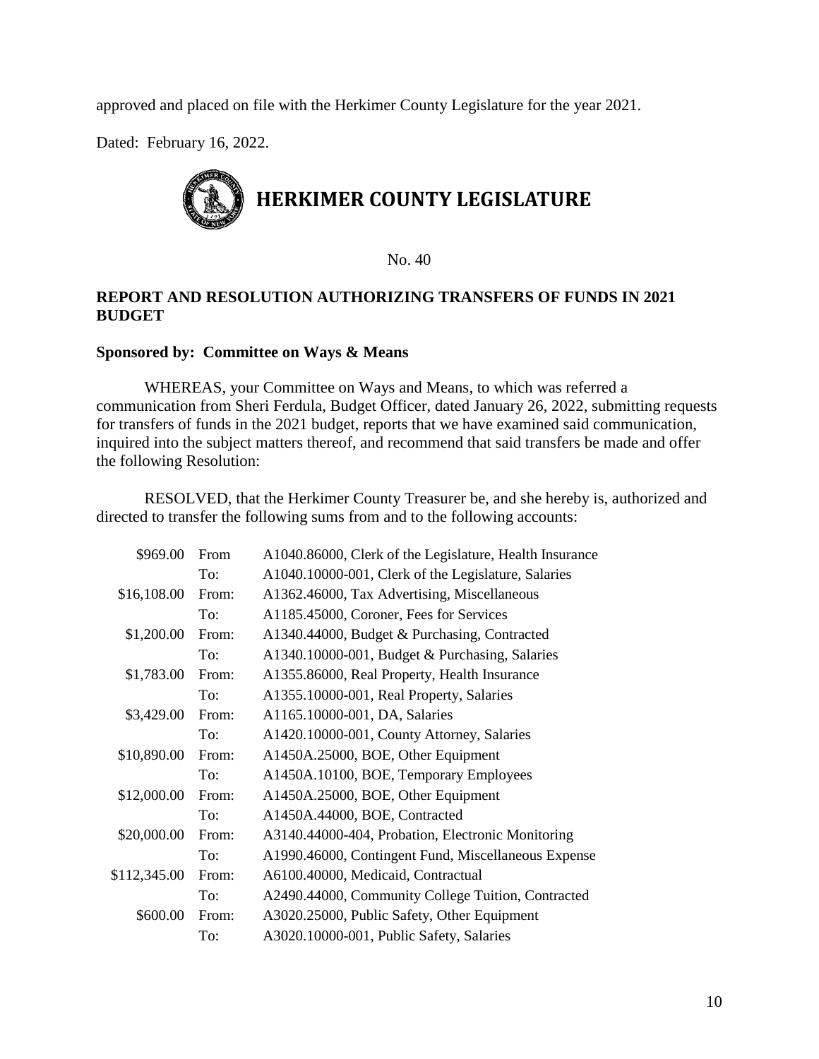approved and placed on file with the Herkimer County Legislature for the year 2021.

Dated: February 16, 2022.

# HERKIMER COUNTY LEGISLATURE

No. 40

**REPORT AND RESOLUTION AUTHORIZING TRANSFERS OF FUNDS IN 2021 BUDGET**

**Sponsored by: Committee on Ways & Means**

WHEREAS, your Committee on Ways and Means, to which was referred a communication from Sheri Ferdula, Budget Officer, dated January 26, 2022, submitting requests for transfers of funds in the 2021 budget, reports that we have examined said communication, inquired into the subject matters thereof, and recommend that said transfers be made and offer the following Resolution:

RESOLVED, that the Herkimer County Treasurer be, and she hereby is, authorized and directed to transfer the following sums from and to the following accounts:

| | | |
|---|---|---|
| $969.00 | From | A1040.86000, Clerk of the Legislature, Health Insurance |
| | To: | A1040.10000-001, Clerk of the Legislature, Salaries |
| $16,108.00 | From: | A1362.46000, Tax Advertising, Miscellaneous |
| | To: | A1185.45000, Coroner, Fees for Services |
| $1,200.00 | From: | A1340.44000, Budget & Purchasing, Contracted |
| | To: | A1340.10000-001, Budget & Purchasing, Salaries |
| $1,783.00 | From: | A1355.86000, Real Property, Health Insurance |
| | To: | A1355.10000-001, Real Property, Salaries |
| $3,429.00 | From: | A1165.10000-001, DA, Salaries |
| | To: | A1420.10000-001, County Attorney, Salaries |
| $10,890.00 | From: | A1450A.25000, BOE, Other Equipment |
| | To: | A1450A.10100, BOE, Temporary Employees |
| $12,000.00 | From: | A1450A.25000, BOE, Other Equipment |
| | To: | A1450A.44000, BOE, Contracted |
| $20,000.00 | From: | A3140.44000-404, Probation, Electronic Monitoring |
| | To: | A1990.46000, Contingent Fund, Miscellaneous Expense |
| $112,345.00 | From: | A6100.40000, Medicaid, Contractual |
| | To: | A2490.44000, Community College Tuition, Contracted |
| $600.00 | From: | A3020.25000, Public Safety, Other Equipment |
| | To: | A3020.10000-001, Public Safety, Salaries |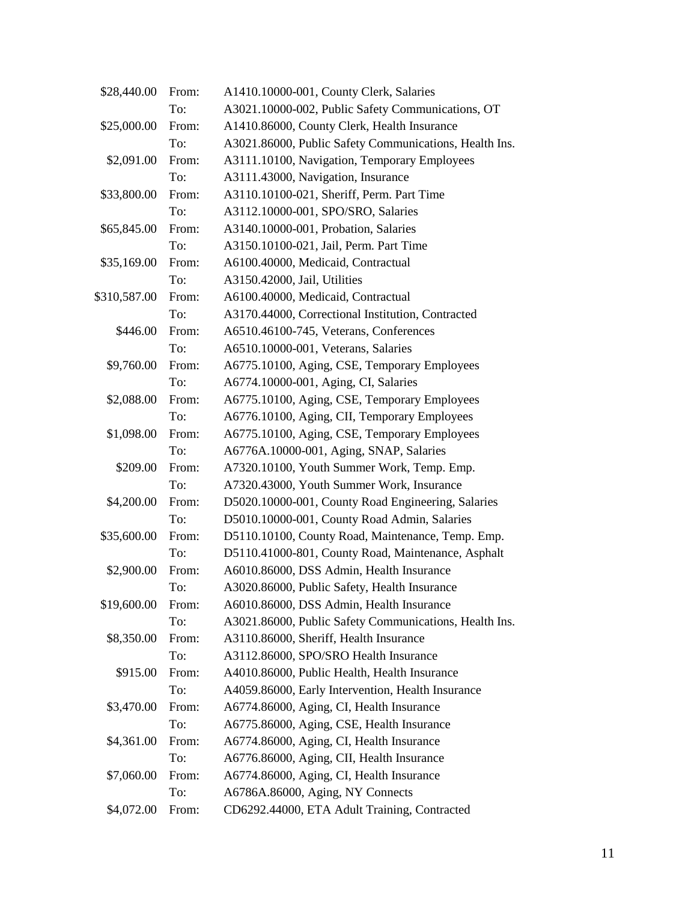| | | |
|---|---|---|
| $28,440.00 | From: | A1410.10000-001, County Clerk, Salaries |
| | To: | A3021.10000-002, Public Safety Communications, OT |
| $25,000.00 | From: | A1410.86000, County Clerk, Health Insurance |
| | To: | A3021.86000, Public Safety Communications, Health Ins. |
| $2,091.00 | From: | A3111.10100, Navigation, Temporary Employees |
| | To: | A3111.43000, Navigation, Insurance |
| $33,800.00 | From: | A3110.10100-021, Sheriff, Perm. Part Time |
| | To: | A3112.10000-001, SPO/SRO, Salaries |
| $65,845.00 | From: | A3140.10000-001, Probation, Salaries |
| | To: | A3150.10100-021, Jail, Perm. Part Time |
| $35,169.00 | From: | A6100.40000, Medicaid, Contractual |
| | To: | A3150.42000, Jail, Utilities |
| $310,587.00 | From: | A6100.40000, Medicaid, Contractual |
| | To: | A3170.44000, Correctional Institution, Contracted |
| $446.00 | From: | A6510.46100-745, Veterans, Conferences |
| | To: | A6510.10000-001, Veterans, Salaries |
| $9,760.00 | From: | A6775.10100, Aging, CSE, Temporary Employees |
| | To: | A6774.10000-001, Aging, CI, Salaries |
| $2,088.00 | From: | A6775.10100, Aging, CSE, Temporary Employees |
| | To: | A6776.10100, Aging, CII, Temporary Employees |
| $1,098.00 | From: | A6775.10100, Aging, CSE, Temporary Employees |
| | To: | A6776A.10000-001, Aging, SNAP, Salaries |
| $209.00 | From: | A7320.10100, Youth Summer Work, Temp. Emp. |
| | To: | A7320.43000, Youth Summer Work, Insurance |
| $4,200.00 | From: | D5020.10000-001, County Road Engineering, Salaries |
| | To: | D5010.10000-001, County Road Admin, Salaries |
| $35,600.00 | From: | D5110.10100, County Road, Maintenance, Temp. Emp. |
| | To: | D5110.41000-801, County Road, Maintenance, Asphalt |
| $2,900.00 | From: | A6010.86000, DSS Admin, Health Insurance |
| | To: | A3020.86000, Public Safety, Health Insurance |
| $19,600.00 | From: | A6010.86000, DSS Admin, Health Insurance |
| | To: | A3021.86000, Public Safety Communications, Health Ins. |
| $8,350.00 | From: | A3110.86000, Sheriff, Health Insurance |
| | To: | A3112.86000, SPO/SRO Health Insurance |
| $915.00 | From: | A4010.86000, Public Health, Health Insurance |
| | To: | A4059.86000, Early Intervention, Health Insurance |
| $3,470.00 | From: | A6774.86000, Aging, CI, Health Insurance |
| | To: | A6775.86000, Aging, CSE, Health Insurance |
| $4,361.00 | From: | A6774.86000, Aging, CI, Health Insurance |
| | To: | A6776.86000, Aging, CII, Health Insurance |
| $7,060.00 | From: | A6774.86000, Aging, CI, Health Insurance |
| | To: | A6786A.86000, Aging, NY Connects |
| $4,072.00 | From: | CD6292.44000, ETA Adult Training, Contracted |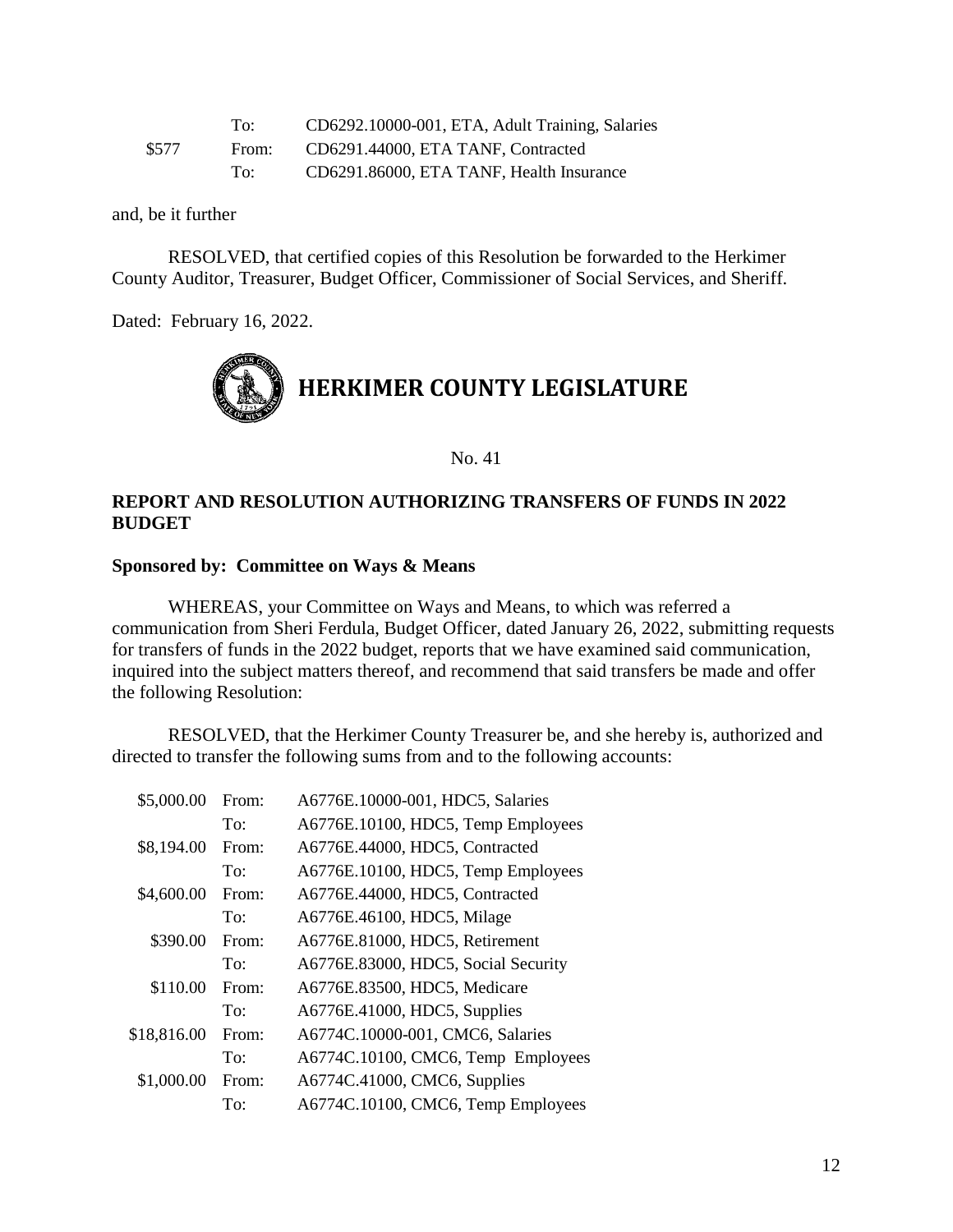| | | |
|---|---|---|
| | To: | CD6292.10000-001, ETA, Adult Training, Salaries |
| $577 | From: | CD6291.44000, ETA TANF, Contracted |
| | To: | CD6291.86000, ETA TANF, Health Insurance |

and, be it further

RESOLVED, that certified copies of this Resolution be forwarded to the Herkimer County Auditor, Treasurer, Budget Officer, Commissioner of Social Services, and Sheriff.

Dated: February 16, 2022.

# HERKIMER COUNTY LEGISLATURE

No. 41

**REPORT AND RESOLUTION AUTHORIZING TRANSFERS OF FUNDS IN 2022 BUDGET**

**Sponsored by: Committee on Ways & Means**

WHEREAS, your Committee on Ways and Means, to which was referred a communication from Sheri Ferdula, Budget Officer, dated January 26, 2022, submitting requests for transfers of funds in the 2022 budget, reports that we have examined said communication, inquired into the subject matters thereof, and recommend that said transfers be made and offer the following Resolution:

RESOLVED, that the Herkimer County Treasurer be, and she hereby is, authorized and directed to transfer the following sums from and to the following accounts:

| | | |
|---|---|---|
| $5,000.00 | From: | A6776E.10000-001, HDC5, Salaries |
| | To: | A6776E.10100, HDC5, Temp Employees |
| $8,194.00 | From: | A6776E.44000, HDC5, Contracted |
| | To: | A6776E.10100, HDC5, Temp Employees |
| $4,600.00 | From: | A6776E.44000, HDC5, Contracted |
| | To: | A6776E.46100, HDC5, Milage |
| $390.00 | From: | A6776E.81000, HDC5, Retirement |
| | To: | A6776E.83000, HDC5, Social Security |
| $110.00 | From: | A6776E.83500, HDC5, Medicare |
| | To: | A6776E.41000, HDC5, Supplies |
| $18,816.00 | From: | A6774C.10000-001, CMC6, Salaries |
| | To: | A6774C.10100, CMC6, Temp Employees |
| $1,000.00 | From: | A6774C.41000, CMC6, Supplies |
| | To: | A6774C.10100, CMC6, Temp Employees |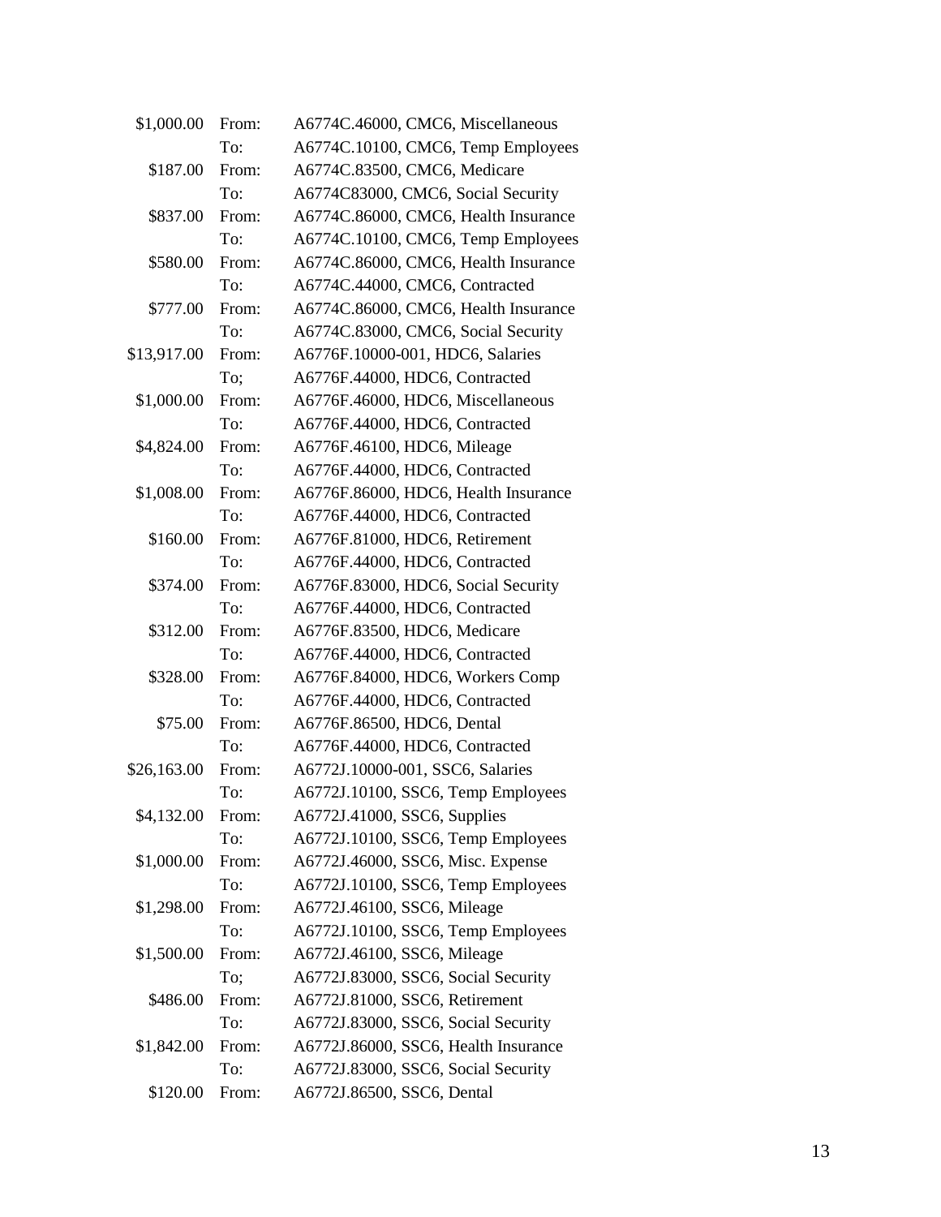| | | |
|---|---|---|
| $1,000.00 | From: | A6774C.46000, CMC6, Miscellaneous |
| | To: | A6774C.10100, CMC6, Temp Employees |
| $187.00 | From: | A6774C.83500, CMC6, Medicare |
| | To: | A6774C83000, CMC6, Social Security |
| $837.00 | From: | A6774C.86000, CMC6, Health Insurance |
| | To: | A6774C.10100, CMC6, Temp Employees |
| $580.00 | From: | A6774C.86000, CMC6, Health Insurance |
| | To: | A6774C.44000, CMC6, Contracted |
| $777.00 | From: | A6774C.86000, CMC6, Health Insurance |
| | To: | A6774C.83000, CMC6, Social Security |
| $13,917.00 | From: | A6776F.10000-001, HDC6, Salaries |
| | To; | A6776F.44000, HDC6, Contracted |
| $1,000.00 | From: | A6776F.46000, HDC6, Miscellaneous |
| | To: | A6776F.44000, HDC6, Contracted |
| $4,824.00 | From: | A6776F.46100, HDC6, Mileage |
| | To: | A6776F.44000, HDC6, Contracted |
| $1,008.00 | From: | A6776F.86000, HDC6, Health Insurance |
| | To: | A6776F.44000, HDC6, Contracted |
| $160.00 | From: | A6776F.81000, HDC6, Retirement |
| | To: | A6776F.44000, HDC6, Contracted |
| $374.00 | From: | A6776F.83000, HDC6, Social Security |
| | To: | A6776F.44000, HDC6, Contracted |
| $312.00 | From: | A6776F.83500, HDC6, Medicare |
| | To: | A6776F.44000, HDC6, Contracted |
| $328.00 | From: | A6776F.84000, HDC6, Workers Comp |
| | To: | A6776F.44000, HDC6, Contracted |
| $75.00 | From: | A6776F.86500, HDC6, Dental |
| | To: | A6776F.44000, HDC6, Contracted |
| $26,163.00 | From: | A6772J.10000-001, SSC6, Salaries |
| | To: | A6772J.10100, SSC6, Temp Employees |
| $4,132.00 | From: | A6772J.41000, SSC6, Supplies |
| | To: | A6772J.10100, SSC6, Temp Employees |
| $1,000.00 | From: | A6772J.46000, SSC6, Misc. Expense |
| | To: | A6772J.10100, SSC6, Temp Employees |
| $1,298.00 | From: | A6772J.46100, SSC6, Mileage |
| | To: | A6772J.10100, SSC6, Temp Employees |
| $1,500.00 | From: | A6772J.46100, SSC6, Mileage |
| | To; | A6772J.83000, SSC6, Social Security |
| $486.00 | From: | A6772J.81000, SSC6, Retirement |
| | To: | A6772J.83000, SSC6, Social Security |
| $1,842.00 | From: | A6772J.86000, SSC6, Health Insurance |
| | To: | A6772J.83000, SSC6, Social Security |
| $120.00 | From: | A6772J.86500, SSC6, Dental |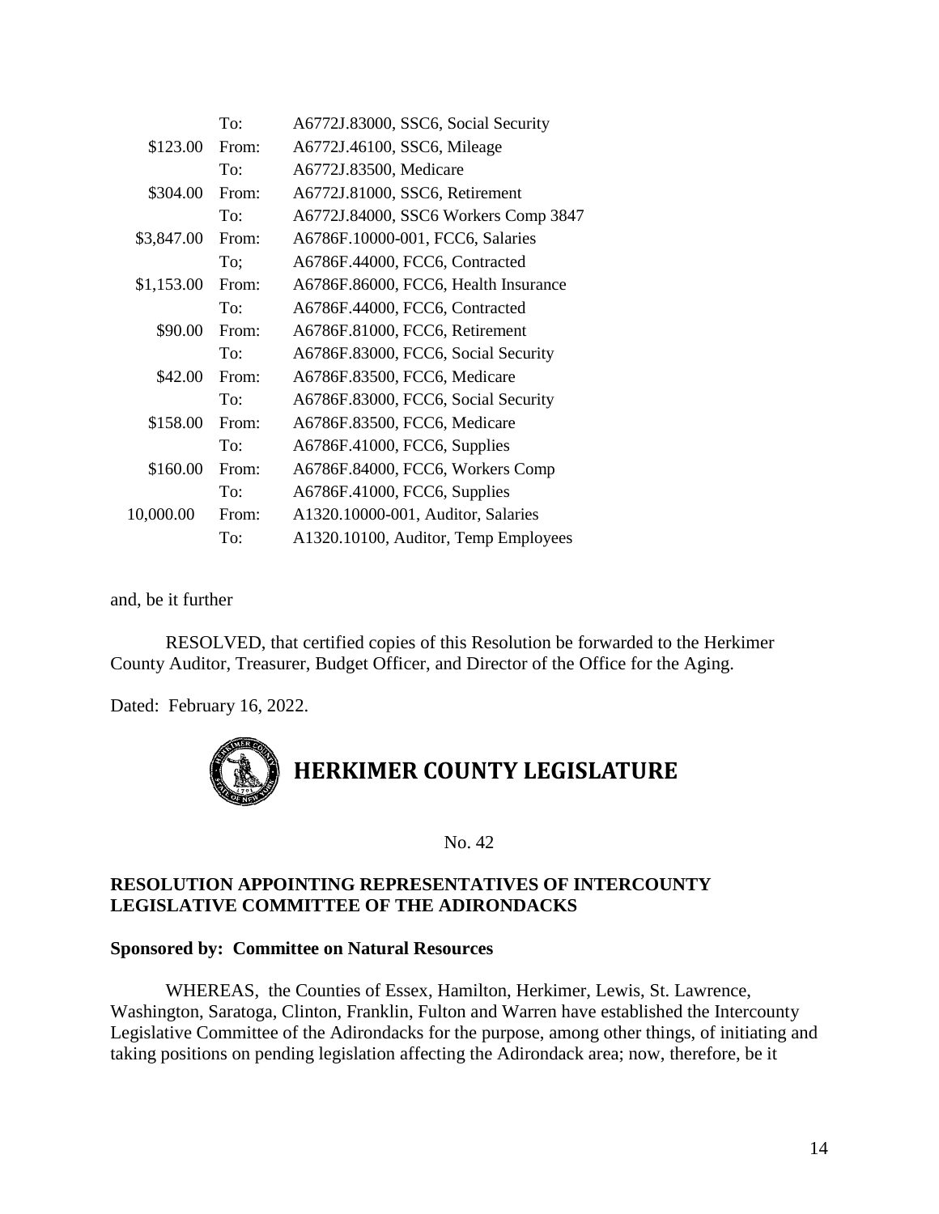| | | |
|---|---|---|
| | To: | A6772J.83000, SSC6, Social Security |
| $123.00 | From: | A6772J.46100, SSC6, Mileage |
| | To: | A6772J.83500, Medicare |
| $304.00 | From: | A6772J.81000, SSC6, Retirement |
| | To: | A6772J.84000, SSC6 Workers Comp 3847 |
| $3,847.00 | From: | A6786F.10000-001, FCC6, Salaries |
| | To; | A6786F.44000, FCC6, Contracted |
| $1,153.00 | From: | A6786F.86000, FCC6, Health Insurance |
| | To: | A6786F.44000, FCC6, Contracted |
| $90.00 | From: | A6786F.81000, FCC6, Retirement |
| | To: | A6786F.83000, FCC6, Social Security |
| $42.00 | From: | A6786F.83500, FCC6, Medicare |
| | To: | A6786F.83000, FCC6, Social Security |
| $158.00 | From: | A6786F.83500, FCC6, Medicare |
| | To: | A6786F.41000, FCC6, Supplies |
| $160.00 | From: | A6786F.84000, FCC6, Workers Comp |
| | To: | A6786F.41000, FCC6, Supplies |
| 10,000.00 | From: | A1320.10000-001, Auditor, Salaries |
| | To: | A1320.10100, Auditor, Temp Employees |

and, be it further

RESOLVED, that certified copies of this Resolution be forwarded to the Herkimer County Auditor, Treasurer, Budget Officer, and Director of the Office for the Aging.

Dated: February 16, 2022.

# HERKIMER COUNTY LEGISLATURE

No. 42

**RESOLUTION APPOINTING REPRESENTATIVES OF INTERCOUNTY LEGISLATIVE COMMITTEE OF THE ADIRONDACKS**

**Sponsored by: Committee on Natural Resources**

WHEREAS, the Counties of Essex, Hamilton, Herkimer, Lewis, St. Lawrence, Washington, Saratoga, Clinton, Franklin, Fulton and Warren have established the Intercounty Legislative Committee of the Adirondacks for the purpose, among other things, of initiating and taking positions on pending legislation affecting the Adirondack area; now, therefore, be it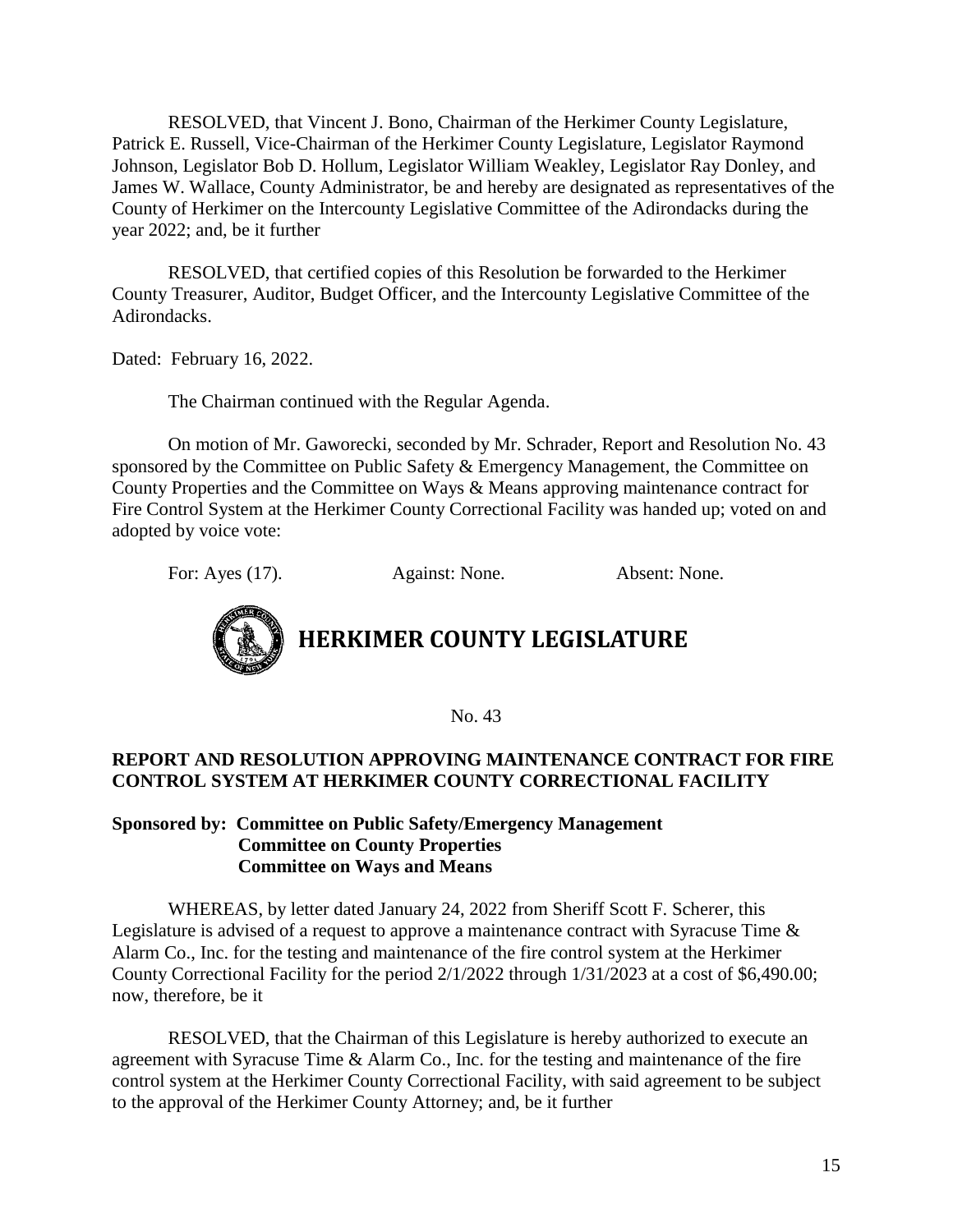RESOLVED, that Vincent J. Bono, Chairman of the Herkimer County Legislature, Patrick E. Russell, Vice-Chairman of the Herkimer County Legislature, Legislator Raymond Johnson, Legislator Bob D. Hollum, Legislator William Weakley, Legislator Ray Donley, and James W. Wallace, County Administrator, be and hereby are designated as representatives of the County of Herkimer on the Intercounty Legislative Committee of the Adirondacks during the year 2022; and, be it further

RESOLVED, that certified copies of this Resolution be forwarded to the Herkimer County Treasurer, Auditor, Budget Officer, and the Intercounty Legislative Committee of the Adirondacks.

Dated: February 16, 2022.

The Chairman continued with the Regular Agenda.

On motion of Mr. Gaworecki, seconded by Mr. Schrader, Report and Resolution No. 43 sponsored by the Committee on Public Safety & Emergency Management, the Committee on County Properties and the Committee on Ways & Means approving maintenance contract for Fire Control System at the Herkimer County Correctional Facility was handed up; voted on and adopted by voice vote:

For: Ayes (17). Against: None. Absent: None.

# HERKIMER COUNTY LEGISLATURE

No. 43

**REPORT AND RESOLUTION APPROVING MAINTENANCE CONTRACT FOR FIRE CONTROL SYSTEM AT HERKIMER COUNTY CORRECTIONAL FACILITY**

**Sponsored by: Committee on Public Safety/Emergency Management**
**Committee on County Properties**
**Committee on Ways and Means**

WHEREAS, by letter dated January 24, 2022 from Sheriff Scott F. Scherer, this Legislature is advised of a request to approve a maintenance contract with Syracuse Time & Alarm Co., Inc. for the testing and maintenance of the fire control system at the Herkimer County Correctional Facility for the period 2/1/2022 through 1/31/2023 at a cost of $6,490.00; now, therefore, be it

RESOLVED, that the Chairman of this Legislature is hereby authorized to execute an agreement with Syracuse Time & Alarm Co., Inc. for the testing and maintenance of the fire control system at the Herkimer County Correctional Facility, with said agreement to be subject to the approval of the Herkimer County Attorney; and, be it further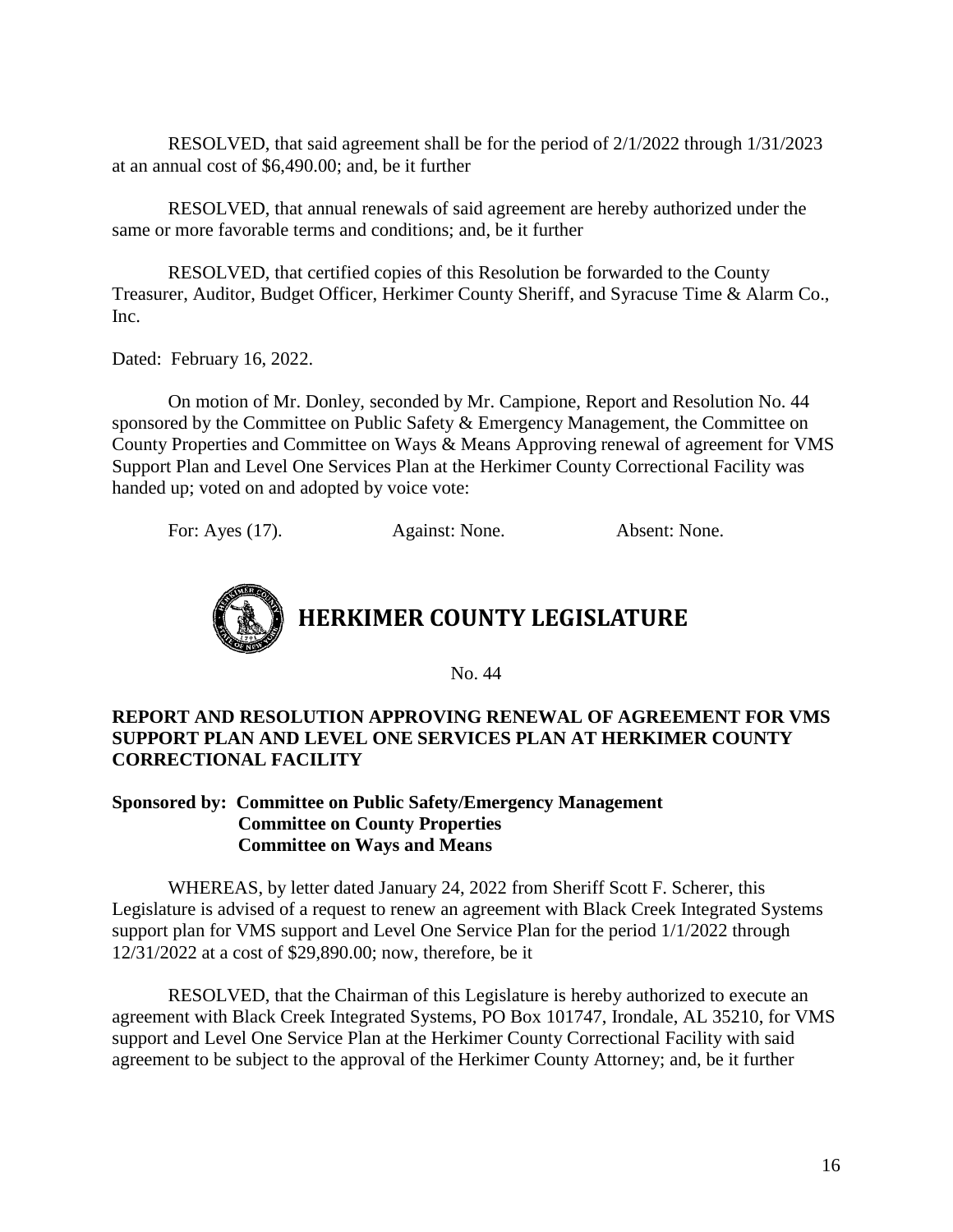RESOLVED, that said agreement shall be for the period of 2/1/2022 through 1/31/2023 at an annual cost of $6,490.00; and, be it further

RESOLVED, that annual renewals of said agreement are hereby authorized under the same or more favorable terms and conditions; and, be it further

RESOLVED, that certified copies of this Resolution be forwarded to the County Treasurer, Auditor, Budget Officer, Herkimer County Sheriff, and Syracuse Time & Alarm Co., Inc.

Dated: February 16, 2022.

On motion of Mr. Donley, seconded by Mr. Campione, Report and Resolution No. 44 sponsored by the Committee on Public Safety & Emergency Management, the Committee on County Properties and Committee on Ways & Means Approving renewal of agreement for VMS Support Plan and Level One Services Plan at the Herkimer County Correctional Facility was handed up; voted on and adopted by voice vote:

For: Ayes (17). Against: None. Absent: None.

# HERKIMER COUNTY LEGISLATURE

No. 44

**REPORT AND RESOLUTION APPROVING RENEWAL OF AGREEMENT FOR VMS SUPPORT PLAN AND LEVEL ONE SERVICES PLAN AT HERKIMER COUNTY CORRECTIONAL FACILITY**

**Sponsored by: Committee on Public Safety/Emergency Management**
**Committee on County Properties**
**Committee on Ways and Means**

WHEREAS, by letter dated January 24, 2022 from Sheriff Scott F. Scherer, this Legislature is advised of a request to renew an agreement with Black Creek Integrated Systems support plan for VMS support and Level One Service Plan for the period 1/1/2022 through 12/31/2022 at a cost of $29,890.00; now, therefore, be it

RESOLVED, that the Chairman of this Legislature is hereby authorized to execute an agreement with Black Creek Integrated Systems, PO Box 101747, Irondale, AL 35210, for VMS support and Level One Service Plan at the Herkimer County Correctional Facility with said agreement to be subject to the approval of the Herkimer County Attorney; and, be it further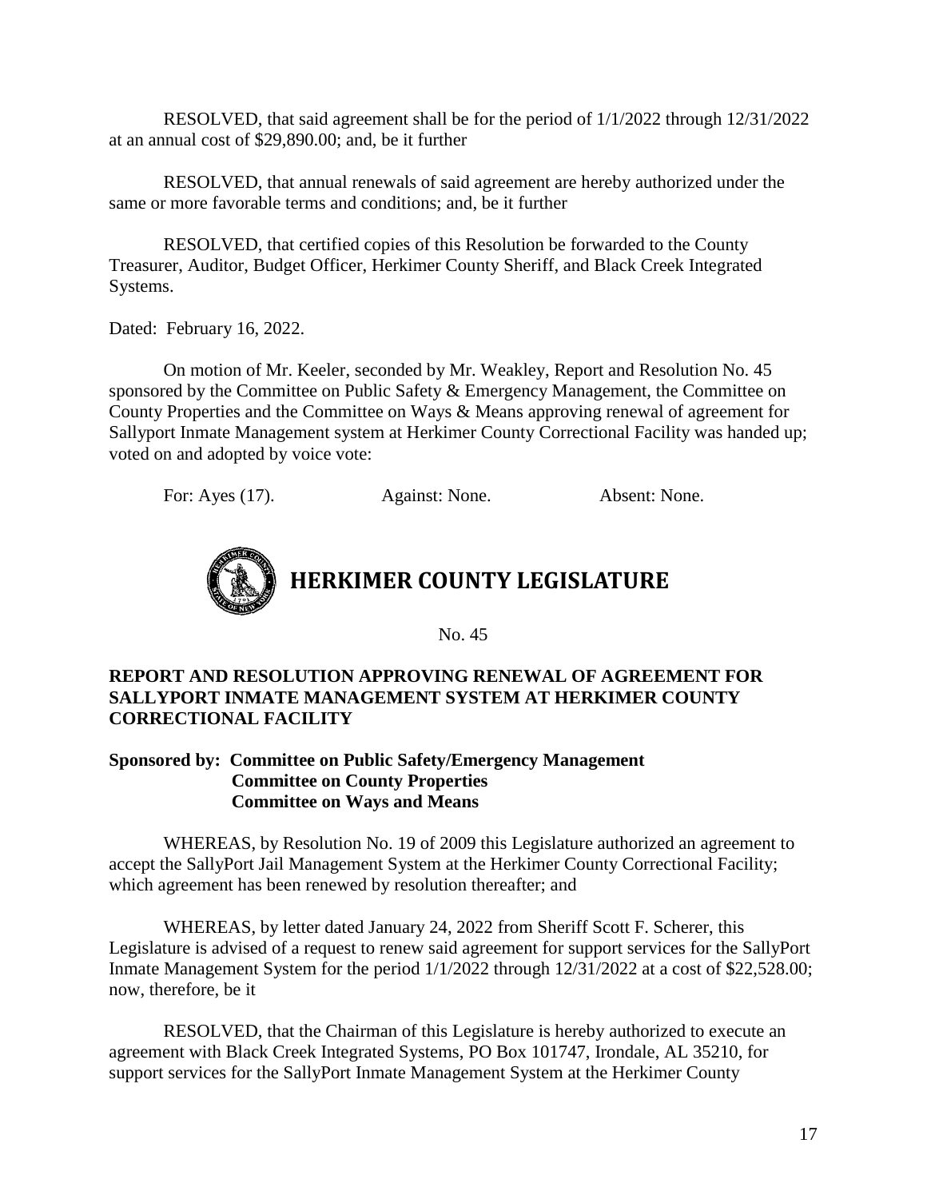RESOLVED, that said agreement shall be for the period of 1/1/2022 through 12/31/2022 at an annual cost of $29,890.00; and, be it further

RESOLVED, that annual renewals of said agreement are hereby authorized under the same or more favorable terms and conditions; and, be it further

RESOLVED, that certified copies of this Resolution be forwarded to the County Treasurer, Auditor, Budget Officer, Herkimer County Sheriff, and Black Creek Integrated Systems.

Dated: February 16, 2022.

On motion of Mr. Keeler, seconded by Mr. Weakley, Report and Resolution No. 45 sponsored by the Committee on Public Safety & Emergency Management, the Committee on County Properties and the Committee on Ways & Means approving renewal of agreement for Sallyport Inmate Management system at Herkimer County Correctional Facility was handed up; voted on and adopted by voice vote:

For: Ayes (17). Against: None. Absent: None.

# HERKIMER COUNTY LEGISLATURE

No. 45

**REPORT AND RESOLUTION APPROVING RENEWAL OF AGREEMENT FOR SALLYPORT INMATE MANAGEMENT SYSTEM AT HERKIMER COUNTY CORRECTIONAL FACILITY**

**Sponsored by: Committee on Public Safety/Emergency Management**
**Committee on County Properties**
**Committee on Ways and Means**

WHEREAS, by Resolution No. 19 of 2009 this Legislature authorized an agreement to accept the SallyPort Jail Management System at the Herkimer County Correctional Facility; which agreement has been renewed by resolution thereafter; and

WHEREAS, by letter dated January 24, 2022 from Sheriff Scott F. Scherer, this Legislature is advised of a request to renew said agreement for support services for the SallyPort Inmate Management System for the period 1/1/2022 through 12/31/2022 at a cost of $22,528.00; now, therefore, be it

RESOLVED, that the Chairman of this Legislature is hereby authorized to execute an agreement with Black Creek Integrated Systems, PO Box 101747, Irondale, AL 35210, for support services for the SallyPort Inmate Management System at the Herkimer County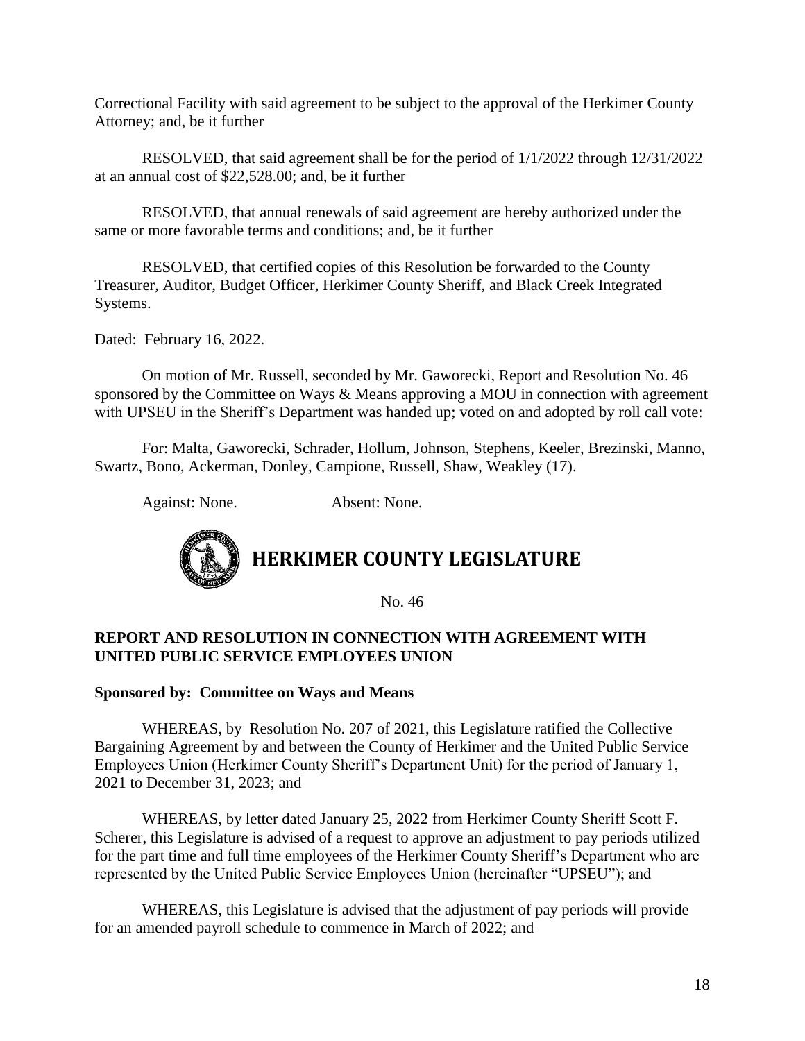Correctional Facility with said agreement to be subject to the approval of the Herkimer County Attorney; and, be it further

RESOLVED, that said agreement shall be for the period of 1/1/2022 through 12/31/2022 at an annual cost of $22,528.00; and, be it further

RESOLVED, that annual renewals of said agreement are hereby authorized under the same or more favorable terms and conditions; and, be it further

RESOLVED, that certified copies of this Resolution be forwarded to the County Treasurer, Auditor, Budget Officer, Herkimer County Sheriff, and Black Creek Integrated Systems.

Dated: February 16, 2022.

On motion of Mr. Russell, seconded by Mr. Gaworecki, Report and Resolution No. 46 sponsored by the Committee on Ways & Means approving a MOU in connection with agreement with UPSEU in the Sheriff's Department was handed up; voted on and adopted by roll call vote:

For: Malta, Gaworecki, Schrader, Hollum, Johnson, Stephens, Keeler, Brezinski, Manno, Swartz, Bono, Ackerman, Donley, Campione, Russell, Shaw, Weakley (17).

Against: None. Absent: None.

## HERKIMER COUNTY LEGISLATURE

No. 46

**REPORT AND RESOLUTION IN CONNECTION WITH AGREEMENT WITH UNITED PUBLIC SERVICE EMPLOYEES UNION**

**Sponsored by: Committee on Ways and Means**

WHEREAS, by Resolution No. 207 of 2021, this Legislature ratified the Collective Bargaining Agreement by and between the County of Herkimer and the United Public Service Employees Union (Herkimer County Sheriff's Department Unit) for the period of January 1, 2021 to December 31, 2023; and

WHEREAS, by letter dated January 25, 2022 from Herkimer County Sheriff Scott F. Scherer, this Legislature is advised of a request to approve an adjustment to pay periods utilized for the part time and full time employees of the Herkimer County Sheriff's Department who are represented by the United Public Service Employees Union (hereinafter "UPSEU"); and

WHEREAS, this Legislature is advised that the adjustment of pay periods will provide for an amended payroll schedule to commence in March of 2022; and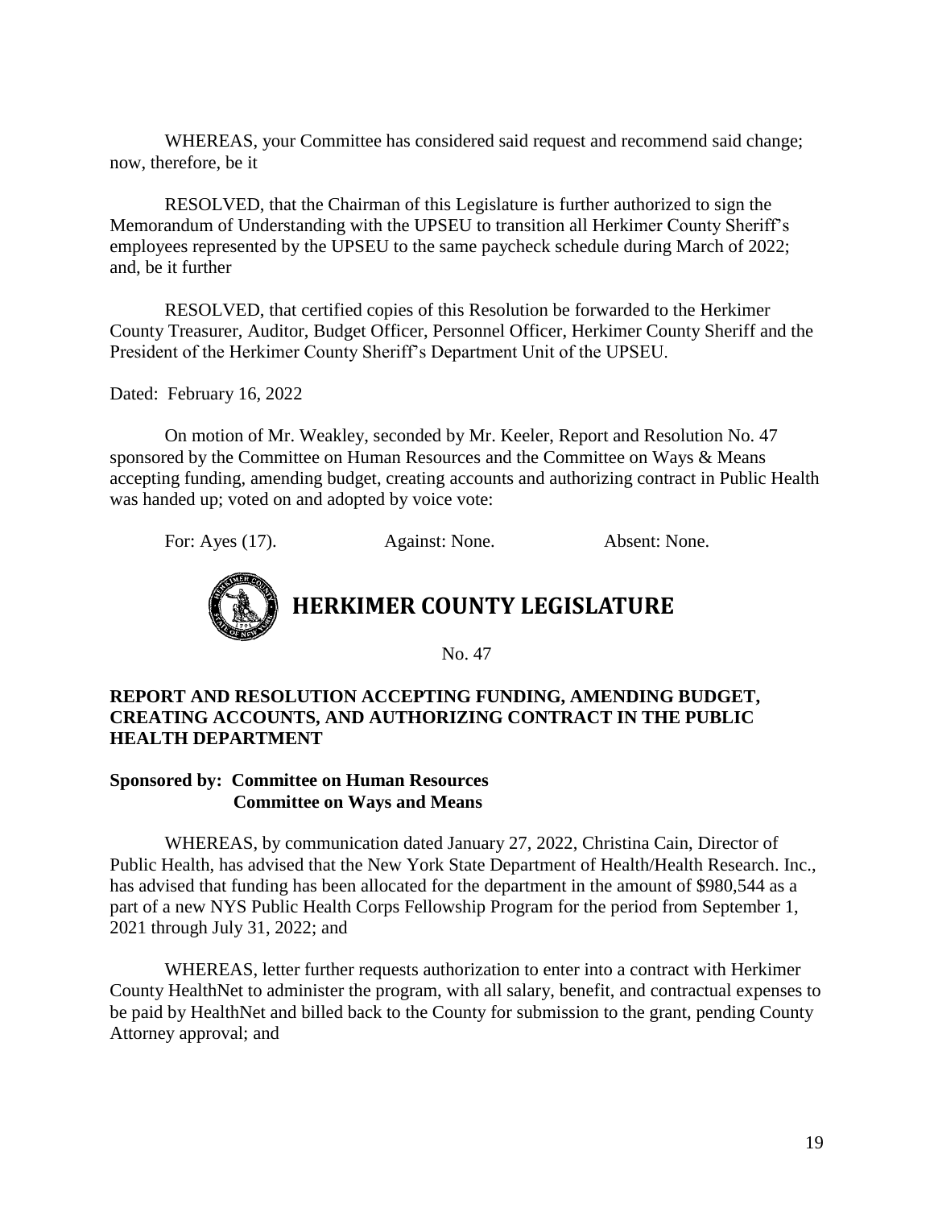WHEREAS, your Committee has considered said request and recommend said change; now, therefore, be it

RESOLVED, that the Chairman of this Legislature is further authorized to sign the Memorandum of Understanding with the UPSEU to transition all Herkimer County Sheriff's employees represented by the UPSEU to the same paycheck schedule during March of 2022; and, be it further

RESOLVED, that certified copies of this Resolution be forwarded to the Herkimer County Treasurer, Auditor, Budget Officer, Personnel Officer, Herkimer County Sheriff and the President of the Herkimer County Sheriff's Department Unit of the UPSEU.

Dated: February 16, 2022

On motion of Mr. Weakley, seconded by Mr. Keeler, Report and Resolution No. 47 sponsored by the Committee on Human Resources and the Committee on Ways & Means accepting funding, amending budget, creating accounts and authorizing contract in Public Health was handed up; voted on and adopted by voice vote:

For: Ayes (17). Against: None. Absent: None.

# HERKIMER COUNTY LEGISLATURE

No. 47

**REPORT AND RESOLUTION ACCEPTING FUNDING, AMENDING BUDGET, CREATING ACCOUNTS, AND AUTHORIZING CONTRACT IN THE PUBLIC HEALTH DEPARTMENT**

**Sponsored by: Committee on Human Resources**
**Committee on Ways and Means**

WHEREAS, by communication dated January 27, 2022, Christina Cain, Director of Public Health, has advised that the New York State Department of Health/Health Research. Inc., has advised that funding has been allocated for the department in the amount of $980,544 as a part of a new NYS Public Health Corps Fellowship Program for the period from September 1, 2021 through July 31, 2022; and

WHEREAS, letter further requests authorization to enter into a contract with Herkimer County HealthNet to administer the program, with all salary, benefit, and contractual expenses to be paid by HealthNet and billed back to the County for submission to the grant, pending County Attorney approval; and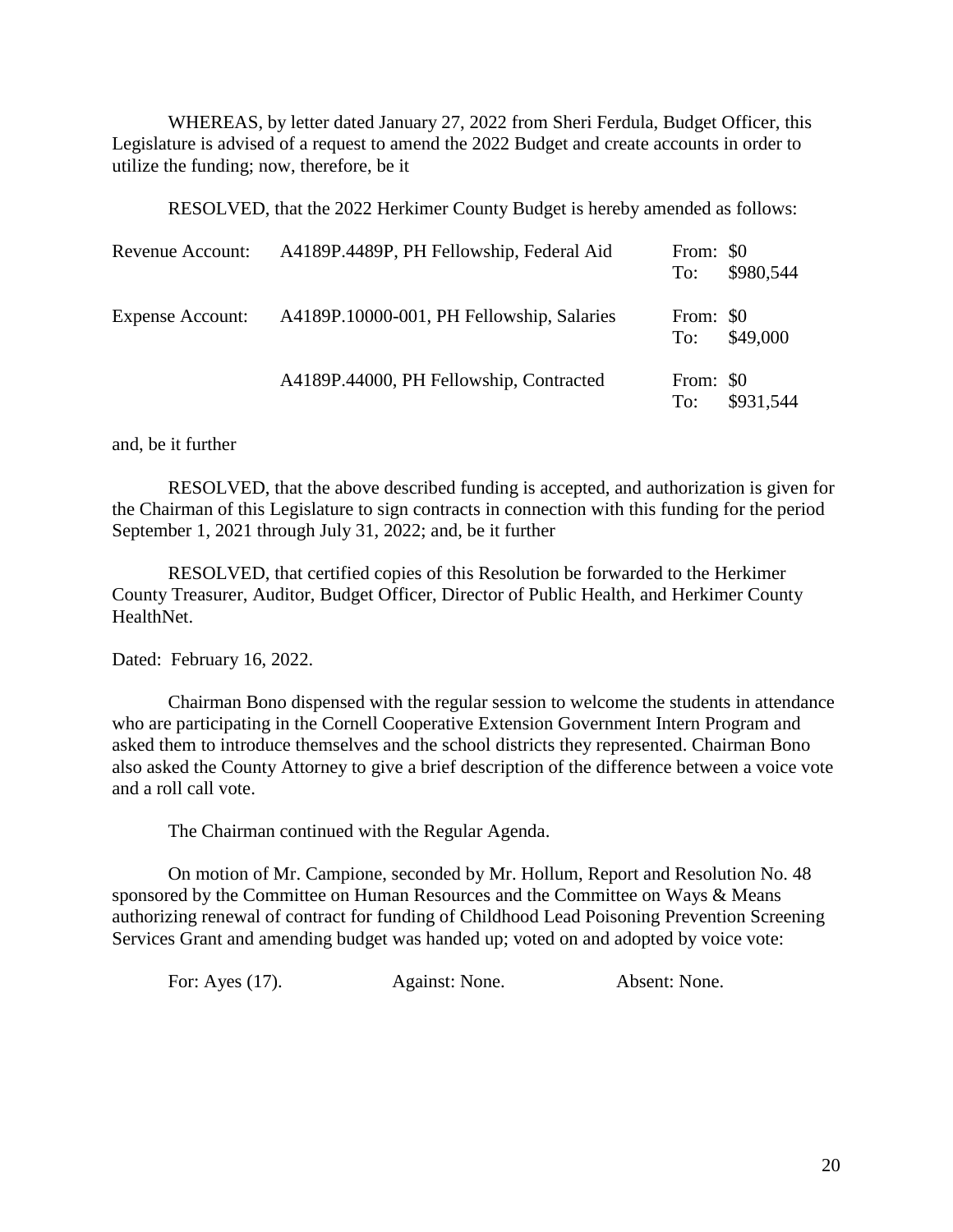WHEREAS, by letter dated January 27, 2022 from Sheri Ferdula, Budget Officer, this Legislature is advised of a request to amend the 2022 Budget and create accounts in order to utilize the funding; now, therefore, be it

RESOLVED, that the 2022 Herkimer County Budget is hereby amended as follows:

| | | | |
|---|---|---|---|
| Revenue Account: | A4189P.4489P, PH Fellowship, Federal Aid | From: $0<br>To: $980,544 | |
| Expense Account: | A4189P.10000-001, PH Fellowship, Salaries | From: $0<br>To: $49,000 | |
| | A4189P.44000, PH Fellowship, Contracted | From: $0<br>To: $931,544 | |

and, be it further

RESOLVED, that the above described funding is accepted, and authorization is given for the Chairman of this Legislature to sign contracts in connection with this funding for the period September 1, 2021 through July 31, 2022; and, be it further

RESOLVED, that certified copies of this Resolution be forwarded to the Herkimer County Treasurer, Auditor, Budget Officer, Director of Public Health, and Herkimer County HealthNet.

Dated: February 16, 2022.

Chairman Bono dispensed with the regular session to welcome the students in attendance who are participating in the Cornell Cooperative Extension Government Intern Program and asked them to introduce themselves and the school districts they represented. Chairman Bono also asked the County Attorney to give a brief description of the difference between a voice vote and a roll call vote.

The Chairman continued with the Regular Agenda.

On motion of Mr. Campione, seconded by Mr. Hollum, Report and Resolution No. 48 sponsored by the Committee on Human Resources and the Committee on Ways & Means authorizing renewal of contract for funding of Childhood Lead Poisoning Prevention Screening Services Grant and amending budget was handed up; voted on and adopted by voice vote:

For: Ayes (17). Against: None. Absent: None.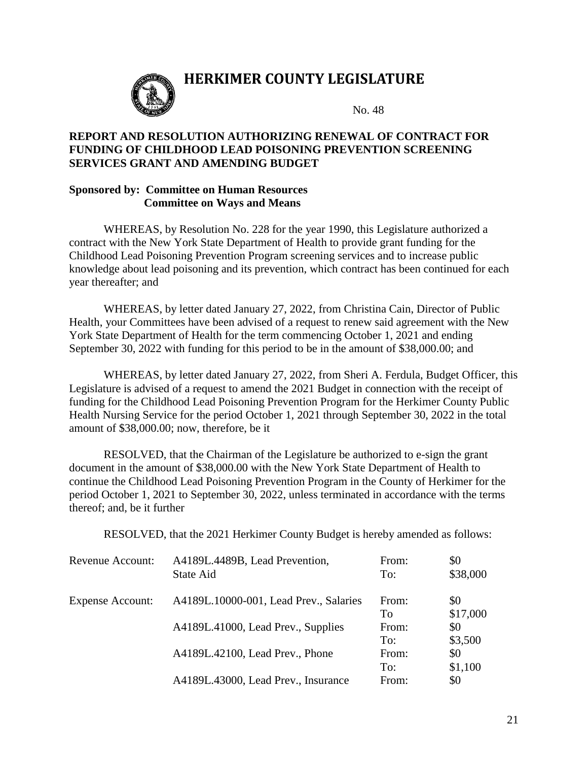# HERKIMER COUNTY LEGISLATURE

No. 48

**REPORT AND RESOLUTION AUTHORIZING RENEWAL OF CONTRACT FOR FUNDING OF CHILDHOOD LEAD POISONING PREVENTION SCREENING SERVICES GRANT AND AMENDING BUDGET**

**Sponsored by: Committee on Human Resources**
**Committee on Ways and Means**

WHEREAS, by Resolution No. 228 for the year 1990, this Legislature authorized a contract with the New York State Department of Health to provide grant funding for the Childhood Lead Poisoning Prevention Program screening services and to increase public knowledge about lead poisoning and its prevention, which contract has been continued for each year thereafter; and

WHEREAS, by letter dated January 27, 2022, from Christina Cain, Director of Public Health, your Committees have been advised of a request to renew said agreement with the New York State Department of Health for the term commencing October 1, 2021 and ending September 30, 2022 with funding for this period to be in the amount of $38,000.00; and

WHEREAS, by letter dated January 27, 2022, from Sheri A. Ferdula, Budget Officer, this Legislature is advised of a request to amend the 2021 Budget in connection with the receipt of funding for the Childhood Lead Poisoning Prevention Program for the Herkimer County Public Health Nursing Service for the period October 1, 2021 through September 30, 2022 in the total amount of $38,000.00; now, therefore, be it

RESOLVED, that the Chairman of the Legislature be authorized to e-sign the grant document in the amount of $38,000.00 with the New York State Department of Health to continue the Childhood Lead Poisoning Prevention Program in the County of Herkimer for the period October 1, 2021 to September 30, 2022, unless terminated in accordance with the terms thereof; and, be it further

RESOLVED, that the 2021 Herkimer County Budget is hereby amended as follows:

| | | | |
|---|---|---|---|
| Revenue Account: | A4189L.4489B, Lead Prevention, State Aid | From:<br>To: | $0<br>$38,000 |
| Expense Account: | A4189L.10000-001, Lead Prev., Salaries | From:<br>To | $0<br>$17,000 |
| | A4189L.41000, Lead Prev., Supplies | From:<br>To: | $0<br>$3,500 |
| | A4189L.42100, Lead Prev., Phone | From:<br>To: | $0<br>$1,100 |
| | A4189L.43000, Lead Prev., Insurance | From: | $0 |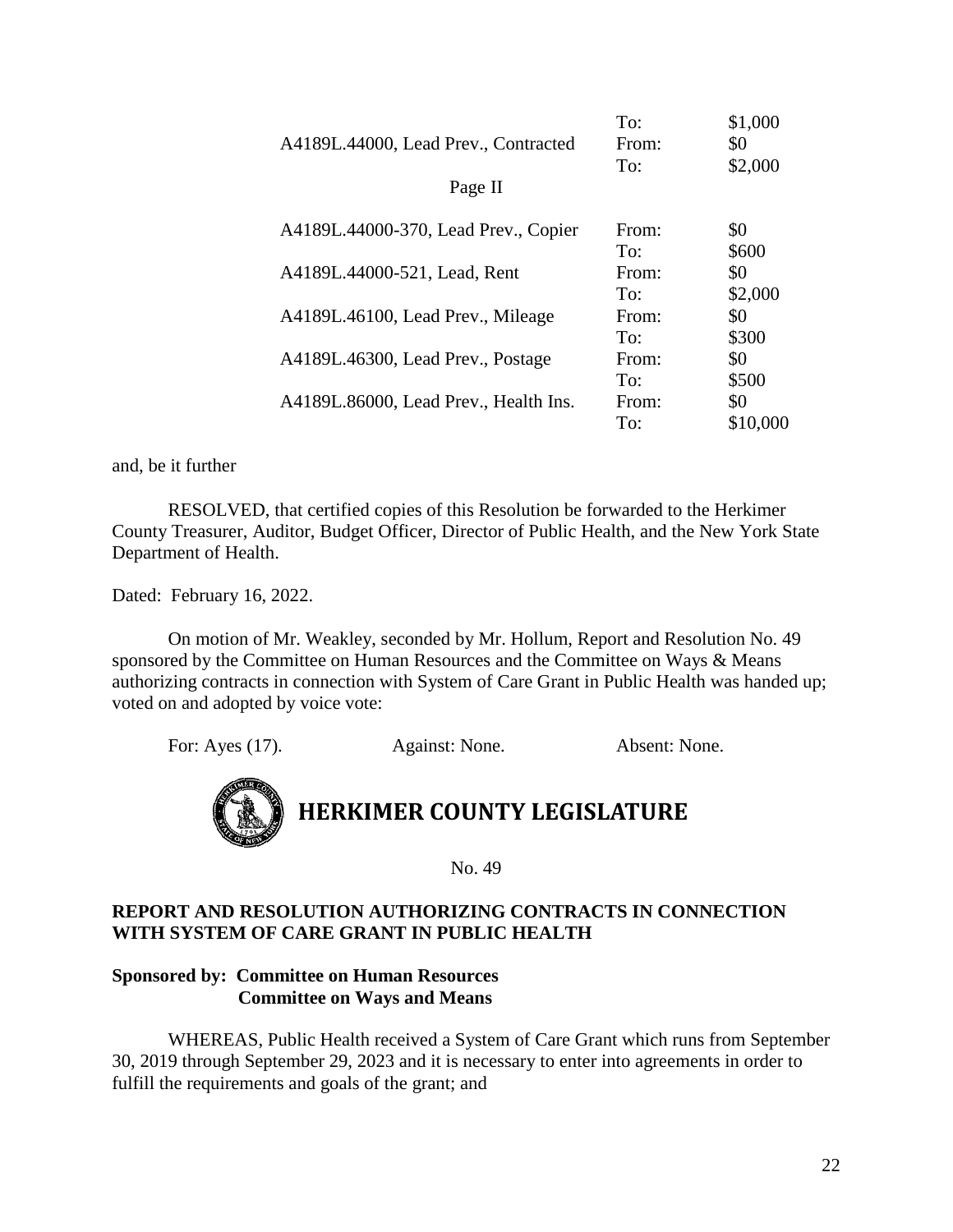| | | |
|---|---|---|
| | To: | $1,000 |
| A4189L.44000, Lead Prev., Contracted | From: | $0 |
| | To: | $2,000 |
| Page II | | |
| A4189L.44000-370, Lead Prev., Copier | From: | $0 |
| | To: | $600 |
| A4189L.44000-521, Lead, Rent | From: | $0 |
| | To: | $2,000 |
| A4189L.46100, Lead Prev., Mileage | From: | $0 |
| | To: | $300 |
| A4189L.46300, Lead Prev., Postage | From: | $0 |
| | To: | $500 |
| A4189L.86000, Lead Prev., Health Ins. | From: | $0 |
| | To: | $10,000 |

and, be it further

RESOLVED, that certified copies of this Resolution be forwarded to the Herkimer County Treasurer, Auditor, Budget Officer, Director of Public Health, and the New York State Department of Health.

Dated: February 16, 2022.

On motion of Mr. Weakley, seconded by Mr. Hollum, Report and Resolution No. 49 sponsored by the Committee on Human Resources and the Committee on Ways & Means authorizing contracts in connection with System of Care Grant in Public Health was handed up; voted on and adopted by voice vote:

For: Ayes (17). Against: None. Absent: None.

# HERKIMER COUNTY LEGISLATURE

No. 49

**REPORT AND RESOLUTION AUTHORIZING CONTRACTS IN CONNECTION WITH SYSTEM OF CARE GRANT IN PUBLIC HEALTH**

**Sponsored by: Committee on Human Resources**
**Committee on Ways and Means**

WHEREAS, Public Health received a System of Care Grant which runs from September 30, 2019 through September 29, 2023 and it is necessary to enter into agreements in order to fulfill the requirements and goals of the grant; and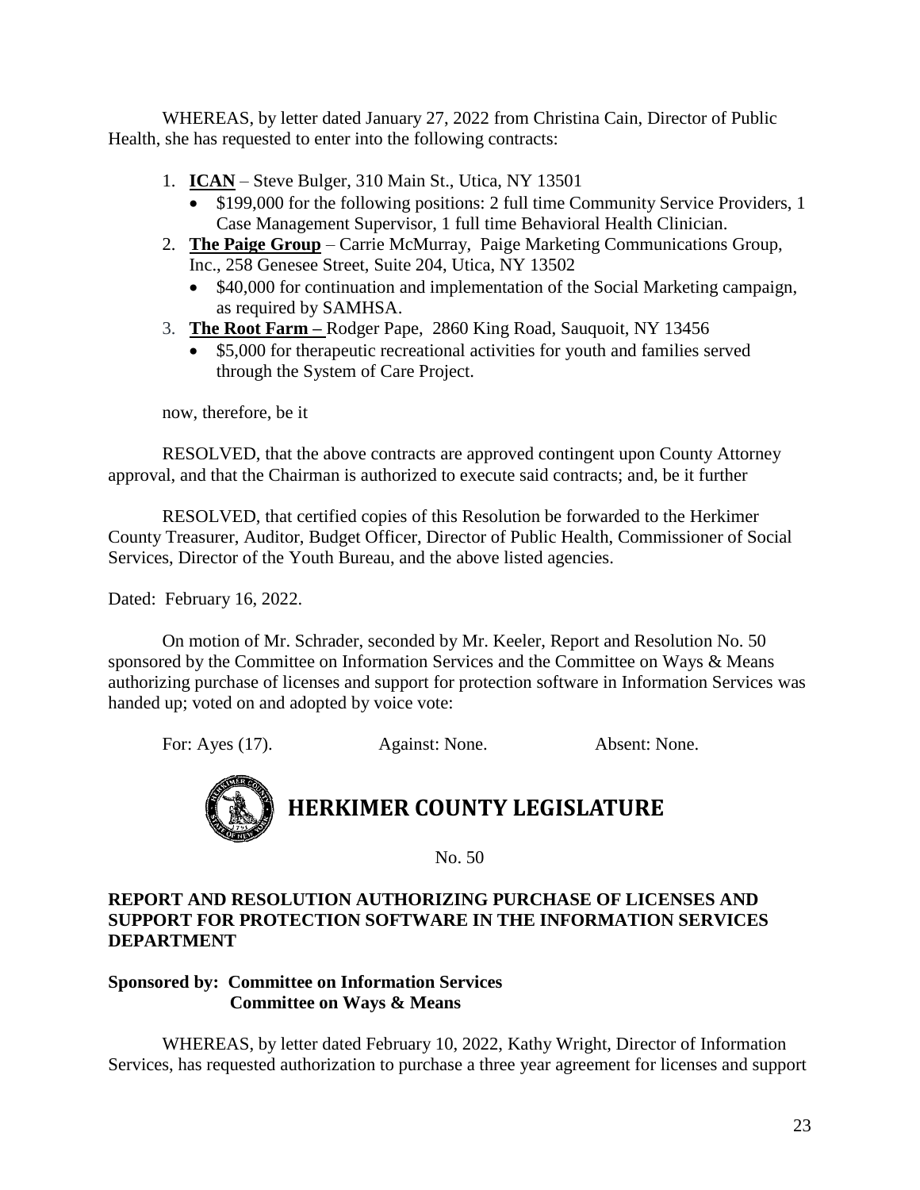WHEREAS, by letter dated January 27, 2022 from Christina Cain, Director of Public Health, she has requested to enter into the following contracts:

1. **ICAN** – Steve Bulger, 310 Main St., Utica, NY 13501
   - $199,000 for the following positions: 2 full time Community Service Providers, 1 Case Management Supervisor, 1 full time Behavioral Health Clinician.
2. **The Paige Group** – Carrie McMurray, Paige Marketing Communications Group, Inc., 258 Genesee Street, Suite 204, Utica, NY 13502
   - $40,000 for continuation and implementation of the Social Marketing campaign, as required by SAMHSA.
3. **The Root Farm –** Rodger Pape, 2860 King Road, Sauquoit, NY 13456
   - $5,000 for therapeutic recreational activities for youth and families served through the System of Care Project.

now, therefore, be it

RESOLVED, that the above contracts are approved contingent upon County Attorney approval, and that the Chairman is authorized to execute said contracts; and, be it further

RESOLVED, that certified copies of this Resolution be forwarded to the Herkimer County Treasurer, Auditor, Budget Officer, Director of Public Health, Commissioner of Social Services, Director of the Youth Bureau, and the above listed agencies.

Dated: February 16, 2022.

On motion of Mr. Schrader, seconded by Mr. Keeler, Report and Resolution No. 50 sponsored by the Committee on Information Services and the Committee on Ways & Means authorizing purchase of licenses and support for protection software in Information Services was handed up; voted on and adopted by voice vote:

For: Ayes (17). Against: None. Absent: None.

# HERKIMER COUNTY LEGISLATURE

No. 50

**REPORT AND RESOLUTION AUTHORIZING PURCHASE OF LICENSES AND SUPPORT FOR PROTECTION SOFTWARE IN THE INFORMATION SERVICES DEPARTMENT**

**Sponsored by: Committee on Information Services**
**Committee on Ways & Means**

WHEREAS, by letter dated February 10, 2022, Kathy Wright, Director of Information Services, has requested authorization to purchase a three year agreement for licenses and support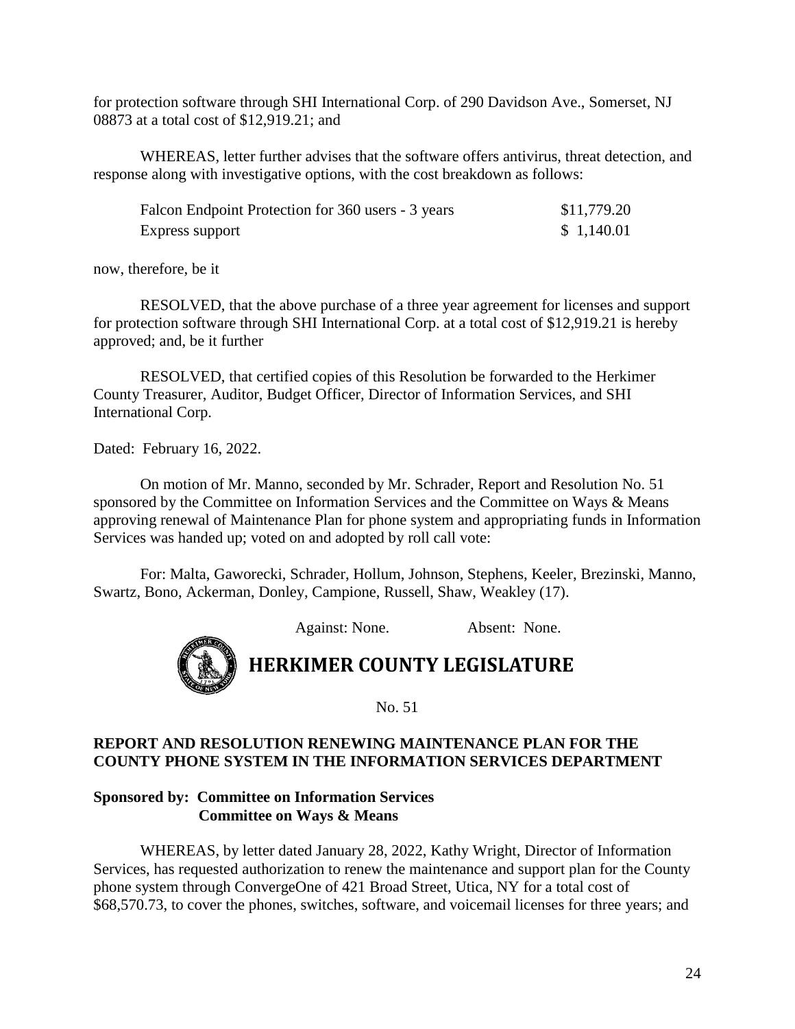for protection software through SHI International Corp. of 290 Davidson Ave., Somerset, NJ 08873 at a total cost of $12,919.21; and

WHEREAS, letter further advises that the software offers antivirus, threat detection, and response along with investigative options, with the cost breakdown as follows:

| | |
|---|---|
| Falcon Endpoint Protection for 360 users - 3 years | $11,779.20 |
| Express support | $ 1,140.01 |

now, therefore, be it

RESOLVED, that the above purchase of a three year agreement for licenses and support for protection software through SHI International Corp. at a total cost of $12,919.21 is hereby approved; and, be it further

RESOLVED, that certified copies of this Resolution be forwarded to the Herkimer County Treasurer, Auditor, Budget Officer, Director of Information Services, and SHI International Corp.

Dated: February 16, 2022.

On motion of Mr. Manno, seconded by Mr. Schrader, Report and Resolution No. 51 sponsored by the Committee on Information Services and the Committee on Ways & Means approving renewal of Maintenance Plan for phone system and appropriating funds in Information Services was handed up; voted on and adopted by roll call vote:

For: Malta, Gaworecki, Schrader, Hollum, Johnson, Stephens, Keeler, Brezinski, Manno, Swartz, Bono, Ackerman, Donley, Campione, Russell, Shaw, Weakley (17).

Against: None. Absent: None.

# HERKIMER COUNTY LEGISLATURE

No. 51

**REPORT AND RESOLUTION RENEWING MAINTENANCE PLAN FOR THE COUNTY PHONE SYSTEM IN THE INFORMATION SERVICES DEPARTMENT**

**Sponsored by: Committee on Information Services**
**Committee on Ways & Means**

WHEREAS, by letter dated January 28, 2022, Kathy Wright, Director of Information Services, has requested authorization to renew the maintenance and support plan for the County phone system through ConvergeOne of 421 Broad Street, Utica, NY for a total cost of $68,570.73, to cover the phones, switches, software, and voicemail licenses for three years; and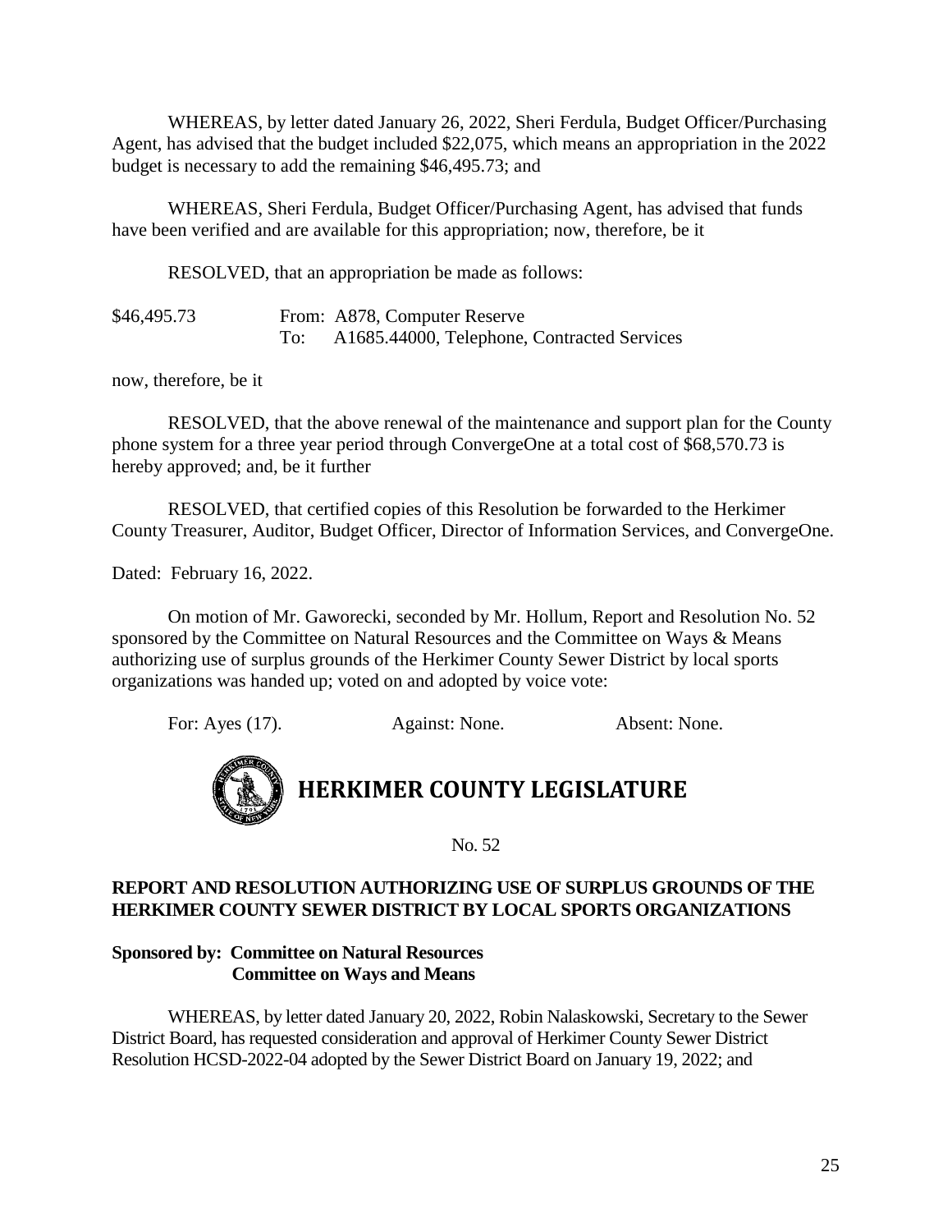WHEREAS, by letter dated January 26, 2022, Sheri Ferdula, Budget Officer/Purchasing Agent, has advised that the budget included $22,075, which means an appropriation in the 2022 budget is necessary to add the remaining $46,495.73; and

WHEREAS, Sheri Ferdula, Budget Officer/Purchasing Agent, has advised that funds have been verified and are available for this appropriation; now, therefore, be it

RESOLVED, that an appropriation be made as follows:

| | | |
|---|---|---|
| $46,495.73 | From: | A878, Computer Reserve |
| | To: | A1685.44000, Telephone, Contracted Services |

now, therefore, be it

RESOLVED, that the above renewal of the maintenance and support plan for the County phone system for a three year period through ConvergeOne at a total cost of $68,570.73 is hereby approved; and, be it further

RESOLVED, that certified copies of this Resolution be forwarded to the Herkimer County Treasurer, Auditor, Budget Officer, Director of Information Services, and ConvergeOne.

Dated: February 16, 2022.

On motion of Mr. Gaworecki, seconded by Mr. Hollum, Report and Resolution No. 52 sponsored by the Committee on Natural Resources and the Committee on Ways & Means authorizing use of surplus grounds of the Herkimer County Sewer District by local sports organizations was handed up; voted on and adopted by voice vote:

For: Ayes (17). Against: None. Absent: None.

# HERKIMER COUNTY LEGISLATURE

No. 52

**REPORT AND RESOLUTION AUTHORIZING USE OF SURPLUS GROUNDS OF THE HERKIMER COUNTY SEWER DISTRICT BY LOCAL SPORTS ORGANIZATIONS**

**Sponsored by: Committee on Natural Resources**
**Committee on Ways and Means**

WHEREAS, by letter dated January 20, 2022, Robin Nalaskowski, Secretary to the Sewer District Board, has requested consideration and approval of Herkimer County Sewer District Resolution HCSD-2022-04 adopted by the Sewer District Board on January 19, 2022; and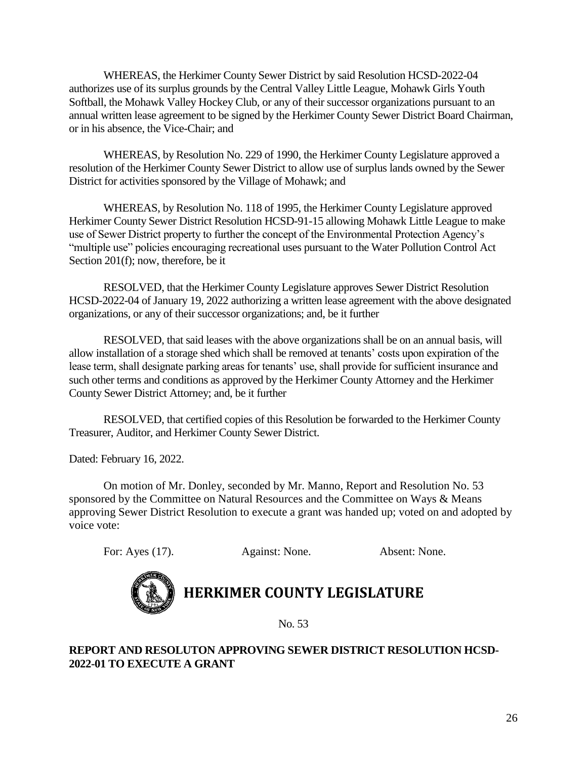WHEREAS, the Herkimer County Sewer District by said Resolution HCSD-2022-04 authorizes use of its surplus grounds by the Central Valley Little League, Mohawk Girls Youth Softball, the Mohawk Valley Hockey Club, or any of their successor organizations pursuant to an annual written lease agreement to be signed by the Herkimer County Sewer District Board Chairman, or in his absence, the Vice-Chair; and

WHEREAS, by Resolution No. 229 of 1990, the Herkimer County Legislature approved a resolution of the Herkimer County Sewer District to allow use of surplus lands owned by the Sewer District for activities sponsored by the Village of Mohawk; and

WHEREAS, by Resolution No. 118 of 1995, the Herkimer County Legislature approved Herkimer County Sewer District Resolution HCSD-91-15 allowing Mohawk Little League to make use of Sewer District property to further the concept of the Environmental Protection Agency's "multiple use" policies encouraging recreational uses pursuant to the Water Pollution Control Act Section 201(f); now, therefore, be it

RESOLVED, that the Herkimer County Legislature approves Sewer District Resolution HCSD-2022-04 of January 19, 2022 authorizing a written lease agreement with the above designated organizations, or any of their successor organizations; and, be it further

RESOLVED, that said leases with the above organizations shall be on an annual basis, will allow installation of a storage shed which shall be removed at tenants' costs upon expiration of the lease term, shall designate parking areas for tenants' use, shall provide for sufficient insurance and such other terms and conditions as approved by the Herkimer County Attorney and the Herkimer County Sewer District Attorney; and, be it further

RESOLVED, that certified copies of this Resolution be forwarded to the Herkimer County Treasurer, Auditor, and Herkimer County Sewer District.

Dated: February 16, 2022.

On motion of Mr. Donley, seconded by Mr. Manno, Report and Resolution No. 53 sponsored by the Committee on Natural Resources and the Committee on Ways & Means approving Sewer District Resolution to execute a grant was handed up; voted on and adopted by voice vote:

For: Ayes (17). Against: None. Absent: None.

# HERKIMER COUNTY LEGISLATURE

No. 53

**REPORT AND RESOLUTON APPROVING SEWER DISTRICT RESOLUTION HCSD-2022-01 TO EXECUTE A GRANT**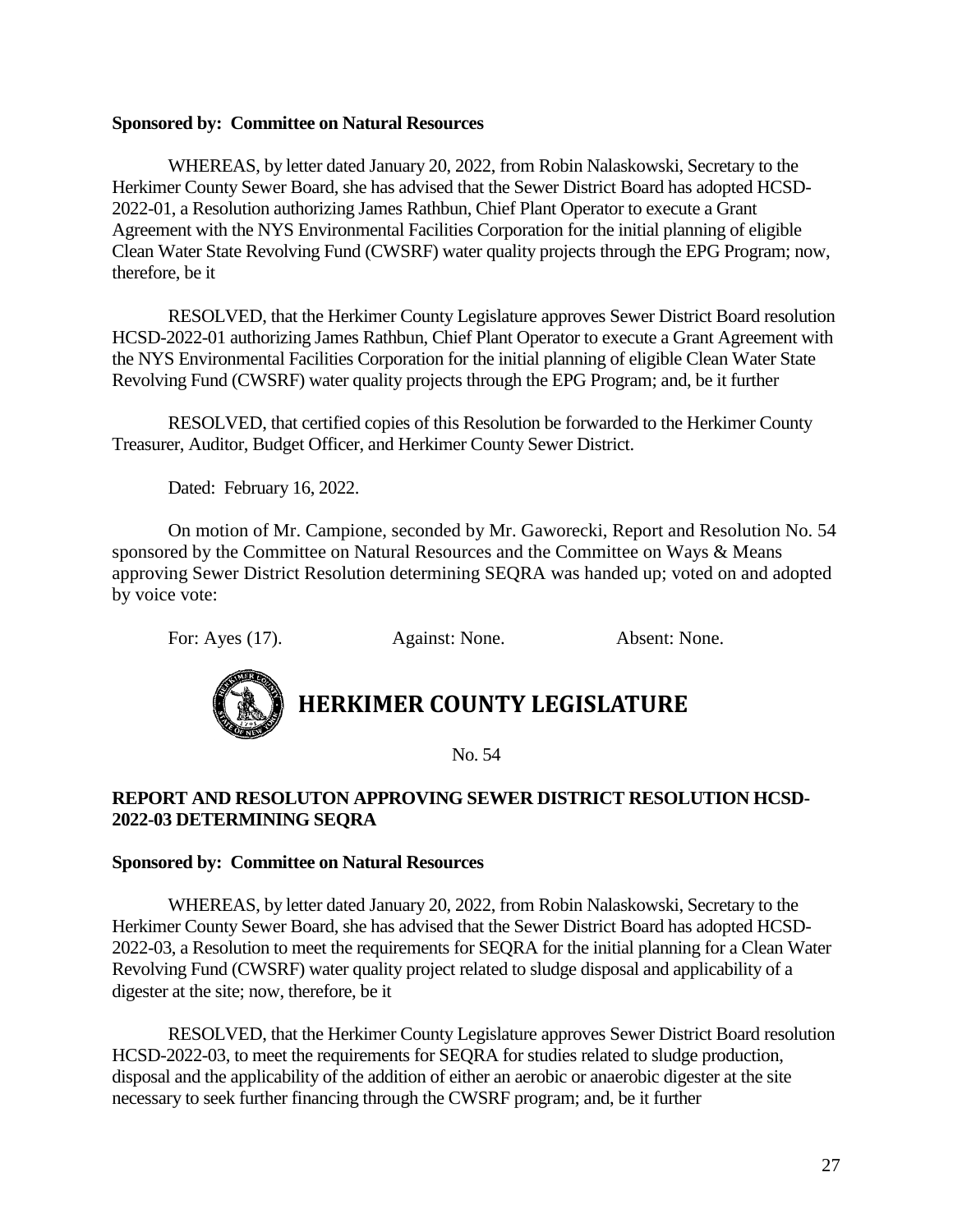**Sponsored by: Committee on Natural Resources**

WHEREAS, by letter dated January 20, 2022, from Robin Nalaskowski, Secretary to the Herkimer County Sewer Board, she has advised that the Sewer District Board has adopted HCSD-2022-01, a Resolution authorizing James Rathbun, Chief Plant Operator to execute a Grant Agreement with the NYS Environmental Facilities Corporation for the initial planning of eligible Clean Water State Revolving Fund (CWSRF) water quality projects through the EPG Program; now, therefore, be it

RESOLVED, that the Herkimer County Legislature approves Sewer District Board resolution HCSD-2022-01 authorizing James Rathbun, Chief Plant Operator to execute a Grant Agreement with the NYS Environmental Facilities Corporation for the initial planning of eligible Clean Water State Revolving Fund (CWSRF) water quality projects through the EPG Program; and, be it further

RESOLVED, that certified copies of this Resolution be forwarded to the Herkimer County Treasurer, Auditor, Budget Officer, and Herkimer County Sewer District.

Dated: February 16, 2022.

On motion of Mr. Campione, seconded by Mr. Gaworecki, Report and Resolution No. 54 sponsored by the Committee on Natural Resources and the Committee on Ways & Means approving Sewer District Resolution determining SEQRA was handed up; voted on and adopted by voice vote:

For: Ayes (17). Against: None. Absent: None.

# HERKIMER COUNTY LEGISLATURE

No. 54

**REPORT AND RESOLUTON APPROVING SEWER DISTRICT RESOLUTION HCSD-2022-03 DETERMINING SEQRA**

**Sponsored by: Committee on Natural Resources**

WHEREAS, by letter dated January 20, 2022, from Robin Nalaskowski, Secretary to the Herkimer County Sewer Board, she has advised that the Sewer District Board has adopted HCSD-2022-03, a Resolution to meet the requirements for SEQRA for the initial planning for a Clean Water Revolving Fund (CWSRF) water quality project related to sludge disposal and applicability of a digester at the site; now, therefore, be it

RESOLVED, that the Herkimer County Legislature approves Sewer District Board resolution HCSD-2022-03, to meet the requirements for SEQRA for studies related to sludge production, disposal and the applicability of the addition of either an aerobic or anaerobic digester at the site necessary to seek further financing through the CWSRF program; and, be it further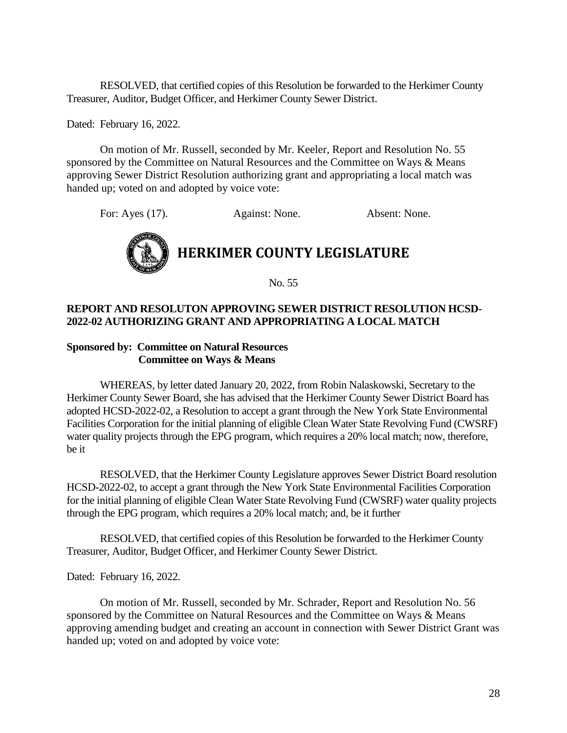RESOLVED, that certified copies of this Resolution be forwarded to the Herkimer County Treasurer, Auditor, Budget Officer, and Herkimer County Sewer District.

Dated: February 16, 2022.

On motion of Mr. Russell, seconded by Mr. Keeler, Report and Resolution No. 55 sponsored by the Committee on Natural Resources and the Committee on Ways & Means approving Sewer District Resolution authorizing grant and appropriating a local match was handed up; voted on and adopted by voice vote:

For: Ayes (17). Against: None. Absent: None.

# HERKIMER COUNTY LEGISLATURE

No. 55

**REPORT AND RESOLUTON APPROVING SEWER DISTRICT RESOLUTION HCSD-2022-02 AUTHORIZING GRANT AND APPROPRIATING A LOCAL MATCH**

**Sponsored by: Committee on Natural Resources**
**Committee on Ways & Means**

WHEREAS, by letter dated January 20, 2022, from Robin Nalaskowski, Secretary to the Herkimer County Sewer Board, she has advised that the Herkimer County Sewer District Board has adopted HCSD-2022-02, a Resolution to accept a grant through the New York State Environmental Facilities Corporation for the initial planning of eligible Clean Water State Revolving Fund (CWSRF) water quality projects through the EPG program, which requires a 20% local match; now, therefore, be it

RESOLVED, that the Herkimer County Legislature approves Sewer District Board resolution HCSD-2022-02, to accept a grant through the New York State Environmental Facilities Corporation for the initial planning of eligible Clean Water State Revolving Fund (CWSRF) water quality projects through the EPG program, which requires a 20% local match; and, be it further

RESOLVED, that certified copies of this Resolution be forwarded to the Herkimer County Treasurer, Auditor, Budget Officer, and Herkimer County Sewer District.

Dated: February 16, 2022.

On motion of Mr. Russell, seconded by Mr. Schrader, Report and Resolution No. 56 sponsored by the Committee on Natural Resources and the Committee on Ways & Means approving amending budget and creating an account in connection with Sewer District Grant was handed up; voted on and adopted by voice vote: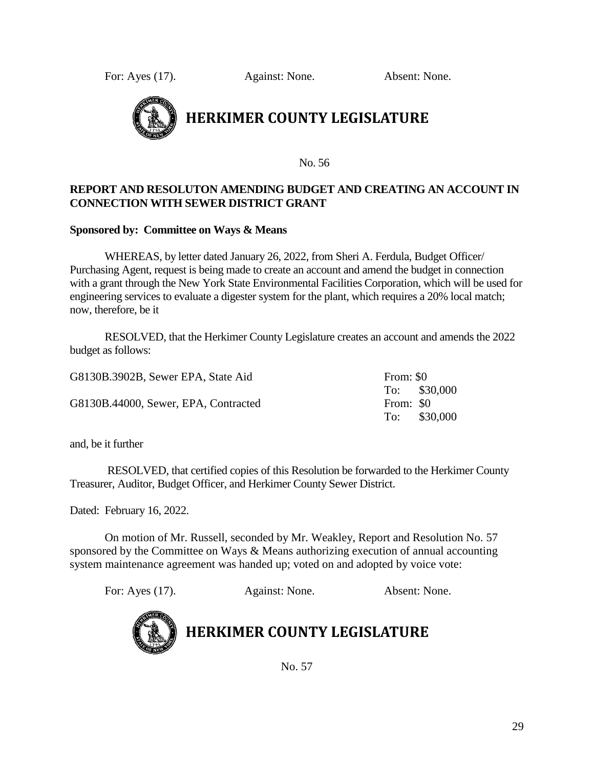For: Ayes (17). Against: None. Absent: None.

## HERKIMER COUNTY LEGISLATURE

No. 56

**REPORT AND RESOLUTON AMENDING BUDGET AND CREATING AN ACCOUNT IN CONNECTION WITH SEWER DISTRICT GRANT**

**Sponsored by: Committee on Ways & Means**

WHEREAS, by letter dated January 26, 2022, from Sheri A. Ferdula, Budget Officer/ Purchasing Agent, request is being made to create an account and amend the budget in connection with a grant through the New York State Environmental Facilities Corporation, which will be used for engineering services to evaluate a digester system for the plant, which requires a 20% local match; now, therefore, be it

RESOLVED, that the Herkimer County Legislature creates an account and amends the 2022 budget as follows:

| | |
|---|---|
| G8130B.3902B, Sewer EPA, State Aid | From: $0<br>To: $30,000 |
| G8130B.44000, Sewer, EPA, Contracted | From: $0<br>To: $30,000 |

and, be it further

RESOLVED, that certified copies of this Resolution be forwarded to the Herkimer County Treasurer, Auditor, Budget Officer, and Herkimer County Sewer District.

Dated: February 16, 2022.

On motion of Mr. Russell, seconded by Mr. Weakley, Report and Resolution No. 57 sponsored by the Committee on Ways & Means authorizing execution of annual accounting system maintenance agreement was handed up; voted on and adopted by voice vote:

For: Ayes (17). Against: None. Absent: None.

## HERKIMER COUNTY LEGISLATURE

No. 57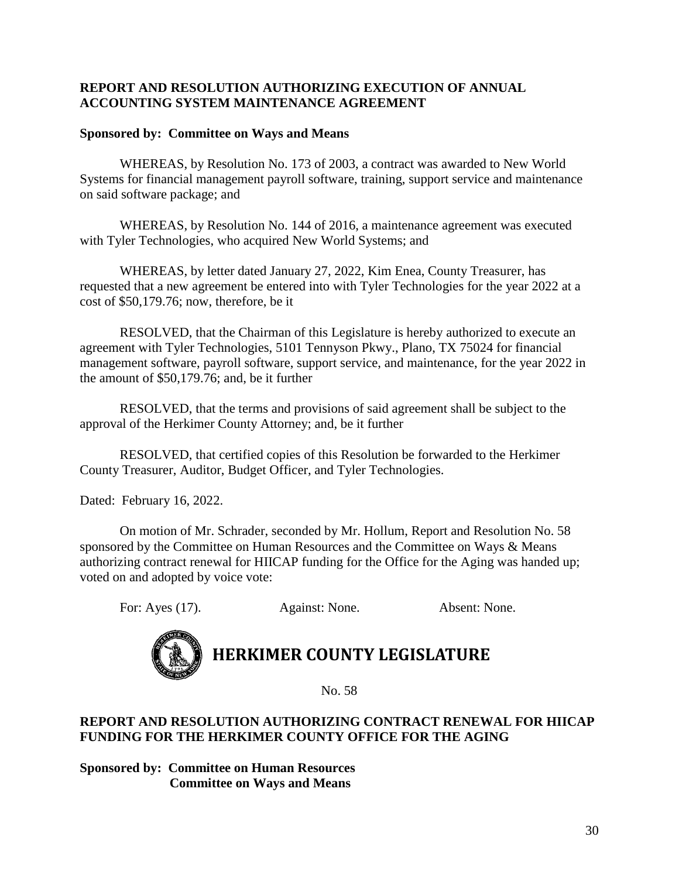**REPORT AND RESOLUTION AUTHORIZING EXECUTION OF ANNUAL ACCOUNTING SYSTEM MAINTENANCE AGREEMENT**

**Sponsored by: Committee on Ways and Means**

WHEREAS, by Resolution No. 173 of 2003, a contract was awarded to New World Systems for financial management payroll software, training, support service and maintenance on said software package; and

WHEREAS, by Resolution No. 144 of 2016, a maintenance agreement was executed with Tyler Technologies, who acquired New World Systems; and

WHEREAS, by letter dated January 27, 2022, Kim Enea, County Treasurer, has requested that a new agreement be entered into with Tyler Technologies for the year 2022 at a cost of $50,179.76; now, therefore, be it

RESOLVED, that the Chairman of this Legislature is hereby authorized to execute an agreement with Tyler Technologies, 5101 Tennyson Pkwy., Plano, TX 75024 for financial management software, payroll software, support service, and maintenance, for the year 2022 in the amount of $50,179.76; and, be it further

RESOLVED, that the terms and provisions of said agreement shall be subject to the approval of the Herkimer County Attorney; and, be it further

RESOLVED, that certified copies of this Resolution be forwarded to the Herkimer County Treasurer, Auditor, Budget Officer, and Tyler Technologies.

Dated: February 16, 2022.

On motion of Mr. Schrader, seconded by Mr. Hollum, Report and Resolution No. 58 sponsored by the Committee on Human Resources and the Committee on Ways & Means authorizing contract renewal for HIICAP funding for the Office for the Aging was handed up; voted on and adopted by voice vote:

For: Ayes (17). Against: None. Absent: None.

# HERKIMER COUNTY LEGISLATURE

No. 58

**REPORT AND RESOLUTION AUTHORIZING CONTRACT RENEWAL FOR HIICAP FUNDING FOR THE HERKIMER COUNTY OFFICE FOR THE AGING**

**Sponsored by: Committee on Human Resources**
**Committee on Ways and Means**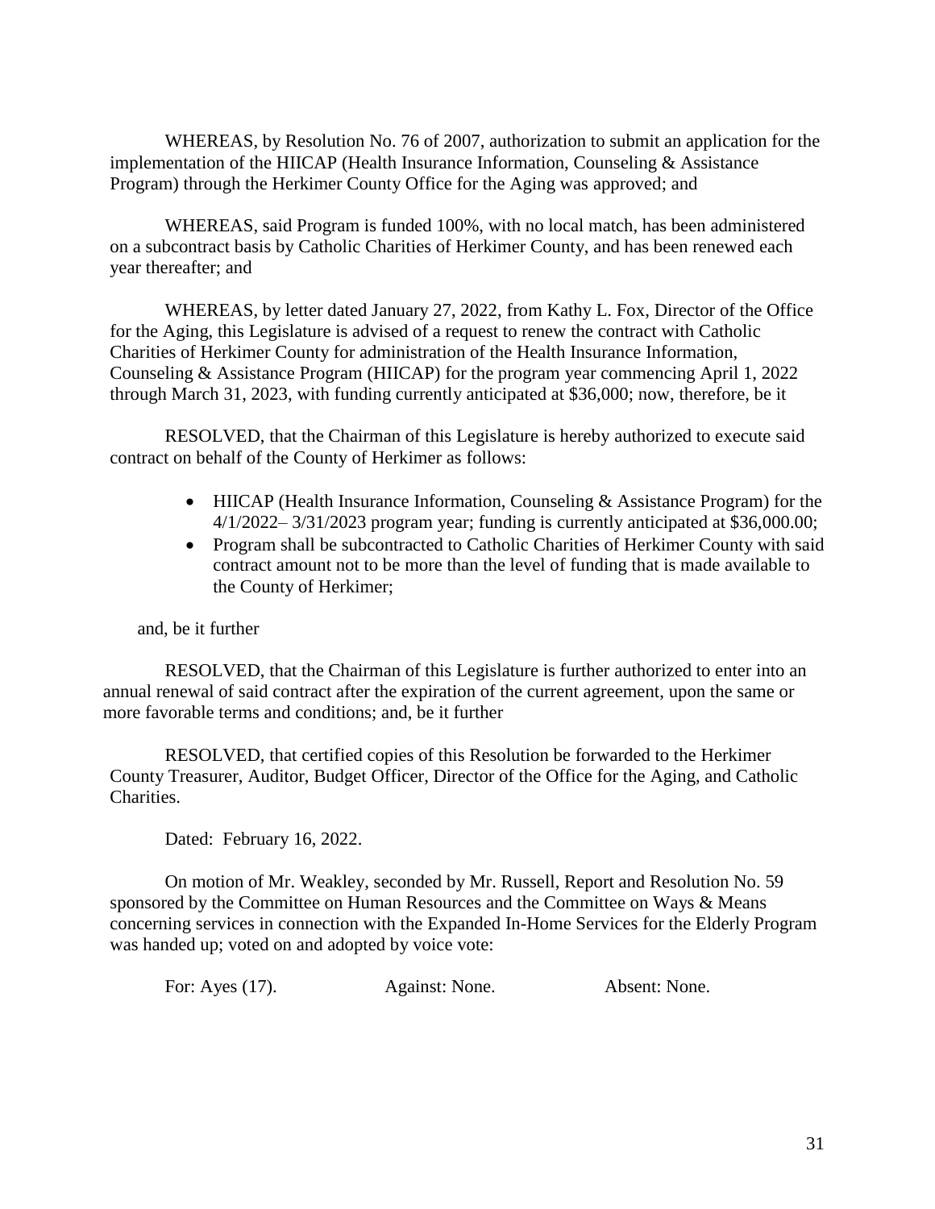WHEREAS, by Resolution No. 76 of 2007, authorization to submit an application for the implementation of the HIICAP (Health Insurance Information, Counseling & Assistance Program) through the Herkimer County Office for the Aging was approved; and

WHEREAS, said Program is funded 100%, with no local match, has been administered on a subcontract basis by Catholic Charities of Herkimer County, and has been renewed each year thereafter; and

WHEREAS, by letter dated January 27, 2022, from Kathy L. Fox, Director of the Office for the Aging, this Legislature is advised of a request to renew the contract with Catholic Charities of Herkimer County for administration of the Health Insurance Information, Counseling & Assistance Program (HIICAP) for the program year commencing April 1, 2022 through March 31, 2023, with funding currently anticipated at $36,000; now, therefore, be it

RESOLVED, that the Chairman of this Legislature is hereby authorized to execute said contract on behalf of the County of Herkimer as follows:

- HIICAP (Health Insurance Information, Counseling & Assistance Program) for the 4/1/2022– 3/31/2023 program year; funding is currently anticipated at $36,000.00;
- Program shall be subcontracted to Catholic Charities of Herkimer County with said contract amount not to be more than the level of funding that is made available to the County of Herkimer;

and, be it further

RESOLVED, that the Chairman of this Legislature is further authorized to enter into an annual renewal of said contract after the expiration of the current agreement, upon the same or more favorable terms and conditions; and, be it further

RESOLVED, that certified copies of this Resolution be forwarded to the Herkimer County Treasurer, Auditor, Budget Officer, Director of the Office for the Aging, and Catholic Charities.

Dated: February 16, 2022.

On motion of Mr. Weakley, seconded by Mr. Russell, Report and Resolution No. 59 sponsored by the Committee on Human Resources and the Committee on Ways & Means concerning services in connection with the Expanded In-Home Services for the Elderly Program was handed up; voted on and adopted by voice vote:

For: Ayes (17). Against: None. Absent: None.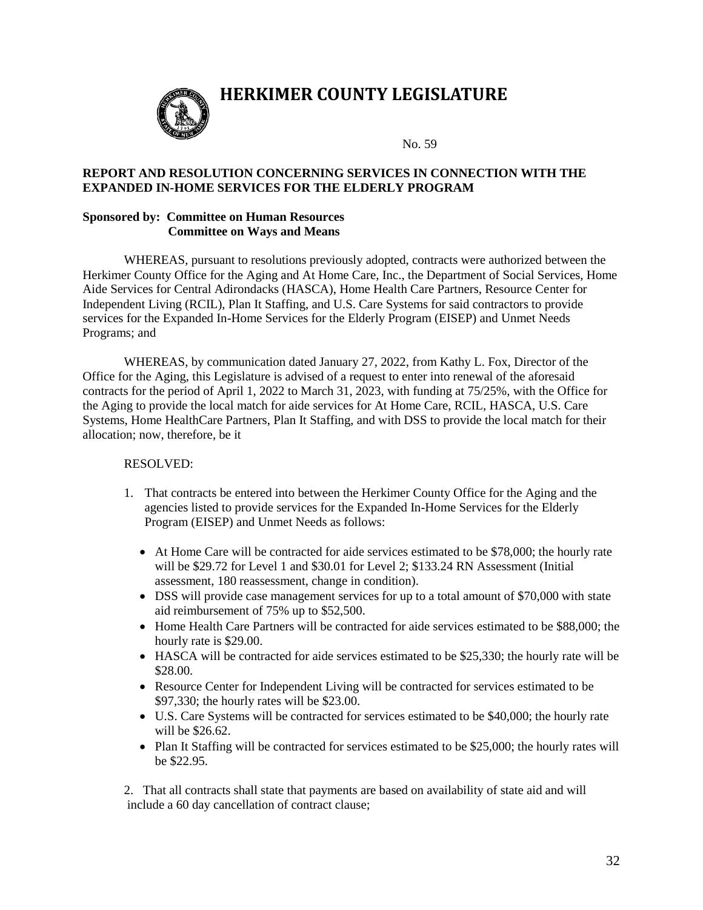# HERKIMER COUNTY LEGISLATURE

No. 59

**REPORT AND RESOLUTION CONCERNING SERVICES IN CONNECTION WITH THE EXPANDED IN-HOME SERVICES FOR THE ELDERLY PROGRAM**

**Sponsored by: Committee on Human Resources**
**Committee on Ways and Means**

WHEREAS, pursuant to resolutions previously adopted, contracts were authorized between the Herkimer County Office for the Aging and At Home Care, Inc., the Department of Social Services, Home Aide Services for Central Adirondacks (HASCA), Home Health Care Partners, Resource Center for Independent Living (RCIL), Plan It Staffing, and U.S. Care Systems for said contractors to provide services for the Expanded In-Home Services for the Elderly Program (EISEP) and Unmet Needs Programs; and

WHEREAS, by communication dated January 27, 2022, from Kathy L. Fox, Director of the Office for the Aging, this Legislature is advised of a request to enter into renewal of the aforesaid contracts for the period of April 1, 2022 to March 31, 2023, with funding at 75/25%, with the Office for the Aging to provide the local match for aide services for At Home Care, RCIL, HASCA, U.S. Care Systems, Home HealthCare Partners, Plan It Staffing, and with DSS to provide the local match for their allocation; now, therefore, be it

RESOLVED:

1. That contracts be entered into between the Herkimer County Office for the Aging and the agencies listed to provide services for the Expanded In-Home Services for the Elderly Program (EISEP) and Unmet Needs as follows:

   - At Home Care will be contracted for aide services estimated to be $78,000; the hourly rate will be $29.72 for Level 1 and $30.01 for Level 2; $133.24 RN Assessment (Initial assessment, 180 reassessment, change in condition).
   - DSS will provide case management services for up to a total amount of $70,000 with state aid reimbursement of 75% up to $52,500.
   - Home Health Care Partners will be contracted for aide services estimated to be $88,000; the hourly rate is $29.00.
   - HASCA will be contracted for aide services estimated to be $25,330; the hourly rate will be $28.00.
   - Resource Center for Independent Living will be contracted for services estimated to be $97,330; the hourly rates will be $23.00.
   - U.S. Care Systems will be contracted for services estimated to be $40,000; the hourly rate will be $26.62.
   - Plan It Staffing will be contracted for services estimated to be $25,000; the hourly rates will be $22.95.

2. That all contracts shall state that payments are based on availability of state aid and will include a 60 day cancellation of contract clause;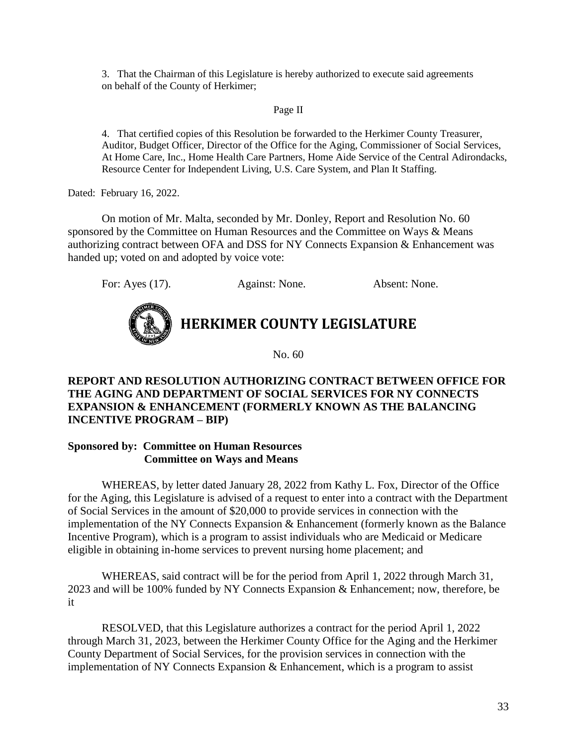3. That the Chairman of this Legislature is hereby authorized to execute said agreements on behalf of the County of Herkimer;

Page II

4. That certified copies of this Resolution be forwarded to the Herkimer County Treasurer, Auditor, Budget Officer, Director of the Office for the Aging, Commissioner of Social Services, At Home Care, Inc., Home Health Care Partners, Home Aide Service of the Central Adirondacks, Resource Center for Independent Living, U.S. Care System, and Plan It Staffing.

Dated: February 16, 2022.

On motion of Mr. Malta, seconded by Mr. Donley, Report and Resolution No. 60 sponsored by the Committee on Human Resources and the Committee on Ways & Means authorizing contract between OFA and DSS for NY Connects Expansion & Enhancement was handed up; voted on and adopted by voice vote:

For: Ayes (17). Against: None. Absent: None.

# HERKIMER COUNTY LEGISLATURE

No. 60

**REPORT AND RESOLUTION AUTHORIZING CONTRACT BETWEEN OFFICE FOR THE AGING AND DEPARTMENT OF SOCIAL SERVICES FOR NY CONNECTS EXPANSION & ENHANCEMENT (FORMERLY KNOWN AS THE BALANCING INCENTIVE PROGRAM – BIP)**

**Sponsored by: Committee on Human Resources**
**Committee on Ways and Means**

WHEREAS, by letter dated January 28, 2022 from Kathy L. Fox, Director of the Office for the Aging, this Legislature is advised of a request to enter into a contract with the Department of Social Services in the amount of $20,000 to provide services in connection with the implementation of the NY Connects Expansion & Enhancement (formerly known as the Balance Incentive Program), which is a program to assist individuals who are Medicaid or Medicare eligible in obtaining in-home services to prevent nursing home placement; and

WHEREAS, said contract will be for the period from April 1, 2022 through March 31, 2023 and will be 100% funded by NY Connects Expansion & Enhancement; now, therefore, be it

RESOLVED, that this Legislature authorizes a contract for the period April 1, 2022 through March 31, 2023, between the Herkimer County Office for the Aging and the Herkimer County Department of Social Services, for the provision services in connection with the implementation of NY Connects Expansion & Enhancement, which is a program to assist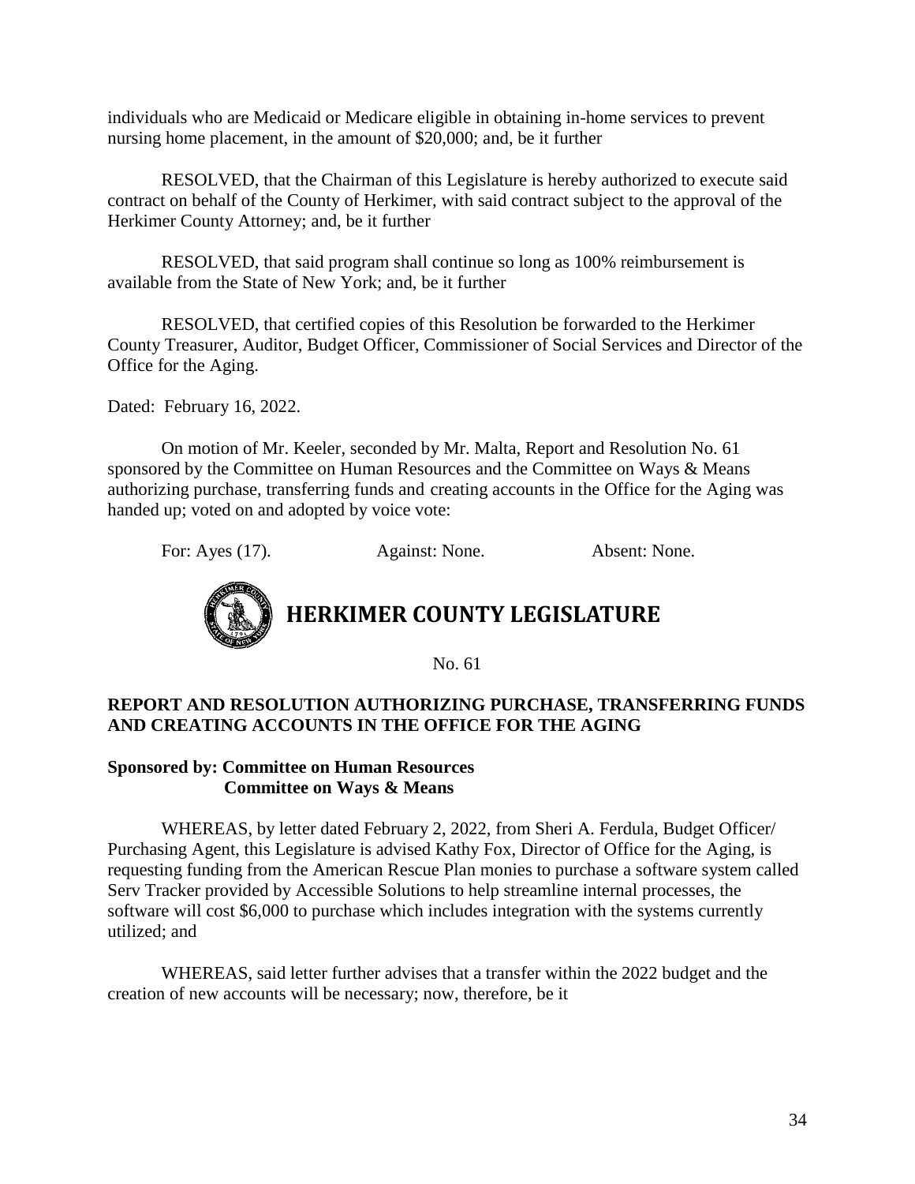individuals who are Medicaid or Medicare eligible in obtaining in-home services to prevent nursing home placement, in the amount of $20,000; and, be it further

RESOLVED, that the Chairman of this Legislature is hereby authorized to execute said contract on behalf of the County of Herkimer, with said contract subject to the approval of the Herkimer County Attorney; and, be it further

RESOLVED, that said program shall continue so long as 100% reimbursement is available from the State of New York; and, be it further

RESOLVED, that certified copies of this Resolution be forwarded to the Herkimer County Treasurer, Auditor, Budget Officer, Commissioner of Social Services and Director of the Office for the Aging.

Dated: February 16, 2022.

On motion of Mr. Keeler, seconded by Mr. Malta, Report and Resolution No. 61 sponsored by the Committee on Human Resources and the Committee on Ways & Means authorizing purchase, transferring funds and creating accounts in the Office for the Aging was handed up; voted on and adopted by voice vote:

For: Ayes (17). Against: None. Absent: None.

# HERKIMER COUNTY LEGISLATURE

No. 61

**REPORT AND RESOLUTION AUTHORIZING PURCHASE, TRANSFERRING FUNDS AND CREATING ACCOUNTS IN THE OFFICE FOR THE AGING**

**Sponsored by: Committee on Human Resources**
**Committee on Ways & Means**

WHEREAS, by letter dated February 2, 2022, from Sheri A. Ferdula, Budget Officer/ Purchasing Agent, this Legislature is advised Kathy Fox, Director of Office for the Aging, is requesting funding from the American Rescue Plan monies to purchase a software system called Serv Tracker provided by Accessible Solutions to help streamline internal processes, the software will cost $6,000 to purchase which includes integration with the systems currently utilized; and

WHEREAS, said letter further advises that a transfer within the 2022 budget and the creation of new accounts will be necessary; now, therefore, be it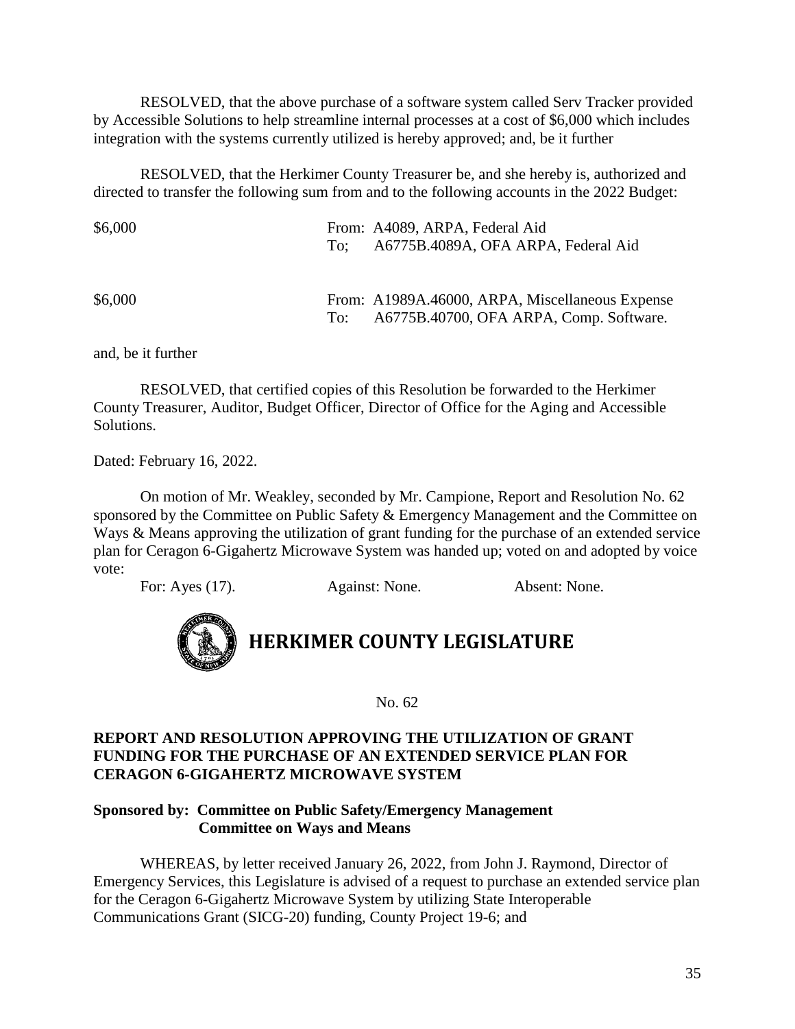RESOLVED, that the above purchase of a software system called Serv Tracker provided by Accessible Solutions to help streamline internal processes at a cost of $6,000 which includes integration with the systems currently utilized is hereby approved; and, be it further

RESOLVED, that the Herkimer County Treasurer be, and she hereby is, authorized and directed to transfer the following sum from and to the following accounts in the 2022 Budget:

| | |
|---|---|
| $6,000 | From: A4089, ARPA, Federal Aid<br>To; A6775B.4089A, OFA ARPA, Federal Aid |
| $6,000 | From: A1989A.46000, ARPA, Miscellaneous Expense<br>To: A6775B.40700, OFA ARPA, Comp. Software. |

and, be it further

RESOLVED, that certified copies of this Resolution be forwarded to the Herkimer County Treasurer, Auditor, Budget Officer, Director of Office for the Aging and Accessible Solutions.

Dated: February 16, 2022.

On motion of Mr. Weakley, seconded by Mr. Campione, Report and Resolution No. 62 sponsored by the Committee on Public Safety & Emergency Management and the Committee on Ways & Means approving the utilization of grant funding for the purchase of an extended service plan for Ceragon 6-Gigahertz Microwave System was handed up; voted on and adopted by voice vote:

For: Ayes (17). Against: None. Absent: None.

# HERKIMER COUNTY LEGISLATURE

No. 62

**REPORT AND RESOLUTION APPROVING THE UTILIZATION OF GRANT FUNDING FOR THE PURCHASE OF AN EXTENDED SERVICE PLAN FOR CERAGON 6-GIGAHERTZ MICROWAVE SYSTEM**

**Sponsored by: Committee on Public Safety/Emergency Management**
**Committee on Ways and Means**

WHEREAS, by letter received January 26, 2022, from John J. Raymond, Director of Emergency Services, this Legislature is advised of a request to purchase an extended service plan for the Ceragon 6-Gigahertz Microwave System by utilizing State Interoperable Communications Grant (SICG-20) funding, County Project 19-6; and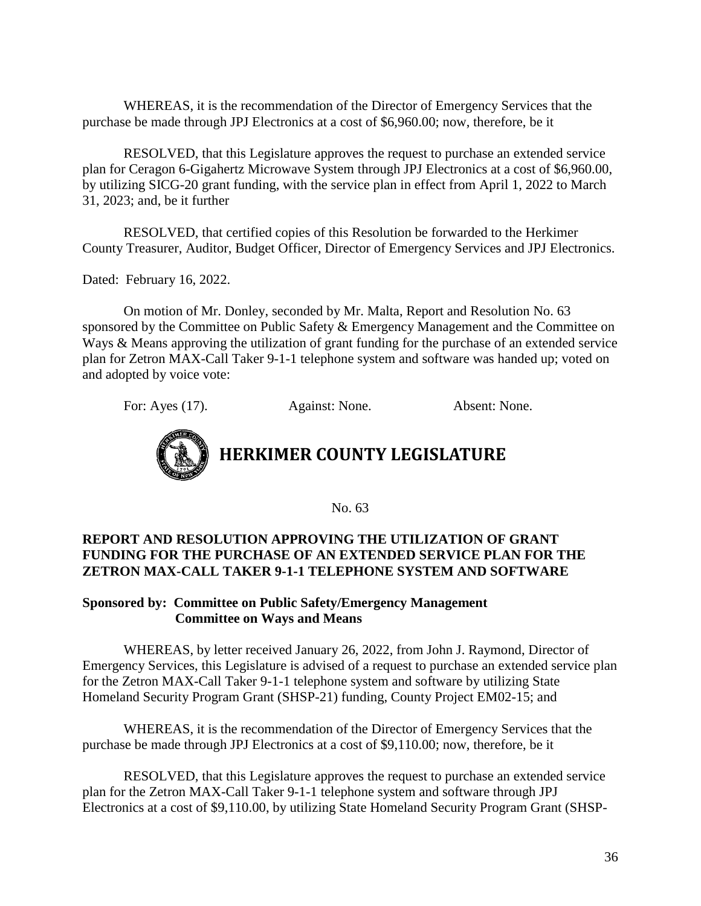WHEREAS, it is the recommendation of the Director of Emergency Services that the purchase be made through JPJ Electronics at a cost of $6,960.00; now, therefore, be it

RESOLVED, that this Legislature approves the request to purchase an extended service plan for Ceragon 6-Gigahertz Microwave System through JPJ Electronics at a cost of $6,960.00, by utilizing SICG-20 grant funding, with the service plan in effect from April 1, 2022 to March 31, 2023; and, be it further

RESOLVED, that certified copies of this Resolution be forwarded to the Herkimer County Treasurer, Auditor, Budget Officer, Director of Emergency Services and JPJ Electronics.

Dated: February 16, 2022.

On motion of Mr. Donley, seconded by Mr. Malta, Report and Resolution No. 63 sponsored by the Committee on Public Safety & Emergency Management and the Committee on Ways & Means approving the utilization of grant funding for the purchase of an extended service plan for Zetron MAX-Call Taker 9-1-1 telephone system and software was handed up; voted on and adopted by voice vote:

For: Ayes (17). Against: None. Absent: None.

# HERKIMER COUNTY LEGISLATURE

No. 63

**REPORT AND RESOLUTION APPROVING THE UTILIZATION OF GRANT FUNDING FOR THE PURCHASE OF AN EXTENDED SERVICE PLAN FOR THE ZETRON MAX-CALL TAKER 9-1-1 TELEPHONE SYSTEM AND SOFTWARE**

**Sponsored by: Committee on Public Safety/Emergency Management**
**Committee on Ways and Means**

WHEREAS, by letter received January 26, 2022, from John J. Raymond, Director of Emergency Services, this Legislature is advised of a request to purchase an extended service plan for the Zetron MAX-Call Taker 9-1-1 telephone system and software by utilizing State Homeland Security Program Grant (SHSP-21) funding, County Project EM02-15; and

WHEREAS, it is the recommendation of the Director of Emergency Services that the purchase be made through JPJ Electronics at a cost of $9,110.00; now, therefore, be it

RESOLVED, that this Legislature approves the request to purchase an extended service plan for the Zetron MAX-Call Taker 9-1-1 telephone system and software through JPJ Electronics at a cost of $9,110.00, by utilizing State Homeland Security Program Grant (SHSP-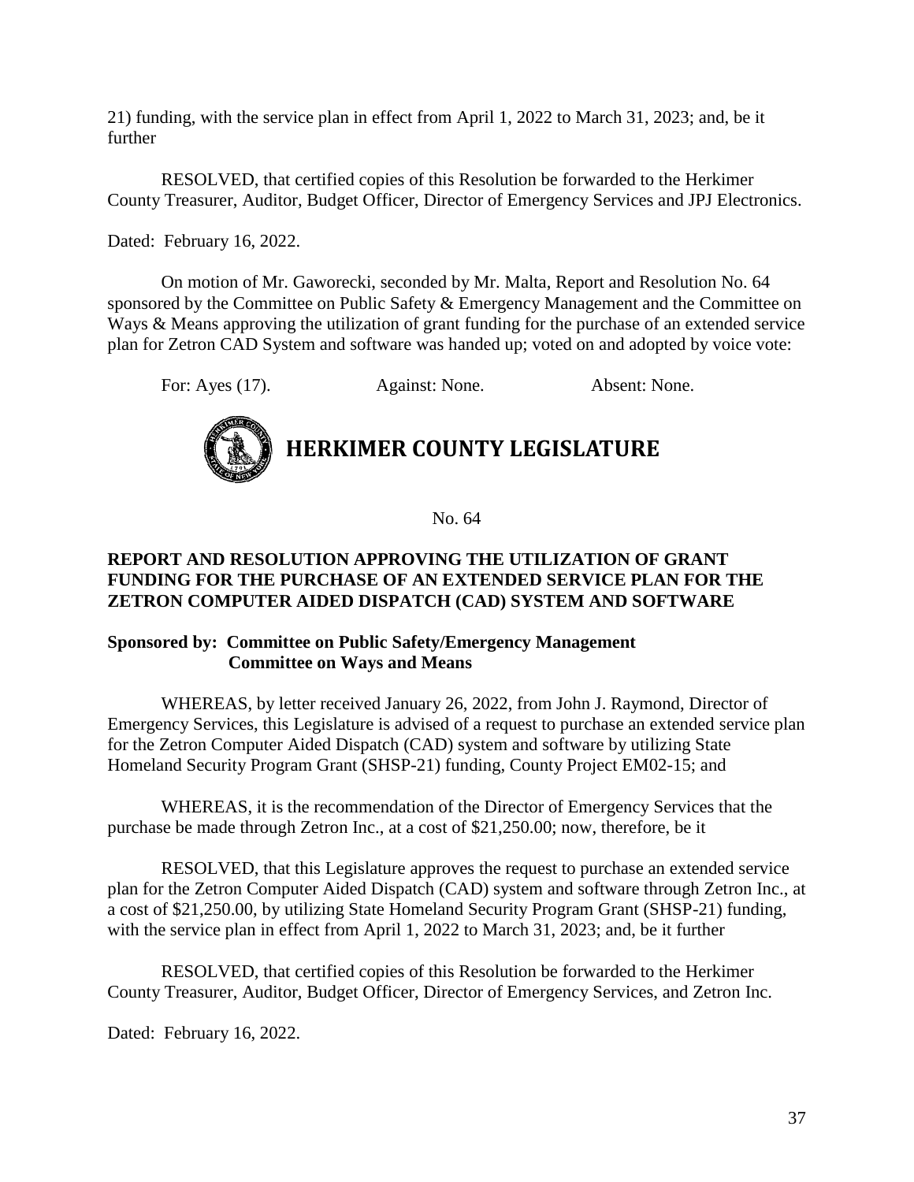21) funding, with the service plan in effect from April 1, 2022 to March 31, 2023; and, be it further

RESOLVED, that certified copies of this Resolution be forwarded to the Herkimer County Treasurer, Auditor, Budget Officer, Director of Emergency Services and JPJ Electronics.

Dated: February 16, 2022.

On motion of Mr. Gaworecki, seconded by Mr. Malta, Report and Resolution No. 64 sponsored by the Committee on Public Safety & Emergency Management and the Committee on Ways & Means approving the utilization of grant funding for the purchase of an extended service plan for Zetron CAD System and software was handed up; voted on and adopted by voice vote:

For: Ayes (17). Against: None. Absent: None.

# HERKIMER COUNTY LEGISLATURE

No. 64

**REPORT AND RESOLUTION APPROVING THE UTILIZATION OF GRANT FUNDING FOR THE PURCHASE OF AN EXTENDED SERVICE PLAN FOR THE ZETRON COMPUTER AIDED DISPATCH (CAD) SYSTEM AND SOFTWARE**

**Sponsored by: Committee on Public Safety/Emergency Management**
**Committee on Ways and Means**

WHEREAS, by letter received January 26, 2022, from John J. Raymond, Director of Emergency Services, this Legislature is advised of a request to purchase an extended service plan for the Zetron Computer Aided Dispatch (CAD) system and software by utilizing State Homeland Security Program Grant (SHSP-21) funding, County Project EM02-15; and

WHEREAS, it is the recommendation of the Director of Emergency Services that the purchase be made through Zetron Inc., at a cost of $21,250.00; now, therefore, be it

RESOLVED, that this Legislature approves the request to purchase an extended service plan for the Zetron Computer Aided Dispatch (CAD) system and software through Zetron Inc., at a cost of $21,250.00, by utilizing State Homeland Security Program Grant (SHSP-21) funding, with the service plan in effect from April 1, 2022 to March 31, 2023; and, be it further

RESOLVED, that certified copies of this Resolution be forwarded to the Herkimer County Treasurer, Auditor, Budget Officer, Director of Emergency Services, and Zetron Inc.

Dated: February 16, 2022.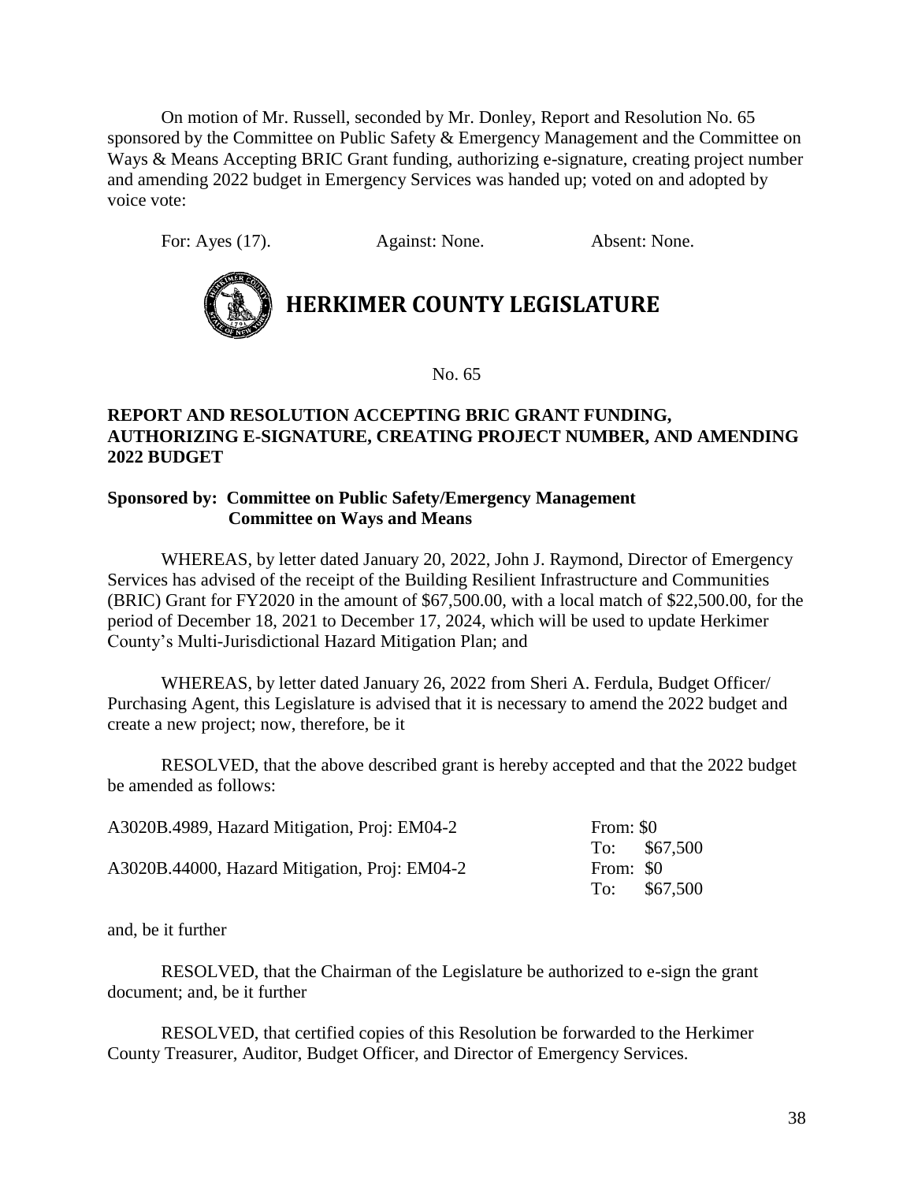On motion of Mr. Russell, seconded by Mr. Donley, Report and Resolution No. 65 sponsored by the Committee on Public Safety & Emergency Management and the Committee on Ways & Means Accepting BRIC Grant funding, authorizing e-signature, creating project number and amending 2022 budget in Emergency Services was handed up; voted on and adopted by voice vote:

For: Ayes (17). Against: None. Absent: None.

# HERKIMER COUNTY LEGISLATURE

No. 65

**REPORT AND RESOLUTION ACCEPTING BRIC GRANT FUNDING, AUTHORIZING E-SIGNATURE, CREATING PROJECT NUMBER, AND AMENDING 2022 BUDGET**

**Sponsored by: Committee on Public Safety/Emergency Management**
**Committee on Ways and Means**

WHEREAS, by letter dated January 20, 2022, John J. Raymond, Director of Emergency Services has advised of the receipt of the Building Resilient Infrastructure and Communities (BRIC) Grant for FY2020 in the amount of $67,500.00, with a local match of $22,500.00, for the period of December 18, 2021 to December 17, 2024, which will be used to update Herkimer County's Multi-Jurisdictional Hazard Mitigation Plan; and

WHEREAS, by letter dated January 26, 2022 from Sheri A. Ferdula, Budget Officer/ Purchasing Agent, this Legislature is advised that it is necessary to amend the 2022 budget and create a new project; now, therefore, be it

RESOLVED, that the above described grant is hereby accepted and that the 2022 budget be amended as follows:

| | |
|---|---|
| A3020B.4989, Hazard Mitigation, Proj: EM04-2 | From: $0<br>To: $67,500 |
| A3020B.44000, Hazard Mitigation, Proj: EM04-2 | From: $0<br>To: $67,500 |

and, be it further

RESOLVED, that the Chairman of the Legislature be authorized to e-sign the grant document; and, be it further

RESOLVED, that certified copies of this Resolution be forwarded to the Herkimer County Treasurer, Auditor, Budget Officer, and Director of Emergency Services.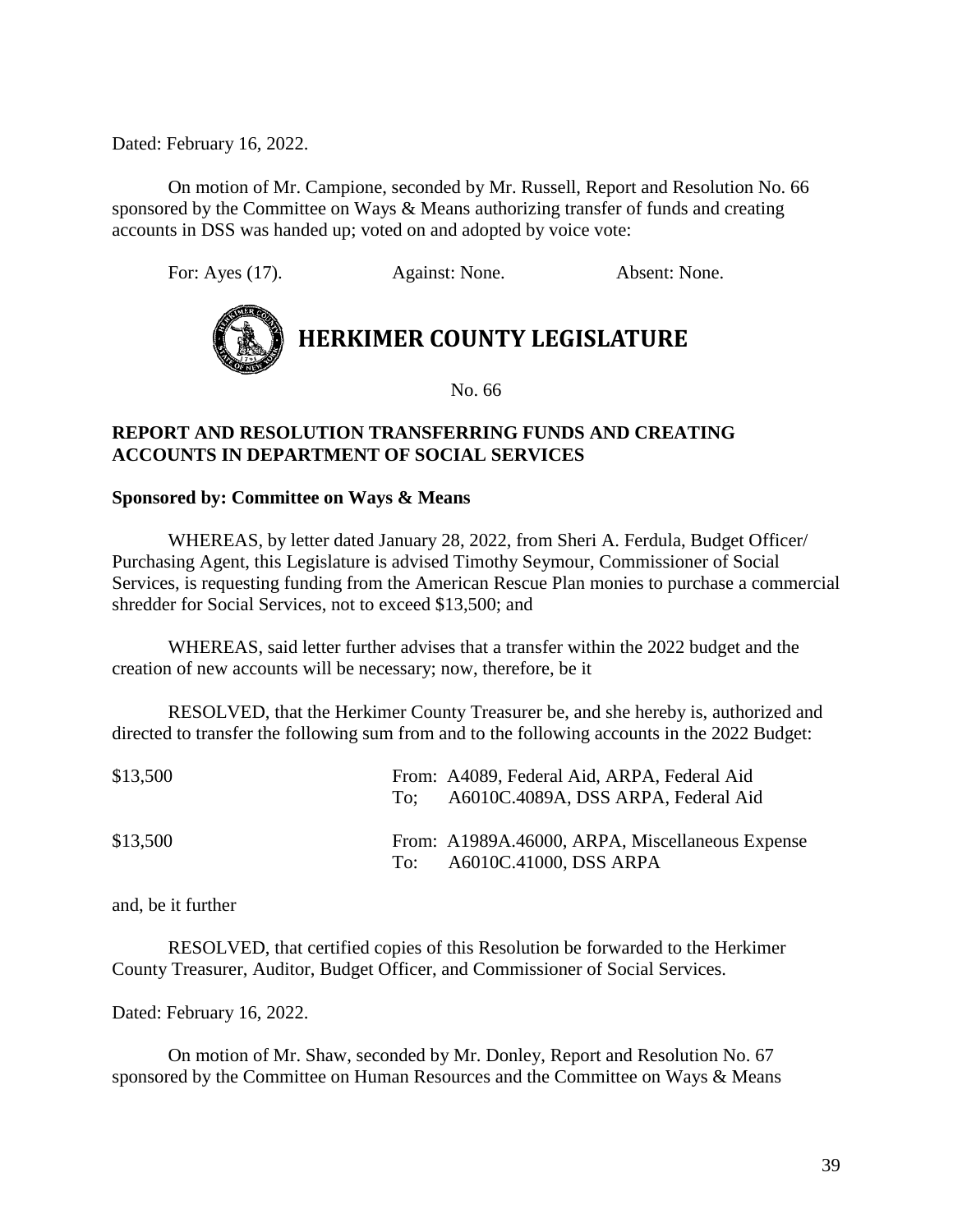Dated: February 16, 2022.

On motion of Mr. Campione, seconded by Mr. Russell, Report and Resolution No. 66 sponsored by the Committee on Ways & Means authorizing transfer of funds and creating accounts in DSS was handed up; voted on and adopted by voice vote:

For: Ayes (17). Against: None. Absent: None.

# HERKIMER COUNTY LEGISLATURE

No. 66

**REPORT AND RESOLUTION TRANSFERRING FUNDS AND CREATING ACCOUNTS IN DEPARTMENT OF SOCIAL SERVICES**

**Sponsored by: Committee on Ways & Means**

WHEREAS, by letter dated January 28, 2022, from Sheri A. Ferdula, Budget Officer/ Purchasing Agent, this Legislature is advised Timothy Seymour, Commissioner of Social Services, is requesting funding from the American Rescue Plan monies to purchase a commercial shredder for Social Services, not to exceed $13,500; and

WHEREAS, said letter further advises that a transfer within the 2022 budget and the creation of new accounts will be necessary; now, therefore, be it

RESOLVED, that the Herkimer County Treasurer be, and she hereby is, authorized and directed to transfer the following sum from and to the following accounts in the 2022 Budget:

| | |
|---|---|
| $13,500 | From: A4089, Federal Aid, ARPA, Federal Aid<br>To; A6010C.4089A, DSS ARPA, Federal Aid |
| $13,500 | From: A1989A.46000, ARPA, Miscellaneous Expense<br>To: A6010C.41000, DSS ARPA |

and, be it further

RESOLVED, that certified copies of this Resolution be forwarded to the Herkimer County Treasurer, Auditor, Budget Officer, and Commissioner of Social Services.

Dated: February 16, 2022.

On motion of Mr. Shaw, seconded by Mr. Donley, Report and Resolution No. 67 sponsored by the Committee on Human Resources and the Committee on Ways & Means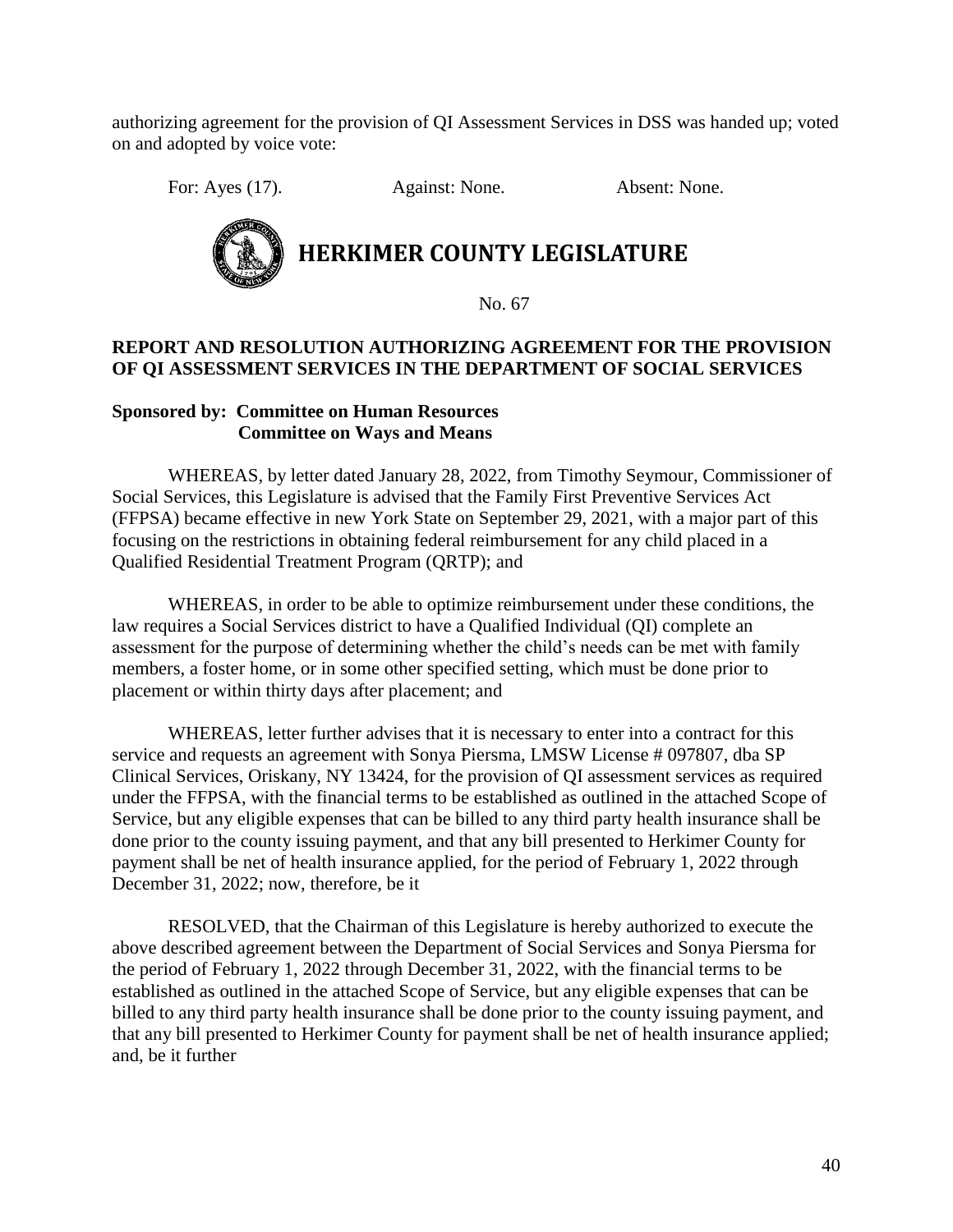authorizing agreement for the provision of QI Assessment Services in DSS was handed up; voted on and adopted by voice vote:

For: Ayes (17). Against: None. Absent: None.

# HERKIMER COUNTY LEGISLATURE

No. 67

**REPORT AND RESOLUTION AUTHORIZING AGREEMENT FOR THE PROVISION OF QI ASSESSMENT SERVICES IN THE DEPARTMENT OF SOCIAL SERVICES**

**Sponsored by: Committee on Human Resources**
**Committee on Ways and Means**

WHEREAS, by letter dated January 28, 2022, from Timothy Seymour, Commissioner of Social Services, this Legislature is advised that the Family First Preventive Services Act (FFPSA) became effective in new York State on September 29, 2021, with a major part of this focusing on the restrictions in obtaining federal reimbursement for any child placed in a Qualified Residential Treatment Program (QRTP); and

WHEREAS, in order to be able to optimize reimbursement under these conditions, the law requires a Social Services district to have a Qualified Individual (QI) complete an assessment for the purpose of determining whether the child's needs can be met with family members, a foster home, or in some other specified setting, which must be done prior to placement or within thirty days after placement; and

WHEREAS, letter further advises that it is necessary to enter into a contract for this service and requests an agreement with Sonya Piersma, LMSW License # 097807, dba SP Clinical Services, Oriskany, NY 13424, for the provision of QI assessment services as required under the FFPSA, with the financial terms to be established as outlined in the attached Scope of Service, but any eligible expenses that can be billed to any third party health insurance shall be done prior to the county issuing payment, and that any bill presented to Herkimer County for payment shall be net of health insurance applied, for the period of February 1, 2022 through December 31, 2022; now, therefore, be it

RESOLVED, that the Chairman of this Legislature is hereby authorized to execute the above described agreement between the Department of Social Services and Sonya Piersma for the period of February 1, 2022 through December 31, 2022, with the financial terms to be established as outlined in the attached Scope of Service, but any eligible expenses that can be billed to any third party health insurance shall be done prior to the county issuing payment, and that any bill presented to Herkimer County for payment shall be net of health insurance applied; and, be it further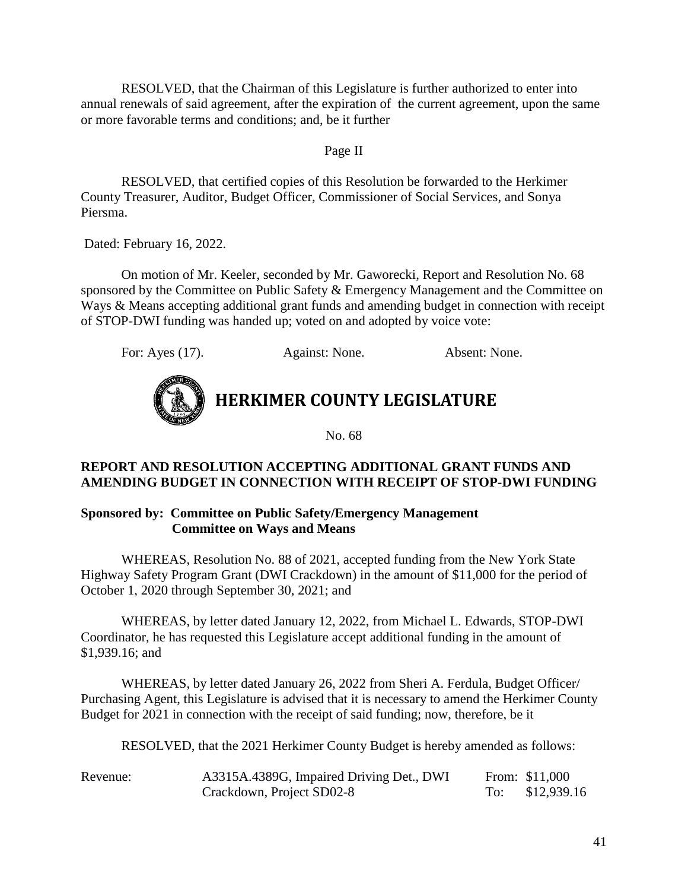RESOLVED, that the Chairman of this Legislature is further authorized to enter into annual renewals of said agreement, after the expiration of the current agreement, upon the same or more favorable terms and conditions; and, be it further

Page II

RESOLVED, that certified copies of this Resolution be forwarded to the Herkimer County Treasurer, Auditor, Budget Officer, Commissioner of Social Services, and Sonya Piersma.

Dated: February 16, 2022.

On motion of Mr. Keeler, seconded by Mr. Gaworecki, Report and Resolution No. 68 sponsored by the Committee on Public Safety & Emergency Management and the Committee on Ways & Means accepting additional grant funds and amending budget in connection with receipt of STOP-DWI funding was handed up; voted on and adopted by voice vote:

For: Ayes (17). Against: None. Absent: None.

# HERKIMER COUNTY LEGISLATURE

No. 68

**REPORT AND RESOLUTION ACCEPTING ADDITIONAL GRANT FUNDS AND AMENDING BUDGET IN CONNECTION WITH RECEIPT OF STOP-DWI FUNDING**

**Sponsored by: Committee on Public Safety/Emergency Management**
**Committee on Ways and Means**

WHEREAS, Resolution No. 88 of 2021, accepted funding from the New York State Highway Safety Program Grant (DWI Crackdown) in the amount of $11,000 for the period of October 1, 2020 through September 30, 2021; and

WHEREAS, by letter dated January 12, 2022, from Michael L. Edwards, STOP-DWI Coordinator, he has requested this Legislature accept additional funding in the amount of $1,939.16; and

WHEREAS, by letter dated January 26, 2022 from Sheri A. Ferdula, Budget Officer/ Purchasing Agent, this Legislature is advised that it is necessary to amend the Herkimer County Budget for 2021 in connection with the receipt of said funding; now, therefore, be it

RESOLVED, that the 2021 Herkimer County Budget is hereby amended as follows:

| | | | |
|---|---|---|---|
| Revenue: | A3315A.4389G, Impaired Driving Det., DWI Crackdown, Project SD02-8 | From: | $11,000 |
| | | To: | $12,939.16 |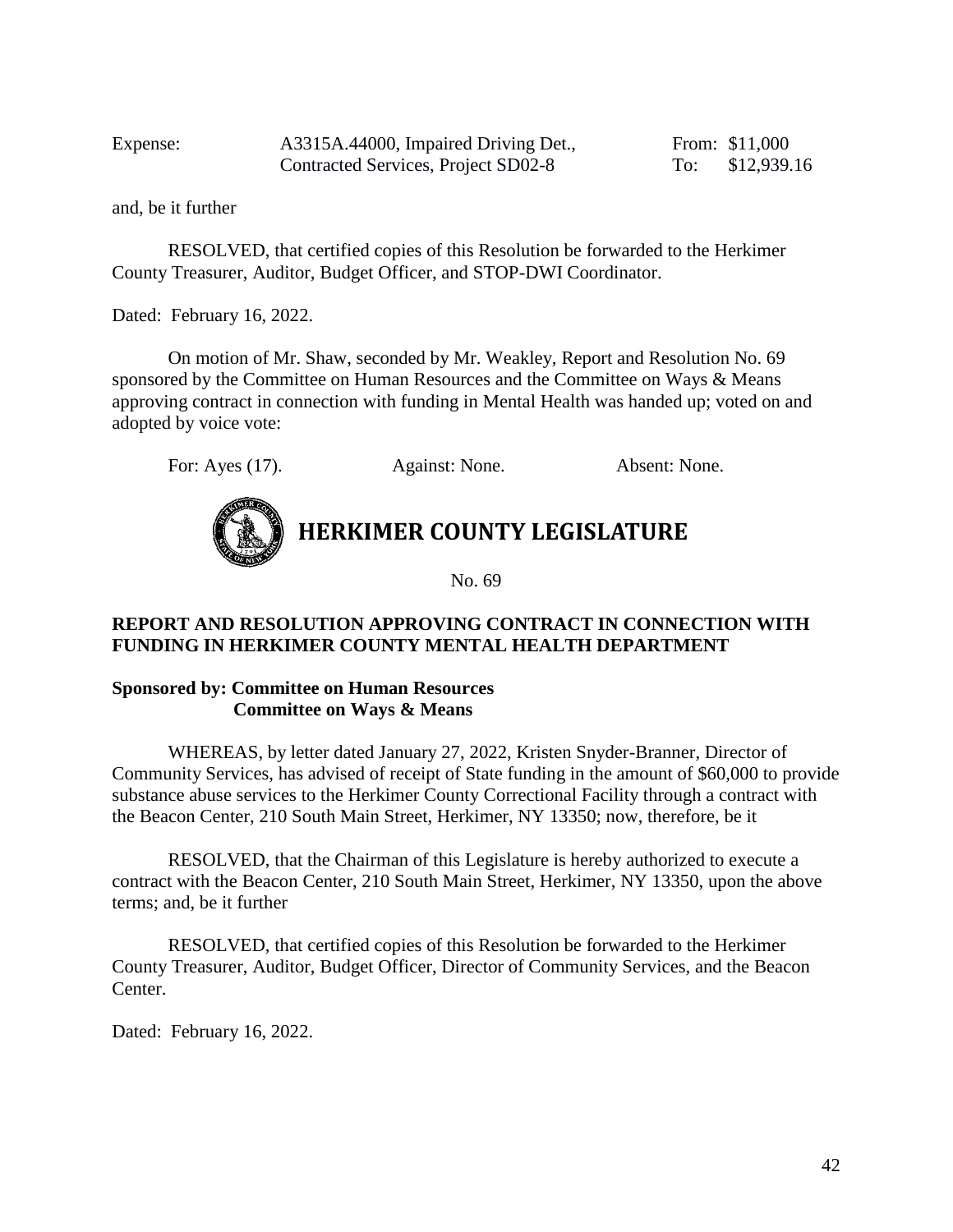| Expense: | A3315A.44000, Impaired Driving Det., Contracted Services, Project SD02-8 | From: $11,000 To: $12,939.16 |
| --- | --- | --- |

and, be it further

RESOLVED, that certified copies of this Resolution be forwarded to the Herkimer County Treasurer, Auditor, Budget Officer, and STOP-DWI Coordinator.

Dated: February 16, 2022.

On motion of Mr. Shaw, seconded by Mr. Weakley, Report and Resolution No. 69 sponsored by the Committee on Human Resources and the Committee on Ways & Means approving contract in connection with funding in Mental Health was handed up; voted on and adopted by voice vote:

For: Ayes (17). Against: None. Absent: None.

# HERKIMER COUNTY LEGISLATURE

No. 69

**REPORT AND RESOLUTION APPROVING CONTRACT IN CONNECTION WITH FUNDING IN HERKIMER COUNTY MENTAL HEALTH DEPARTMENT**

**Sponsored by: Committee on Human Resources**
**Committee on Ways & Means**

WHEREAS, by letter dated January 27, 2022, Kristen Snyder-Branner, Director of Community Services, has advised of receipt of State funding in the amount of $60,000 to provide substance abuse services to the Herkimer County Correctional Facility through a contract with the Beacon Center, 210 South Main Street, Herkimer, NY 13350; now, therefore, be it

RESOLVED, that the Chairman of this Legislature is hereby authorized to execute a contract with the Beacon Center, 210 South Main Street, Herkimer, NY 13350, upon the above terms; and, be it further

RESOLVED, that certified copies of this Resolution be forwarded to the Herkimer County Treasurer, Auditor, Budget Officer, Director of Community Services, and the Beacon Center.

Dated: February 16, 2022.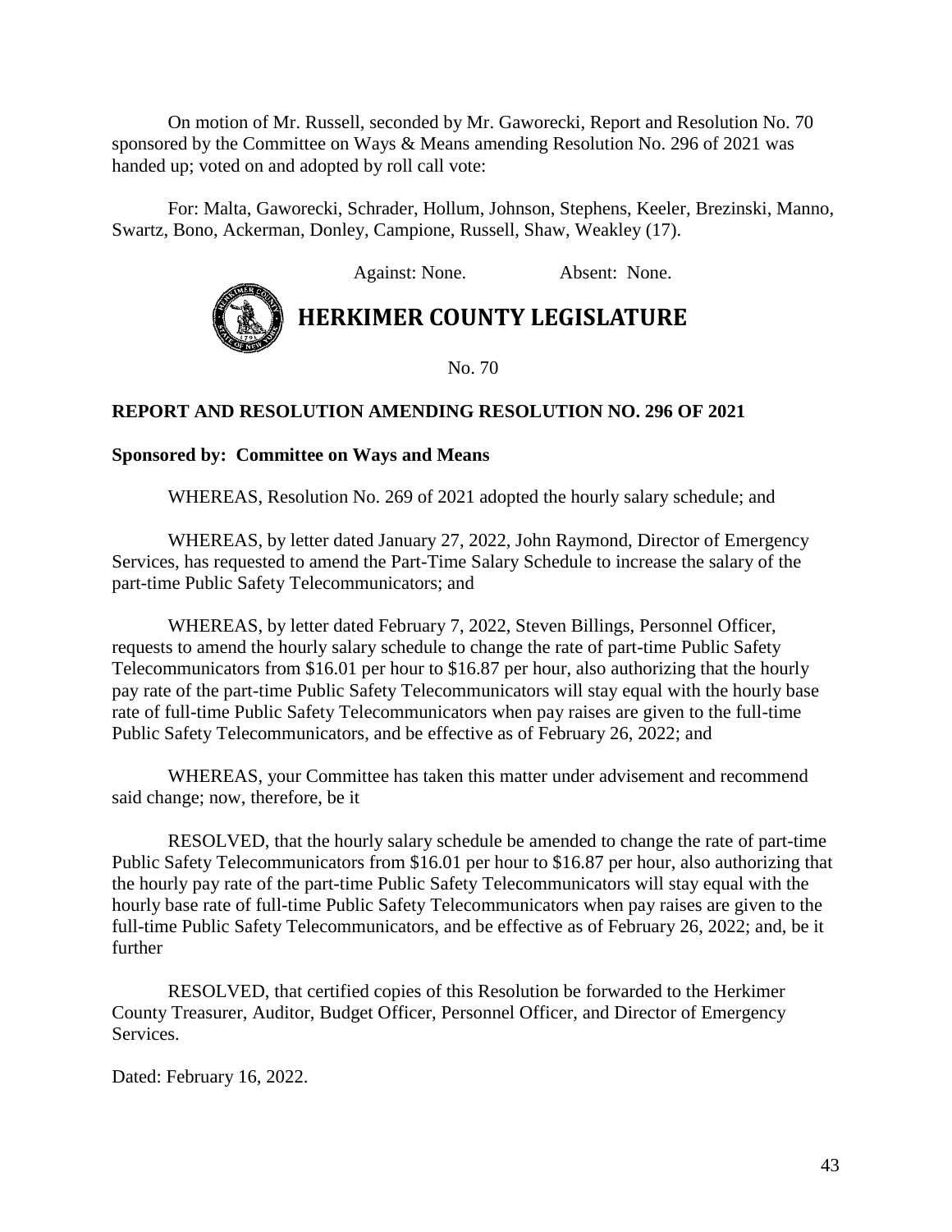On motion of Mr. Russell, seconded by Mr. Gaworecki, Report and Resolution No. 70 sponsored by the Committee on Ways & Means amending Resolution No. 296 of 2021 was handed up; voted on and adopted by roll call vote:

For: Malta, Gaworecki, Schrader, Hollum, Johnson, Stephens, Keeler, Brezinski, Manno, Swartz, Bono, Ackerman, Donley, Campione, Russell, Shaw, Weakley (17).

Against: None. Absent: None.

# HERKIMER COUNTY LEGISLATURE

No. 70

**REPORT AND RESOLUTION AMENDING RESOLUTION NO. 296 OF 2021**

**Sponsored by: Committee on Ways and Means**

WHEREAS, Resolution No. 269 of 2021 adopted the hourly salary schedule; and

WHEREAS, by letter dated January 27, 2022, John Raymond, Director of Emergency Services, has requested to amend the Part-Time Salary Schedule to increase the salary of the part-time Public Safety Telecommunicators; and

WHEREAS, by letter dated February 7, 2022, Steven Billings, Personnel Officer, requests to amend the hourly salary schedule to change the rate of part-time Public Safety Telecommunicators from $16.01 per hour to $16.87 per hour, also authorizing that the hourly pay rate of the part-time Public Safety Telecommunicators will stay equal with the hourly base rate of full-time Public Safety Telecommunicators when pay raises are given to the full-time Public Safety Telecommunicators, and be effective as of February 26, 2022; and

WHEREAS, your Committee has taken this matter under advisement and recommend said change; now, therefore, be it

RESOLVED, that the hourly salary schedule be amended to change the rate of part-time Public Safety Telecommunicators from $16.01 per hour to $16.87 per hour, also authorizing that the hourly pay rate of the part-time Public Safety Telecommunicators will stay equal with the hourly base rate of full-time Public Safety Telecommunicators when pay raises are given to the full-time Public Safety Telecommunicators, and be effective as of February 26, 2022; and, be it further

RESOLVED, that certified copies of this Resolution be forwarded to the Herkimer County Treasurer, Auditor, Budget Officer, Personnel Officer, and Director of Emergency Services.

Dated: February 16, 2022.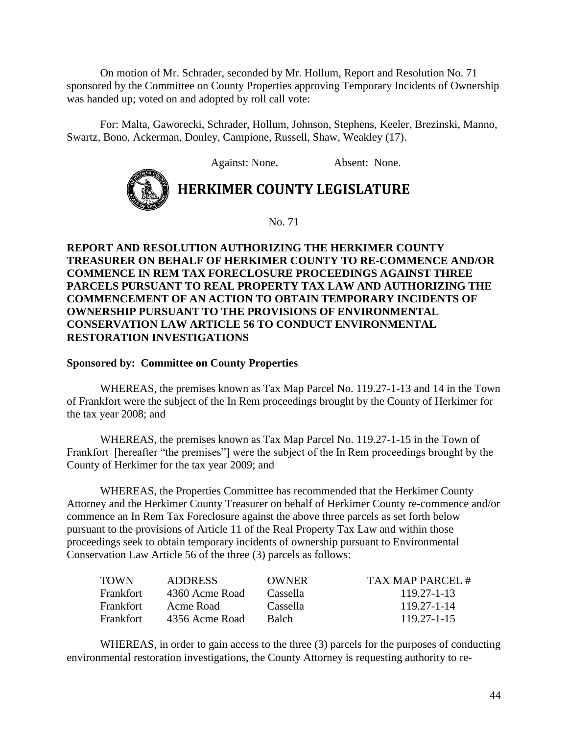On motion of Mr. Schrader, seconded by Mr. Hollum, Report and Resolution No. 71 sponsored by the Committee on County Properties approving Temporary Incidents of Ownership was handed up; voted on and adopted by roll call vote:

For: Malta, Gaworecki, Schrader, Hollum, Johnson, Stephens, Keeler, Brezinski, Manno, Swartz, Bono, Ackerman, Donley, Campione, Russell, Shaw, Weakley (17).

Against: None. Absent: None.

# HERKIMER COUNTY LEGISLATURE

No. 71

**REPORT AND RESOLUTION AUTHORIZING THE HERKIMER COUNTY TREASURER ON BEHALF OF HERKIMER COUNTY TO RE-COMMENCE AND/OR COMMENCE IN REM TAX FORECLOSURE PROCEEDINGS AGAINST THREE PARCELS PURSUANT TO REAL PROPERTY TAX LAW AND AUTHORIZING THE COMMENCEMENT OF AN ACTION TO OBTAIN TEMPORARY INCIDENTS OF OWNERSHIP PURSUANT TO THE PROVISIONS OF ENVIRONMENTAL CONSERVATION LAW ARTICLE 56 TO CONDUCT ENVIRONMENTAL RESTORATION INVESTIGATIONS**

**Sponsored by: Committee on County Properties**

WHEREAS, the premises known as Tax Map Parcel No. 119.27-1-13 and 14 in the Town of Frankfort were the subject of the In Rem proceedings brought by the County of Herkimer for the tax year 2008; and

WHEREAS, the premises known as Tax Map Parcel No. 119.27-1-15 in the Town of Frankfort [hereafter "the premises"] were the subject of the In Rem proceedings brought by the County of Herkimer for the tax year 2009; and

WHEREAS, the Properties Committee has recommended that the Herkimer County Attorney and the Herkimer County Treasurer on behalf of Herkimer County re-commence and/or commence an In Rem Tax Foreclosure against the above three parcels as set forth below pursuant to the provisions of Article 11 of the Real Property Tax Law and within those proceedings seek to obtain temporary incidents of ownership pursuant to Environmental Conservation Law Article 56 of the three (3) parcels as follows:

| TOWN | ADDRESS | OWNER | TAX MAP PARCEL # |
|---|---|---|---|
| Frankfort | 4360 Acme Road | Cassella | 119.27-1-13 |
| Frankfort | Acme Road | Cassella | 119.27-1-14 |
| Frankfort | 4356 Acme Road | Balch | 119.27-1-15 |

WHEREAS, in order to gain access to the three (3) parcels for the purposes of conducting environmental restoration investigations, the County Attorney is requesting authority to re-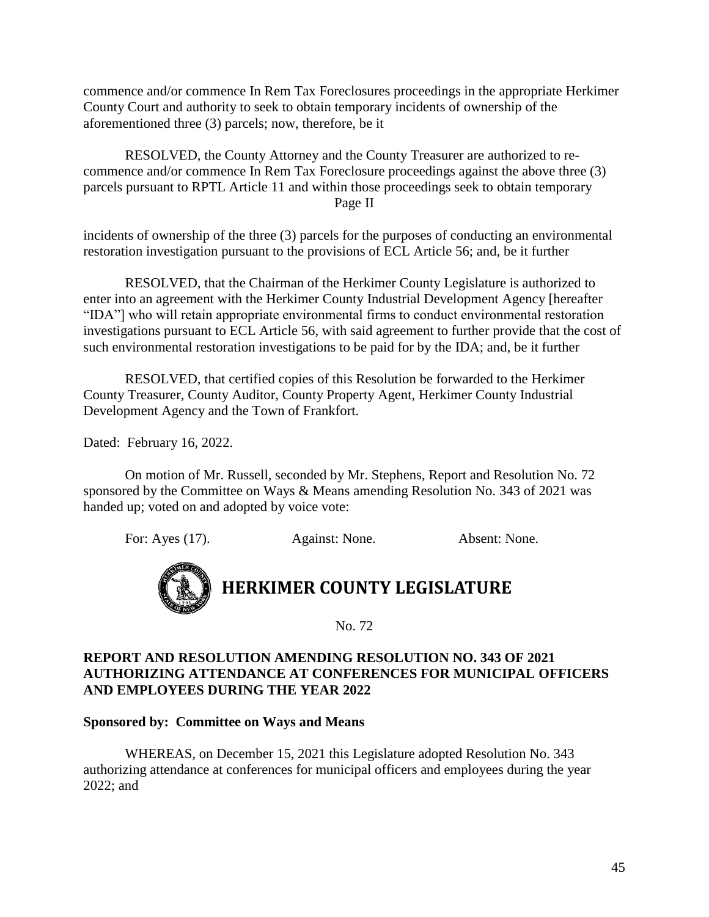commence and/or commence In Rem Tax Foreclosures proceedings in the appropriate Herkimer County Court and authority to seek to obtain temporary incidents of ownership of the aforementioned three (3) parcels; now, therefore, be it

RESOLVED, the County Attorney and the County Treasurer are authorized to re-commence and/or commence In Rem Tax Foreclosure proceedings against the above three (3) parcels pursuant to RPTL Article 11 and within those proceedings seek to obtain temporary

Page II

incidents of ownership of the three (3) parcels for the purposes of conducting an environmental restoration investigation pursuant to the provisions of ECL Article 56; and, be it further

RESOLVED, that the Chairman of the Herkimer County Legislature is authorized to enter into an agreement with the Herkimer County Industrial Development Agency [hereafter "IDA"] who will retain appropriate environmental firms to conduct environmental restoration investigations pursuant to ECL Article 56, with said agreement to further provide that the cost of such environmental restoration investigations to be paid for by the IDA; and, be it further

RESOLVED, that certified copies of this Resolution be forwarded to the Herkimer County Treasurer, County Auditor, County Property Agent, Herkimer County Industrial Development Agency and the Town of Frankfort.

Dated: February 16, 2022.

On motion of Mr. Russell, seconded by Mr. Stephens, Report and Resolution No. 72 sponsored by the Committee on Ways & Means amending Resolution No. 343 of 2021 was handed up; voted on and adopted by voice vote:

For: Ayes (17). Against: None. Absent: None.

# HERKIMER COUNTY LEGISLATURE

No. 72

**REPORT AND RESOLUTION AMENDING RESOLUTION NO. 343 OF 2021 AUTHORIZING ATTENDANCE AT CONFERENCES FOR MUNICIPAL OFFICERS AND EMPLOYEES DURING THE YEAR 2022**

**Sponsored by: Committee on Ways and Means**

WHEREAS, on December 15, 2021 this Legislature adopted Resolution No. 343 authorizing attendance at conferences for municipal officers and employees during the year 2022; and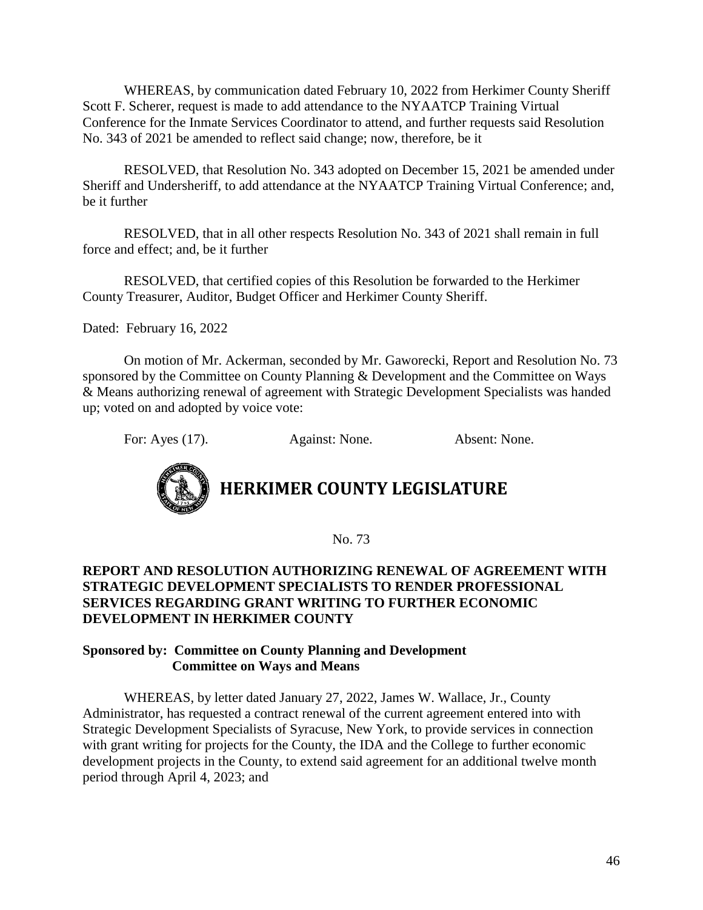WHEREAS, by communication dated February 10, 2022 from Herkimer County Sheriff Scott F. Scherer, request is made to add attendance to the NYAATCP Training Virtual Conference for the Inmate Services Coordinator to attend, and further requests said Resolution No. 343 of 2021 be amended to reflect said change; now, therefore, be it

RESOLVED, that Resolution No. 343 adopted on December 15, 2021 be amended under Sheriff and Undersheriff, to add attendance at the NYAATCP Training Virtual Conference; and, be it further

RESOLVED, that in all other respects Resolution No. 343 of 2021 shall remain in full force and effect; and, be it further

RESOLVED, that certified copies of this Resolution be forwarded to the Herkimer County Treasurer, Auditor, Budget Officer and Herkimer County Sheriff.

Dated: February 16, 2022

On motion of Mr. Ackerman, seconded by Mr. Gaworecki, Report and Resolution No. 73 sponsored by the Committee on County Planning & Development and the Committee on Ways & Means authorizing renewal of agreement with Strategic Development Specialists was handed up; voted on and adopted by voice vote:

For: Ayes (17). Against: None. Absent: None.

# HERKIMER COUNTY LEGISLATURE

No. 73

**REPORT AND RESOLUTION AUTHORIZING RENEWAL OF AGREEMENT WITH STRATEGIC DEVELOPMENT SPECIALISTS TO RENDER PROFESSIONAL SERVICES REGARDING GRANT WRITING TO FURTHER ECONOMIC DEVELOPMENT IN HERKIMER COUNTY**

**Sponsored by: Committee on County Planning and Development**
**Committee on Ways and Means**

WHEREAS, by letter dated January 27, 2022, James W. Wallace, Jr., County Administrator, has requested a contract renewal of the current agreement entered into with Strategic Development Specialists of Syracuse, New York, to provide services in connection with grant writing for projects for the County, the IDA and the College to further economic development projects in the County, to extend said agreement for an additional twelve month period through April 4, 2023; and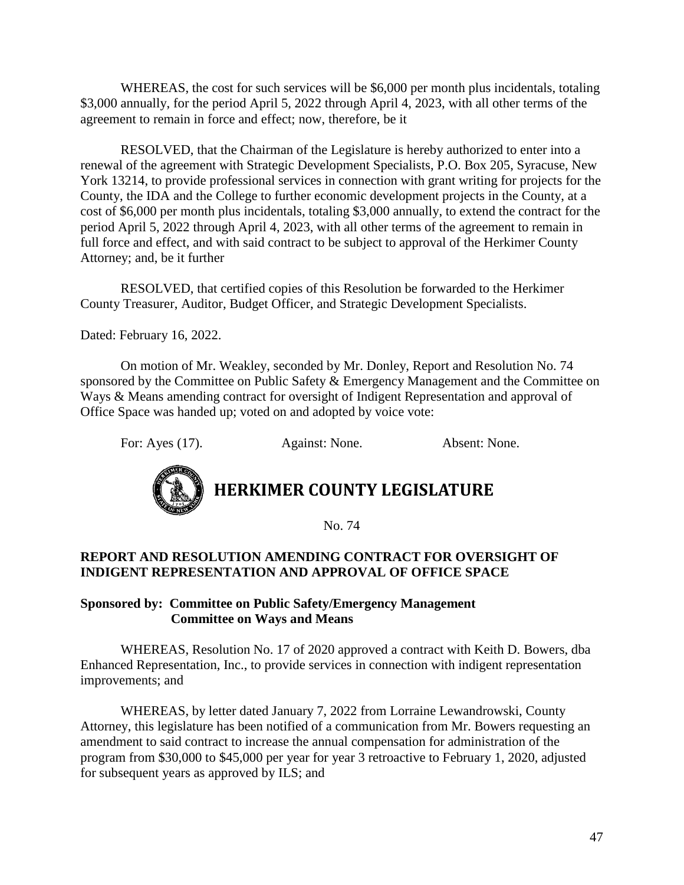WHEREAS, the cost for such services will be $6,000 per month plus incidentals, totaling $3,000 annually, for the period April 5, 2022 through April 4, 2023, with all other terms of the agreement to remain in force and effect; now, therefore, be it

RESOLVED, that the Chairman of the Legislature is hereby authorized to enter into a renewal of the agreement with Strategic Development Specialists, P.O. Box 205, Syracuse, New York 13214, to provide professional services in connection with grant writing for projects for the County, the IDA and the College to further economic development projects in the County, at a cost of $6,000 per month plus incidentals, totaling $3,000 annually, to extend the contract for the period April 5, 2022 through April 4, 2023, with all other terms of the agreement to remain in full force and effect, and with said contract to be subject to approval of the Herkimer County Attorney; and, be it further

RESOLVED, that certified copies of this Resolution be forwarded to the Herkimer County Treasurer, Auditor, Budget Officer, and Strategic Development Specialists.

Dated: February 16, 2022.

On motion of Mr. Weakley, seconded by Mr. Donley, Report and Resolution No. 74 sponsored by the Committee on Public Safety & Emergency Management and the Committee on Ways & Means amending contract for oversight of Indigent Representation and approval of Office Space was handed up; voted on and adopted by voice vote:

For: Ayes (17). Against: None. Absent: None.

# HERKIMER COUNTY LEGISLATURE

No. 74

**REPORT AND RESOLUTION AMENDING CONTRACT FOR OVERSIGHT OF INDIGENT REPRESENTATION AND APPROVAL OF OFFICE SPACE**

**Sponsored by: Committee on Public Safety/Emergency Management**
**Committee on Ways and Means**

WHEREAS, Resolution No. 17 of 2020 approved a contract with Keith D. Bowers, dba Enhanced Representation, Inc., to provide services in connection with indigent representation improvements; and

WHEREAS, by letter dated January 7, 2022 from Lorraine Lewandrowski, County Attorney, this legislature has been notified of a communication from Mr. Bowers requesting an amendment to said contract to increase the annual compensation for administration of the program from $30,000 to $45,000 per year for year 3 retroactive to February 1, 2020, adjusted for subsequent years as approved by ILS; and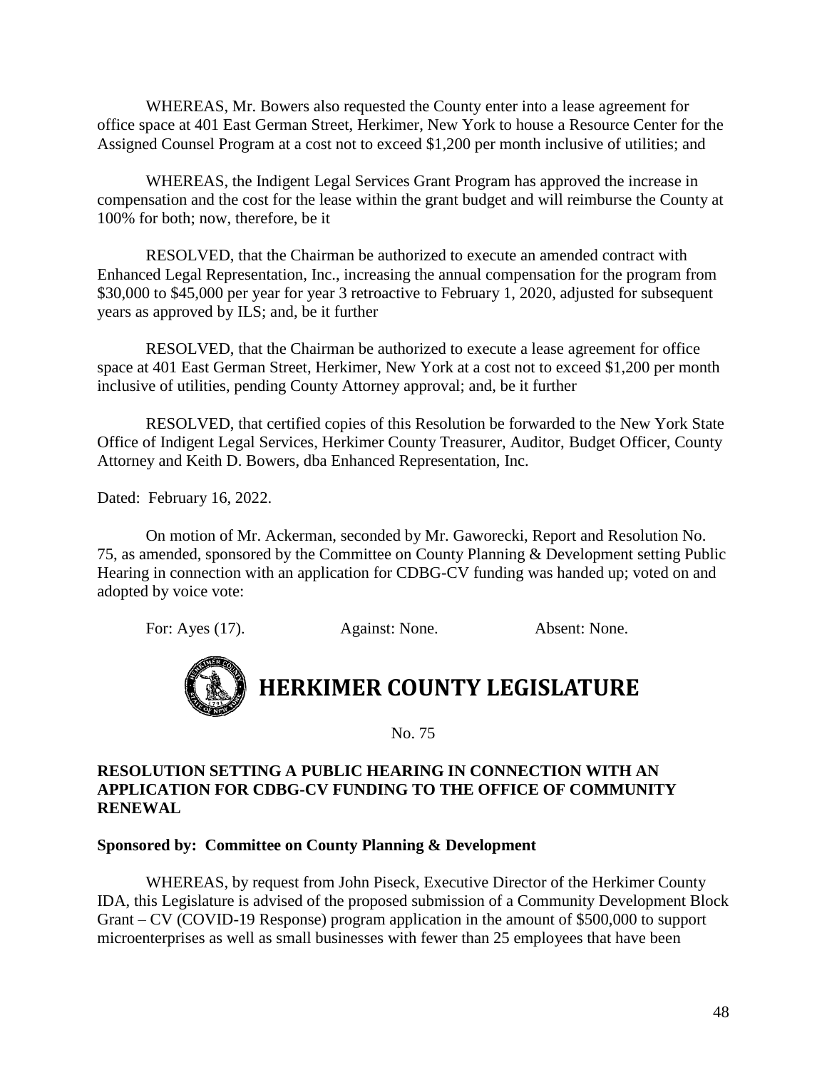WHEREAS, Mr. Bowers also requested the County enter into a lease agreement for office space at 401 East German Street, Herkimer, New York to house a Resource Center for the Assigned Counsel Program at a cost not to exceed $1,200 per month inclusive of utilities; and

WHEREAS, the Indigent Legal Services Grant Program has approved the increase in compensation and the cost for the lease within the grant budget and will reimburse the County at 100% for both; now, therefore, be it

RESOLVED, that the Chairman be authorized to execute an amended contract with Enhanced Legal Representation, Inc., increasing the annual compensation for the program from $30,000 to $45,000 per year for year 3 retroactive to February 1, 2020, adjusted for subsequent years as approved by ILS; and, be it further

RESOLVED, that the Chairman be authorized to execute a lease agreement for office space at 401 East German Street, Herkimer, New York at a cost not to exceed $1,200 per month inclusive of utilities, pending County Attorney approval; and, be it further

RESOLVED, that certified copies of this Resolution be forwarded to the New York State Office of Indigent Legal Services, Herkimer County Treasurer, Auditor, Budget Officer, County Attorney and Keith D. Bowers, dba Enhanced Representation, Inc.

Dated: February 16, 2022.

On motion of Mr. Ackerman, seconded by Mr. Gaworecki, Report and Resolution No. 75, as amended, sponsored by the Committee on County Planning & Development setting Public Hearing in connection with an application for CDBG-CV funding was handed up; voted on and adopted by voice vote:

For: Ayes (17). Against: None. Absent: None.

# HERKIMER COUNTY LEGISLATURE

No. 75

**RESOLUTION SETTING A PUBLIC HEARING IN CONNECTION WITH AN APPLICATION FOR CDBG-CV FUNDING TO THE OFFICE OF COMMUNITY RENEWAL**

**Sponsored by: Committee on County Planning & Development**

WHEREAS, by request from John Piseck, Executive Director of the Herkimer County IDA, this Legislature is advised of the proposed submission of a Community Development Block Grant – CV (COVID-19 Response) program application in the amount of $500,000 to support microenterprises as well as small businesses with fewer than 25 employees that have been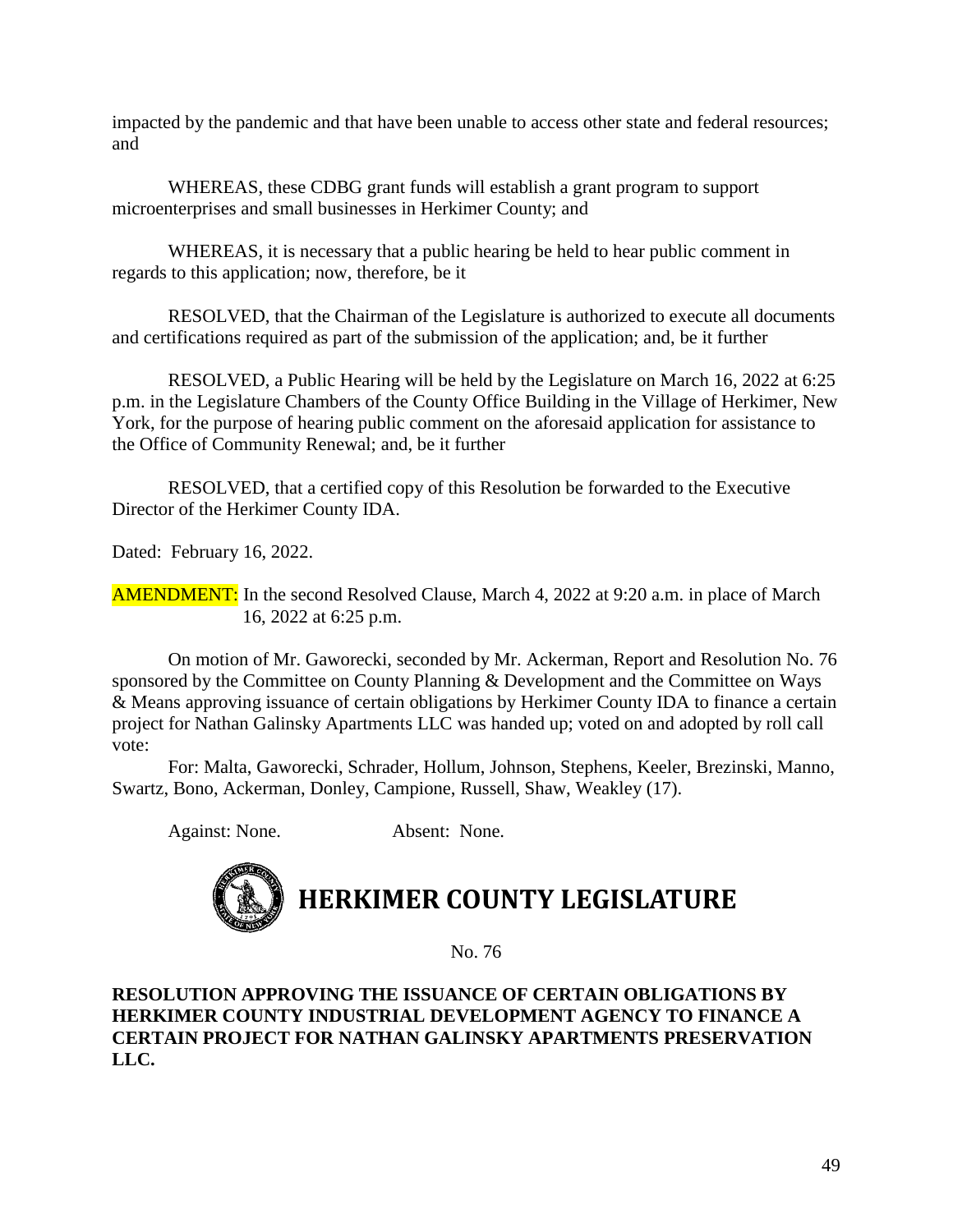impacted by the pandemic and that have been unable to access other state and federal resources; and

WHEREAS, these CDBG grant funds will establish a grant program to support microenterprises and small businesses in Herkimer County; and

WHEREAS, it is necessary that a public hearing be held to hear public comment in regards to this application; now, therefore, be it

RESOLVED, that the Chairman of the Legislature is authorized to execute all documents and certifications required as part of the submission of the application; and, be it further

RESOLVED, a Public Hearing will be held by the Legislature on March 16, 2022 at 6:25 p.m. in the Legislature Chambers of the County Office Building in the Village of Herkimer, New York, for the purpose of hearing public comment on the aforesaid application for assistance to the Office of Community Renewal; and, be it further

RESOLVED, that a certified copy of this Resolution be forwarded to the Executive Director of the Herkimer County IDA.

Dated: February 16, 2022.

AMENDMENT: In the second Resolved Clause, March 4, 2022 at 9:20 a.m. in place of March 16, 2022 at 6:25 p.m.

On motion of Mr. Gaworecki, seconded by Mr. Ackerman, Report and Resolution No. 76 sponsored by the Committee on County Planning & Development and the Committee on Ways & Means approving issuance of certain obligations by Herkimer County IDA to finance a certain project for Nathan Galinsky Apartments LLC was handed up; voted on and adopted by roll call vote:

For: Malta, Gaworecki, Schrader, Hollum, Johnson, Stephens, Keeler, Brezinski, Manno, Swartz, Bono, Ackerman, Donley, Campione, Russell, Shaw, Weakley (17).

Against: None. Absent: None.

# HERKIMER COUNTY LEGISLATURE

No. 76

**RESOLUTION APPROVING THE ISSUANCE OF CERTAIN OBLIGATIONS BY HERKIMER COUNTY INDUSTRIAL DEVELOPMENT AGENCY TO FINANCE A CERTAIN PROJECT FOR NATHAN GALINSKY APARTMENTS PRESERVATION LLC.**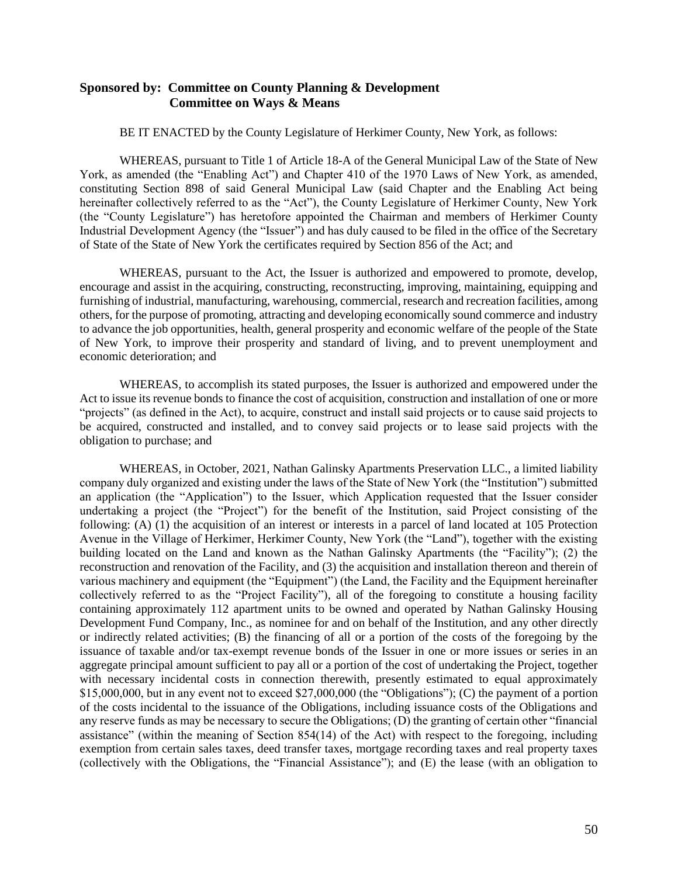**Sponsored by: Committee on County Planning & Development**
**Committee on Ways & Means**

BE IT ENACTED by the County Legislature of Herkimer County, New York, as follows:

WHEREAS, pursuant to Title 1 of Article 18-A of the General Municipal Law of the State of New York, as amended (the "Enabling Act") and Chapter 410 of the 1970 Laws of New York, as amended, constituting Section 898 of said General Municipal Law (said Chapter and the Enabling Act being hereinafter collectively referred to as the "Act"), the County Legislature of Herkimer County, New York (the "County Legislature") has heretofore appointed the Chairman and members of Herkimer County Industrial Development Agency (the "Issuer") and has duly caused to be filed in the office of the Secretary of State of the State of New York the certificates required by Section 856 of the Act; and

WHEREAS, pursuant to the Act, the Issuer is authorized and empowered to promote, develop, encourage and assist in the acquiring, constructing, reconstructing, improving, maintaining, equipping and furnishing of industrial, manufacturing, warehousing, commercial, research and recreation facilities, among others, for the purpose of promoting, attracting and developing economically sound commerce and industry to advance the job opportunities, health, general prosperity and economic welfare of the people of the State of New York, to improve their prosperity and standard of living, and to prevent unemployment and economic deterioration; and

WHEREAS, to accomplish its stated purposes, the Issuer is authorized and empowered under the Act to issue its revenue bonds to finance the cost of acquisition, construction and installation of one or more "projects" (as defined in the Act), to acquire, construct and install said projects or to cause said projects to be acquired, constructed and installed, and to convey said projects or to lease said projects with the obligation to purchase; and

WHEREAS, in October, 2021, Nathan Galinsky Apartments Preservation LLC., a limited liability company duly organized and existing under the laws of the State of New York (the "Institution") submitted an application (the "Application") to the Issuer, which Application requested that the Issuer consider undertaking a project (the "Project") for the benefit of the Institution, said Project consisting of the following: (A) (1) the acquisition of an interest or interests in a parcel of land located at 105 Protection Avenue in the Village of Herkimer, Herkimer County, New York (the "Land"), together with the existing building located on the Land and known as the Nathan Galinsky Apartments (the "Facility"); (2) the reconstruction and renovation of the Facility, and (3) the acquisition and installation thereon and therein of various machinery and equipment (the "Equipment") (the Land, the Facility and the Equipment hereinafter collectively referred to as the "Project Facility"), all of the foregoing to constitute a housing facility containing approximately 112 apartment units to be owned and operated by Nathan Galinsky Housing Development Fund Company, Inc., as nominee for and on behalf of the Institution, and any other directly or indirectly related activities; (B) the financing of all or a portion of the costs of the foregoing by the issuance of taxable and/or tax-exempt revenue bonds of the Issuer in one or more issues or series in an aggregate principal amount sufficient to pay all or a portion of the cost of undertaking the Project, together with necessary incidental costs in connection therewith, presently estimated to equal approximately $15,000,000, but in any event not to exceed $27,000,000 (the "Obligations"); (C) the payment of a portion of the costs incidental to the issuance of the Obligations, including issuance costs of the Obligations and any reserve funds as may be necessary to secure the Obligations; (D) the granting of certain other "financial assistance" (within the meaning of Section 854(14) of the Act) with respect to the foregoing, including exemption from certain sales taxes, deed transfer taxes, mortgage recording taxes and real property taxes (collectively with the Obligations, the "Financial Assistance"); and (E) the lease (with an obligation to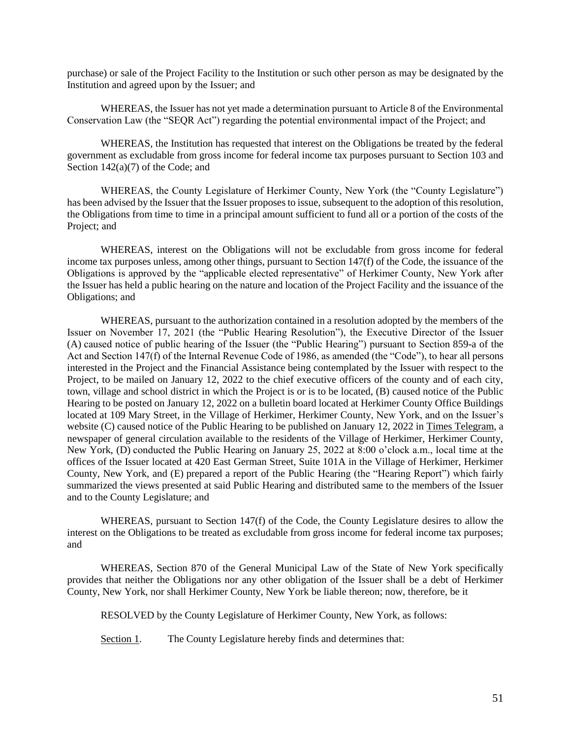purchase) or sale of the Project Facility to the Institution or such other person as may be designated by the Institution and agreed upon by the Issuer; and

WHEREAS, the Issuer has not yet made a determination pursuant to Article 8 of the Environmental Conservation Law (the "SEQR Act") regarding the potential environmental impact of the Project; and

WHEREAS, the Institution has requested that interest on the Obligations be treated by the federal government as excludable from gross income for federal income tax purposes pursuant to Section 103 and Section 142(a)(7) of the Code; and

WHEREAS, the County Legislature of Herkimer County, New York (the "County Legislature") has been advised by the Issuer that the Issuer proposes to issue, subsequent to the adoption of this resolution, the Obligations from time to time in a principal amount sufficient to fund all or a portion of the costs of the Project; and

WHEREAS, interest on the Obligations will not be excludable from gross income for federal income tax purposes unless, among other things, pursuant to Section 147(f) of the Code, the issuance of the Obligations is approved by the "applicable elected representative" of Herkimer County, New York after the Issuer has held a public hearing on the nature and location of the Project Facility and the issuance of the Obligations; and

WHEREAS, pursuant to the authorization contained in a resolution adopted by the members of the Issuer on November 17, 2021 (the "Public Hearing Resolution"), the Executive Director of the Issuer (A) caused notice of public hearing of the Issuer (the "Public Hearing") pursuant to Section 859-a of the Act and Section 147(f) of the Internal Revenue Code of 1986, as amended (the "Code"), to hear all persons interested in the Project and the Financial Assistance being contemplated by the Issuer with respect to the Project, to be mailed on January 12, 2022 to the chief executive officers of the county and of each city, town, village and school district in which the Project is or is to be located, (B) caused notice of the Public Hearing to be posted on January 12, 2022 on a bulletin board located at Herkimer County Office Buildings located at 109 Mary Street, in the Village of Herkimer, Herkimer County, New York, and on the Issuer's website (C) caused notice of the Public Hearing to be published on January 12, 2022 in Times Telegram, a newspaper of general circulation available to the residents of the Village of Herkimer, Herkimer County, New York, (D) conducted the Public Hearing on January 25, 2022 at 8:00 o'clock a.m., local time at the offices of the Issuer located at 420 East German Street, Suite 101A in the Village of Herkimer, Herkimer County, New York, and (E) prepared a report of the Public Hearing (the "Hearing Report") which fairly summarized the views presented at said Public Hearing and distributed same to the members of the Issuer and to the County Legislature; and

WHEREAS, pursuant to Section 147(f) of the Code, the County Legislature desires to allow the interest on the Obligations to be treated as excludable from gross income for federal income tax purposes; and

WHEREAS, Section 870 of the General Municipal Law of the State of New York specifically provides that neither the Obligations nor any other obligation of the Issuer shall be a debt of Herkimer County, New York, nor shall Herkimer County, New York be liable thereon; now, therefore, be it

RESOLVED by the County Legislature of Herkimer County, New York, as follows:

Section 1. The County Legislature hereby finds and determines that: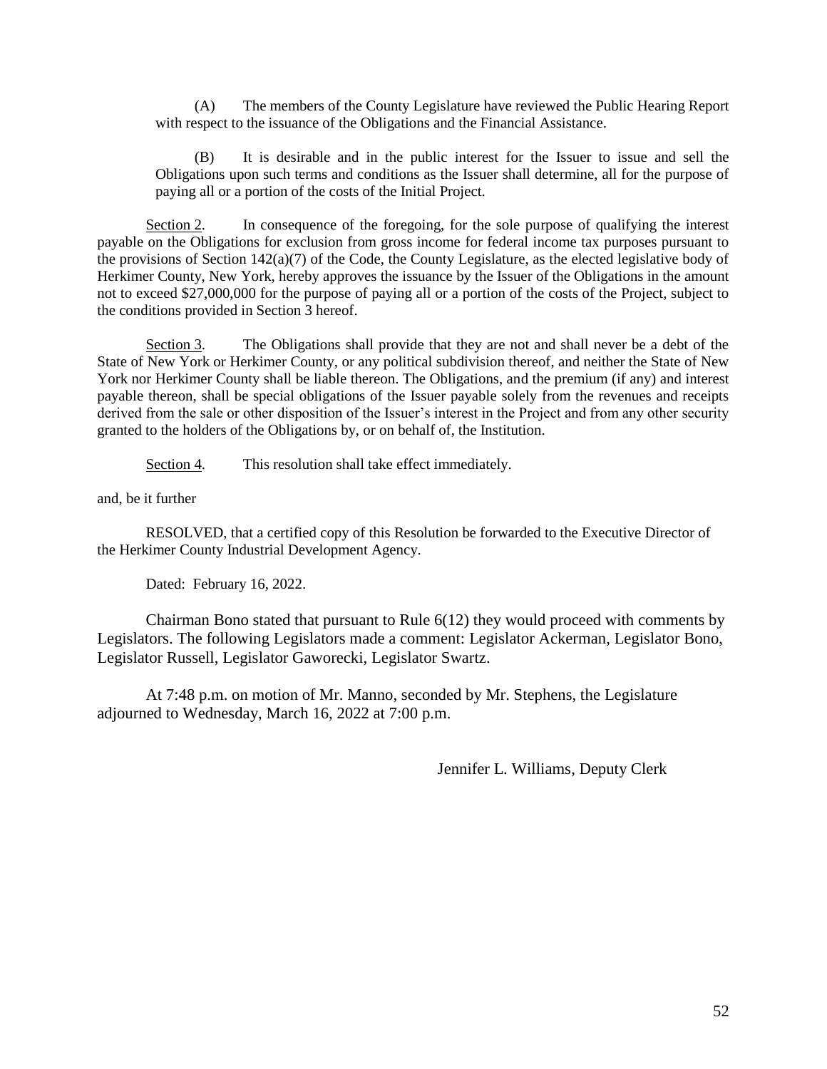(A) The members of the County Legislature have reviewed the Public Hearing Report with respect to the issuance of the Obligations and the Financial Assistance.

(B) It is desirable and in the public interest for the Issuer to issue and sell the Obligations upon such terms and conditions as the Issuer shall determine, all for the purpose of paying all or a portion of the costs of the Initial Project.

Section 2. In consequence of the foregoing, for the sole purpose of qualifying the interest payable on the Obligations for exclusion from gross income for federal income tax purposes pursuant to the provisions of Section 142(a)(7) of the Code, the County Legislature, as the elected legislative body of Herkimer County, New York, hereby approves the issuance by the Issuer of the Obligations in the amount not to exceed $27,000,000 for the purpose of paying all or a portion of the costs of the Project, subject to the conditions provided in Section 3 hereof.

Section 3. The Obligations shall provide that they are not and shall never be a debt of the State of New York or Herkimer County, or any political subdivision thereof, and neither the State of New York nor Herkimer County shall be liable thereon. The Obligations, and the premium (if any) and interest payable thereon, shall be special obligations of the Issuer payable solely from the revenues and receipts derived from the sale or other disposition of the Issuer's interest in the Project and from any other security granted to the holders of the Obligations by, or on behalf of, the Institution.

Section 4. This resolution shall take effect immediately.

and, be it further

RESOLVED, that a certified copy of this Resolution be forwarded to the Executive Director of the Herkimer County Industrial Development Agency.

Dated: February 16, 2022.

Chairman Bono stated that pursuant to Rule 6(12) they would proceed with comments by Legislators. The following Legislators made a comment: Legislator Ackerman, Legislator Bono, Legislator Russell, Legislator Gaworecki, Legislator Swartz.

At 7:48 p.m. on motion of Mr. Manno, seconded by Mr. Stephens, the Legislature adjourned to Wednesday, March 16, 2022 at 7:00 p.m.

Jennifer L. Williams, Deputy Clerk